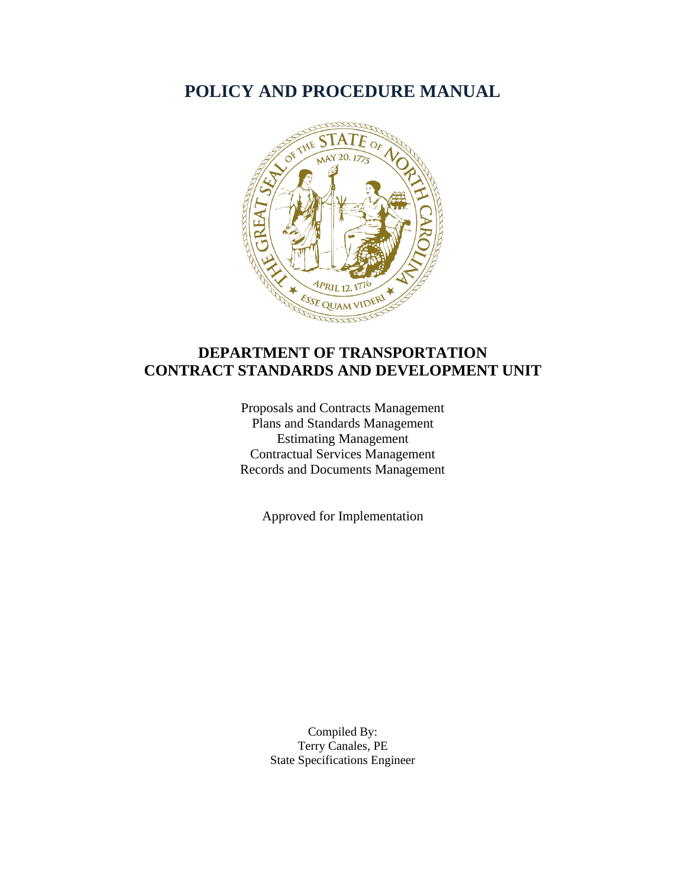# POLICY AND PROCEDURE MANUAL

## DEPARTMENT OF TRANSPORTATION
## CONTRACT STANDARDS AND DEVELOPMENT UNIT

Proposals and Contracts Management
Plans and Standards Management
Estimating Management
Contractual Services Management
Records and Documents Management

Approved for Implementation

Compiled By:
Terry Canales, PE
State Specifications Engineer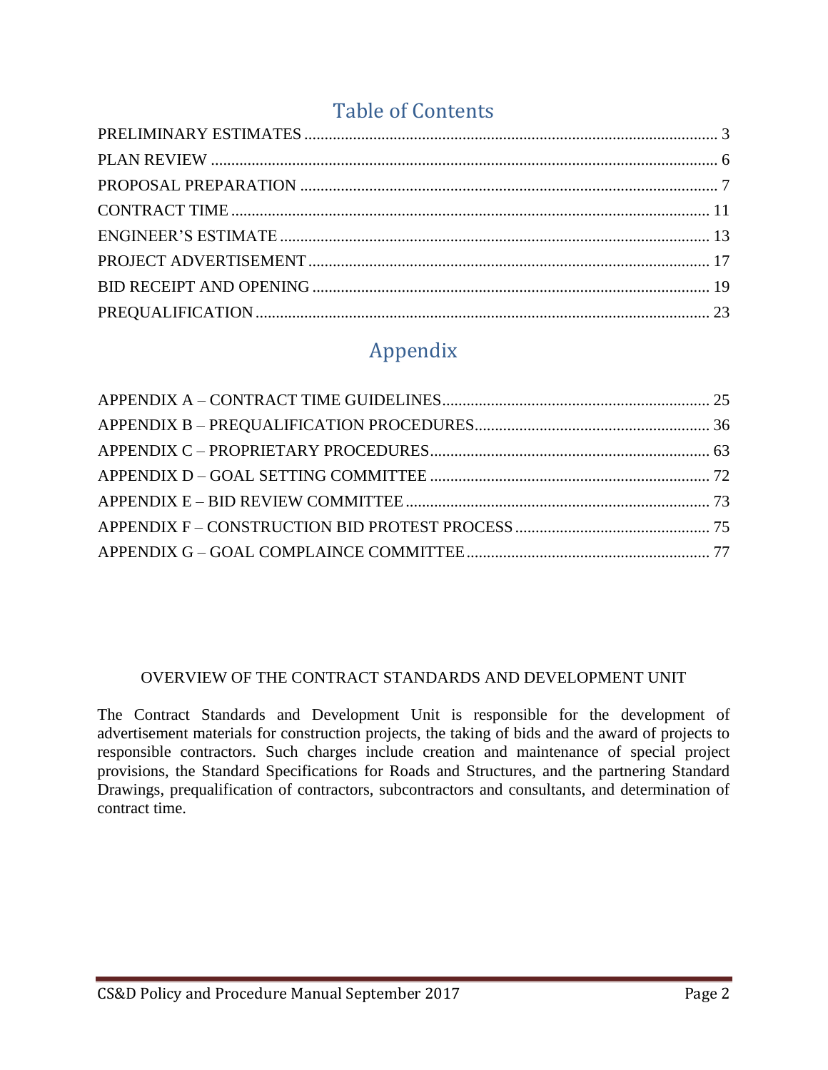# Table of Contents

PRELIMINARY ESTIMATES ..... 3
PLAN REVIEW ..... 6
PROPOSAL PREPARATION ..... 7
CONTRACT TIME ..... 11
ENGINEER'S ESTIMATE ..... 13
PROJECT ADVERTISEMENT ..... 17
BID RECEIPT AND OPENING ..... 19
PREQUALIFICATION ..... 23

# Appendix

APPENDIX A – CONTRACT TIME GUIDELINES ..... 25
APPENDIX B – PREQUALIFICATION PROCEDURES ..... 36
APPENDIX C – PROPRIETARY PROCEDURES ..... 63
APPENDIX D – GOAL SETTING COMMITTEE ..... 72
APPENDIX E – BID REVIEW COMMITTEE ..... 73
APPENDIX F – CONSTRUCTION BID PROTEST PROCESS ..... 75
APPENDIX G – GOAL COMPLAINCE COMMITTEE ..... 77

## OVERVIEW OF THE CONTRACT STANDARDS AND DEVELOPMENT UNIT

The Contract Standards and Development Unit is responsible for the development of advertisement materials for construction projects, the taking of bids and the award of projects to responsible contractors. Such charges include creation and maintenance of special project provisions, the Standard Specifications for Roads and Structures, and the partnering Standard Drawings, prequalification of contractors, subcontractors and consultants, and determination of contract time.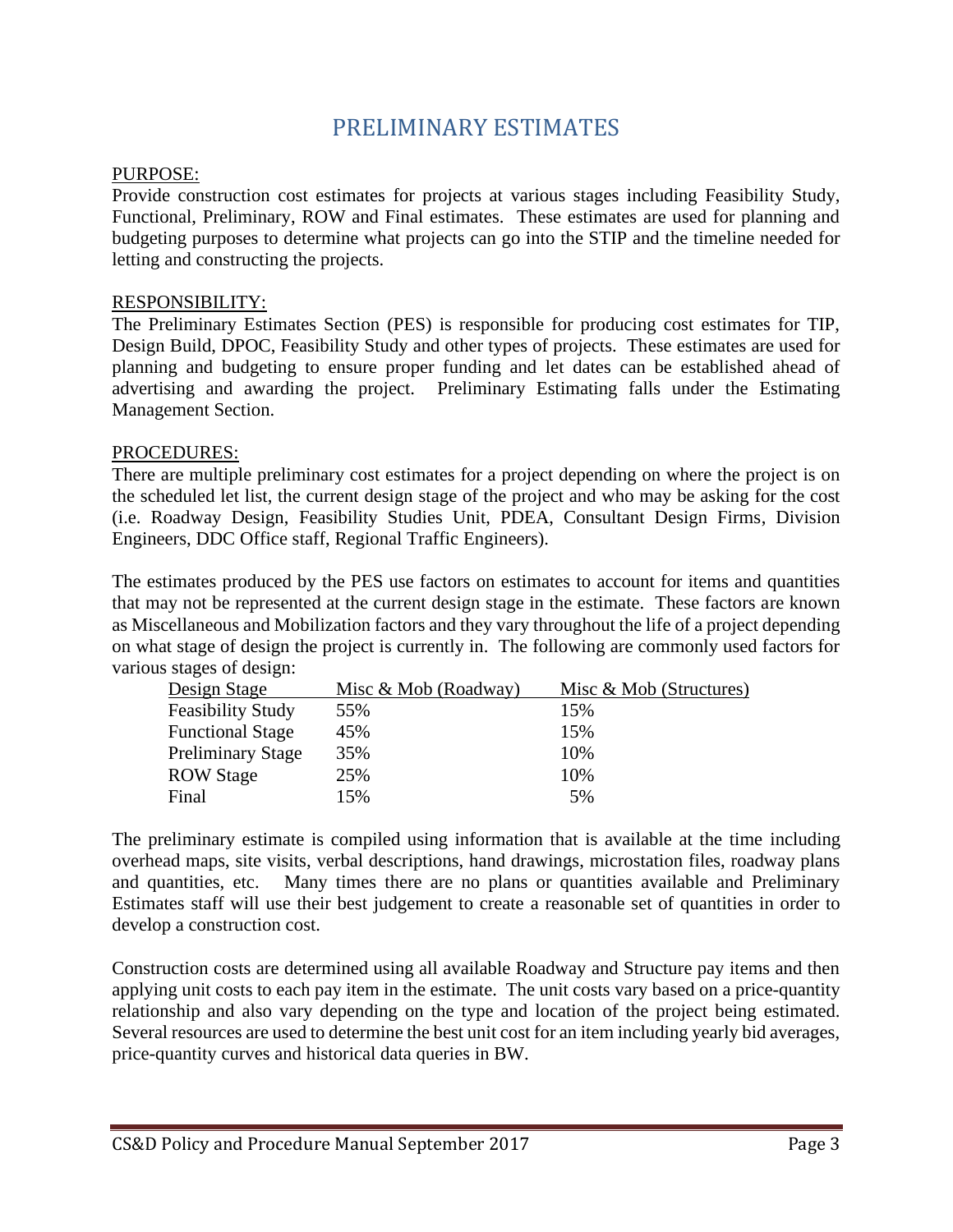# PRELIMINARY ESTIMATES

PURPOSE:

Provide construction cost estimates for projects at various stages including Feasibility Study, Functional, Preliminary, ROW and Final estimates. These estimates are used for planning and budgeting purposes to determine what projects can go into the STIP and the timeline needed for letting and constructing the projects.

RESPONSIBILITY:

The Preliminary Estimates Section (PES) is responsible for producing cost estimates for TIP, Design Build, DPOC, Feasibility Study and other types of projects. These estimates are used for planning and budgeting to ensure proper funding and let dates can be established ahead of advertising and awarding the project. Preliminary Estimating falls under the Estimating Management Section.

PROCEDURES:

There are multiple preliminary cost estimates for a project depending on where the project is on the scheduled let list, the current design stage of the project and who may be asking for the cost (i.e. Roadway Design, Feasibility Studies Unit, PDEA, Consultant Design Firms, Division Engineers, DDC Office staff, Regional Traffic Engineers).

The estimates produced by the PES use factors on estimates to account for items and quantities that may not be represented at the current design stage in the estimate. These factors are known as Miscellaneous and Mobilization factors and they vary throughout the life of a project depending on what stage of design the project is currently in. The following are commonly used factors for various stages of design:

| Design Stage | Misc & Mob (Roadway) | Misc & Mob (Structures) |
|---|---|---|
| Feasibility Study | 55% | 15% |
| Functional Stage | 45% | 15% |
| Preliminary Stage | 35% | 10% |
| ROW Stage | 25% | 10% |
| Final | 15% | 5% |

The preliminary estimate is compiled using information that is available at the time including overhead maps, site visits, verbal descriptions, hand drawings, microstation files, roadway plans and quantities, etc. Many times there are no plans or quantities available and Preliminary Estimates staff will use their best judgement to create a reasonable set of quantities in order to develop a construction cost.

Construction costs are determined using all available Roadway and Structure pay items and then applying unit costs to each pay item in the estimate. The unit costs vary based on a price-quantity relationship and also vary depending on the type and location of the project being estimated. Several resources are used to determine the best unit cost for an item including yearly bid averages, price-quantity curves and historical data queries in BW.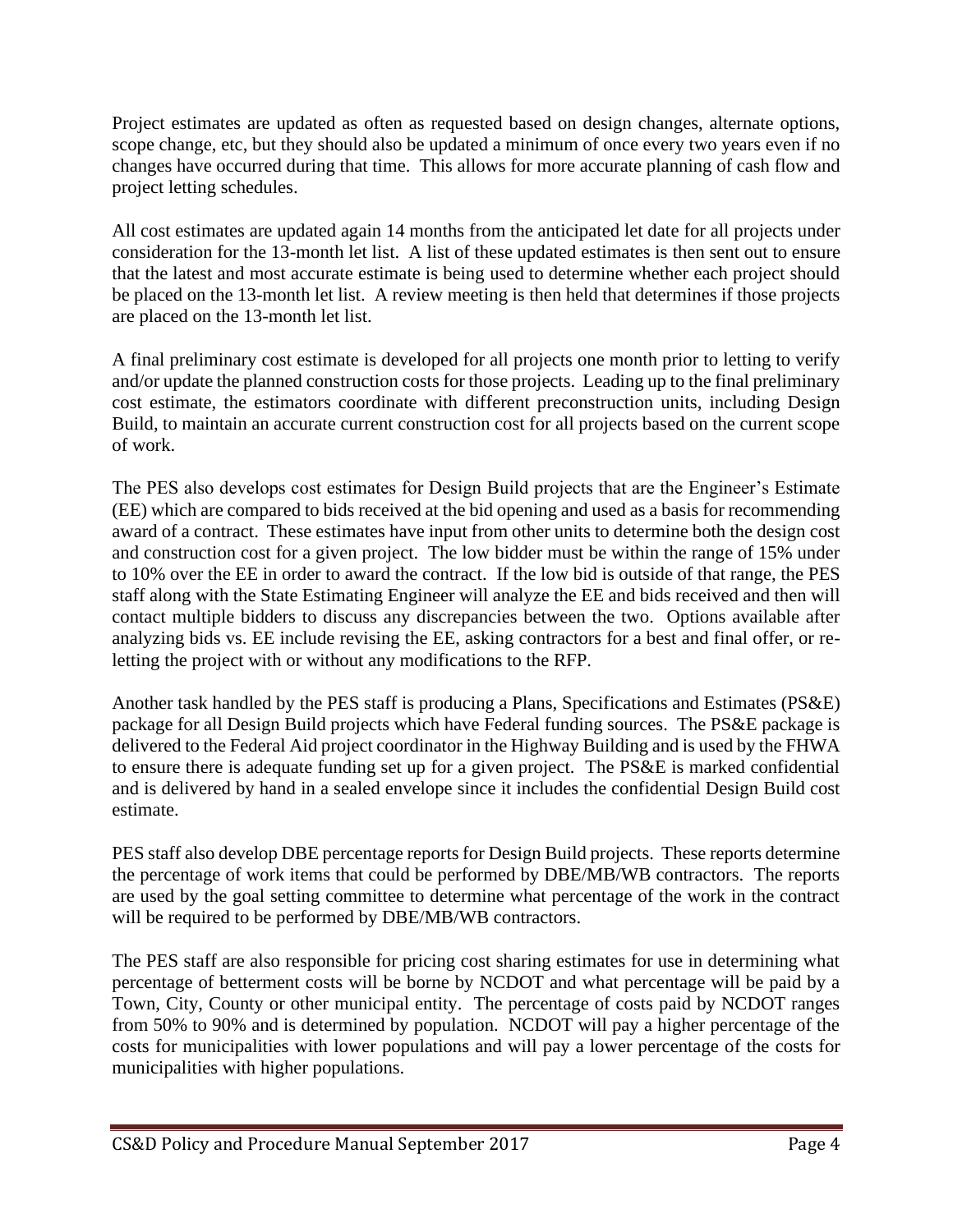Project estimates are updated as often as requested based on design changes, alternate options, scope change, etc, but they should also be updated a minimum of once every two years even if no changes have occurred during that time. This allows for more accurate planning of cash flow and project letting schedules.

All cost estimates are updated again 14 months from the anticipated let date for all projects under consideration for the 13-month let list. A list of these updated estimates is then sent out to ensure that the latest and most accurate estimate is being used to determine whether each project should be placed on the 13-month let list. A review meeting is then held that determines if those projects are placed on the 13-month let list.

A final preliminary cost estimate is developed for all projects one month prior to letting to verify and/or update the planned construction costs for those projects. Leading up to the final preliminary cost estimate, the estimators coordinate with different preconstruction units, including Design Build, to maintain an accurate current construction cost for all projects based on the current scope of work.

The PES also develops cost estimates for Design Build projects that are the Engineer's Estimate (EE) which are compared to bids received at the bid opening and used as a basis for recommending award of a contract. These estimates have input from other units to determine both the design cost and construction cost for a given project. The low bidder must be within the range of 15% under to 10% over the EE in order to award the contract. If the low bid is outside of that range, the PES staff along with the State Estimating Engineer will analyze the EE and bids received and then will contact multiple bidders to discuss any discrepancies between the two. Options available after analyzing bids vs. EE include revising the EE, asking contractors for a best and final offer, or re-letting the project with or without any modifications to the RFP.

Another task handled by the PES staff is producing a Plans, Specifications and Estimates (PS&E) package for all Design Build projects which have Federal funding sources. The PS&E package is delivered to the Federal Aid project coordinator in the Highway Building and is used by the FHWA to ensure there is adequate funding set up for a given project. The PS&E is marked confidential and is delivered by hand in a sealed envelope since it includes the confidential Design Build cost estimate.

PES staff also develop DBE percentage reports for Design Build projects. These reports determine the percentage of work items that could be performed by DBE/MB/WB contractors. The reports are used by the goal setting committee to determine what percentage of the work in the contract will be required to be performed by DBE/MB/WB contractors.

The PES staff are also responsible for pricing cost sharing estimates for use in determining what percentage of betterment costs will be borne by NCDOT and what percentage will be paid by a Town, City, County or other municipal entity. The percentage of costs paid by NCDOT ranges from 50% to 90% and is determined by population. NCDOT will pay a higher percentage of the costs for municipalities with lower populations and will pay a lower percentage of the costs for municipalities with higher populations.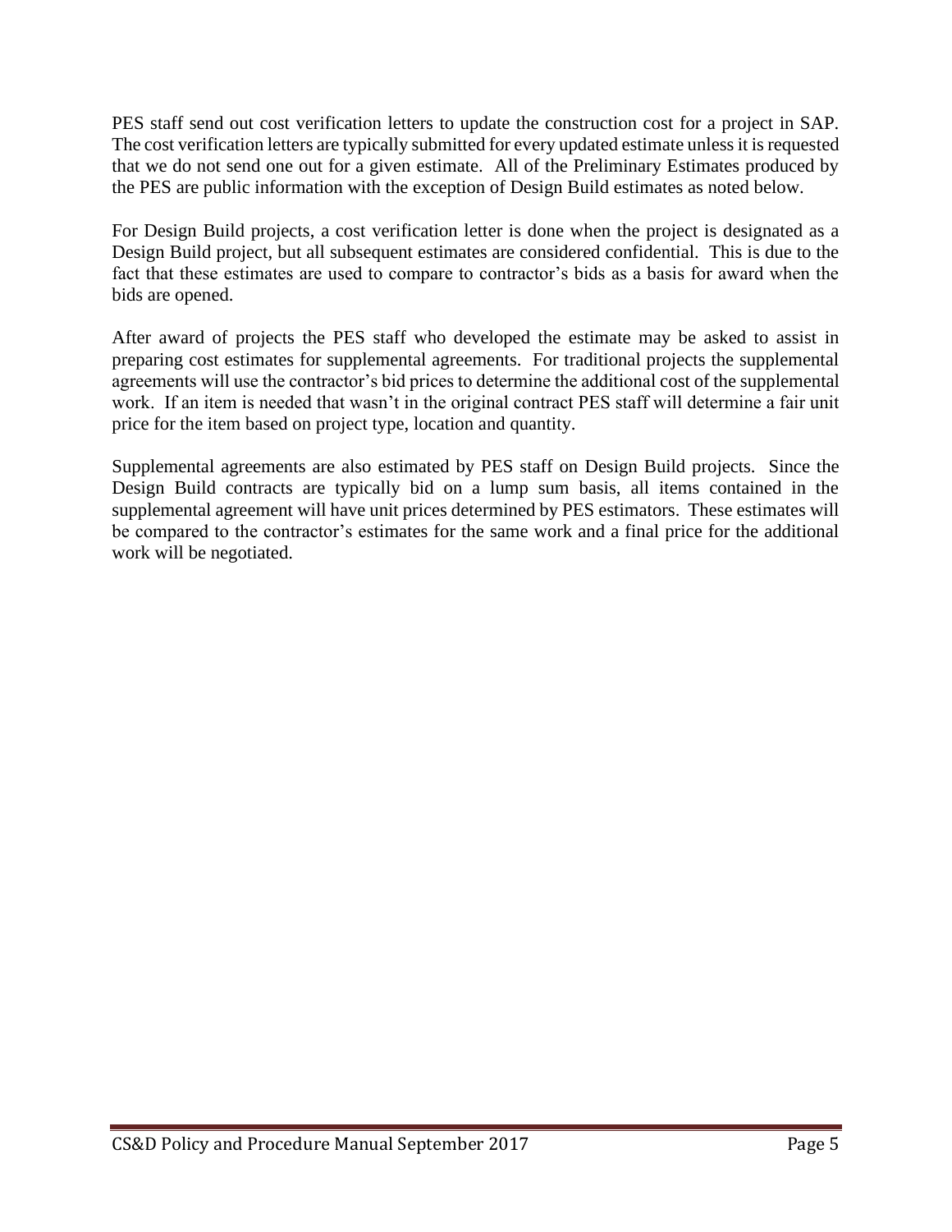PES staff send out cost verification letters to update the construction cost for a project in SAP. The cost verification letters are typically submitted for every updated estimate unless it is requested that we do not send one out for a given estimate. All of the Preliminary Estimates produced by the PES are public information with the exception of Design Build estimates as noted below.

For Design Build projects, a cost verification letter is done when the project is designated as a Design Build project, but all subsequent estimates are considered confidential. This is due to the fact that these estimates are used to compare to contractor's bids as a basis for award when the bids are opened.

After award of projects the PES staff who developed the estimate may be asked to assist in preparing cost estimates for supplemental agreements. For traditional projects the supplemental agreements will use the contractor's bid prices to determine the additional cost of the supplemental work. If an item is needed that wasn't in the original contract PES staff will determine a fair unit price for the item based on project type, location and quantity.

Supplemental agreements are also estimated by PES staff on Design Build projects. Since the Design Build contracts are typically bid on a lump sum basis, all items contained in the supplemental agreement will have unit prices determined by PES estimators. These estimates will be compared to the contractor's estimates for the same work and a final price for the additional work will be negotiated.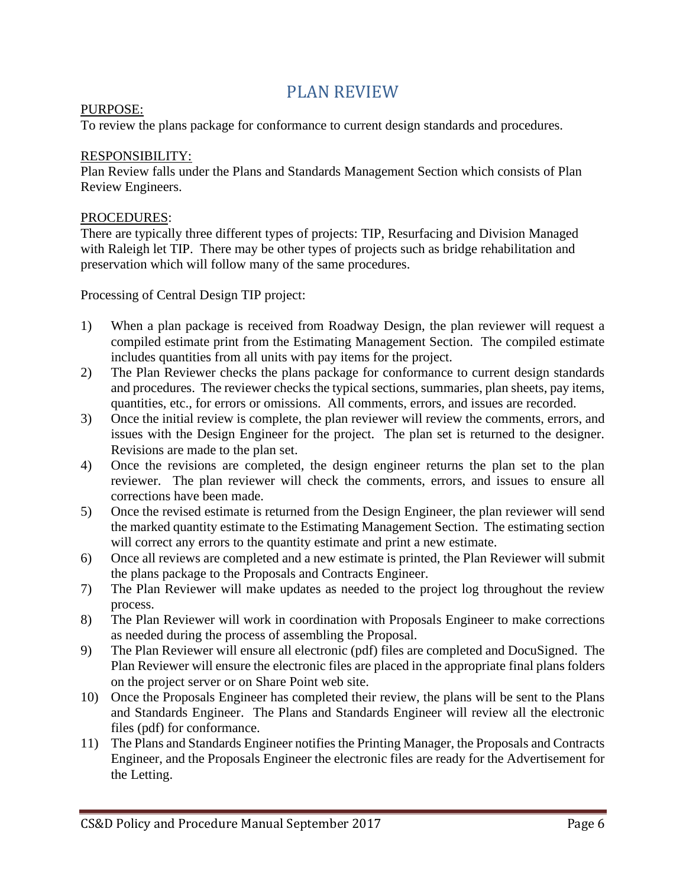# PLAN REVIEW

PURPOSE:
To review the plans package for conformance to current design standards and procedures.

RESPONSIBILITY:
Plan Review falls under the Plans and Standards Management Section which consists of Plan Review Engineers.

PROCEDURES:
There are typically three different types of projects: TIP, Resurfacing and Division Managed with Raleigh let TIP. There may be other types of projects such as bridge rehabilitation and preservation which will follow many of the same procedures.

Processing of Central Design TIP project:

1) When a plan package is received from Roadway Design, the plan reviewer will request a compiled estimate print from the Estimating Management Section. The compiled estimate includes quantities from all units with pay items for the project.
2) The Plan Reviewer checks the plans package for conformance to current design standards and procedures. The reviewer checks the typical sections, summaries, plan sheets, pay items, quantities, etc., for errors or omissions. All comments, errors, and issues are recorded.
3) Once the initial review is complete, the plan reviewer will review the comments, errors, and issues with the Design Engineer for the project. The plan set is returned to the designer. Revisions are made to the plan set.
4) Once the revisions are completed, the design engineer returns the plan set to the plan reviewer. The plan reviewer will check the comments, errors, and issues to ensure all corrections have been made.
5) Once the revised estimate is returned from the Design Engineer, the plan reviewer will send the marked quantity estimate to the Estimating Management Section. The estimating section will correct any errors to the quantity estimate and print a new estimate.
6) Once all reviews are completed and a new estimate is printed, the Plan Reviewer will submit the plans package to the Proposals and Contracts Engineer.
7) The Plan Reviewer will make updates as needed to the project log throughout the review process.
8) The Plan Reviewer will work in coordination with Proposals Engineer to make corrections as needed during the process of assembling the Proposal.
9) The Plan Reviewer will ensure all electronic (pdf) files are completed and DocuSigned. The Plan Reviewer will ensure the electronic files are placed in the appropriate final plans folders on the project server or on Share Point web site.
10) Once the Proposals Engineer has completed their review, the plans will be sent to the Plans and Standards Engineer. The Plans and Standards Engineer will review all the electronic files (pdf) for conformance.
11) The Plans and Standards Engineer notifies the Printing Manager, the Proposals and Contracts Engineer, and the Proposals Engineer the electronic files are ready for the Advertisement for the Letting.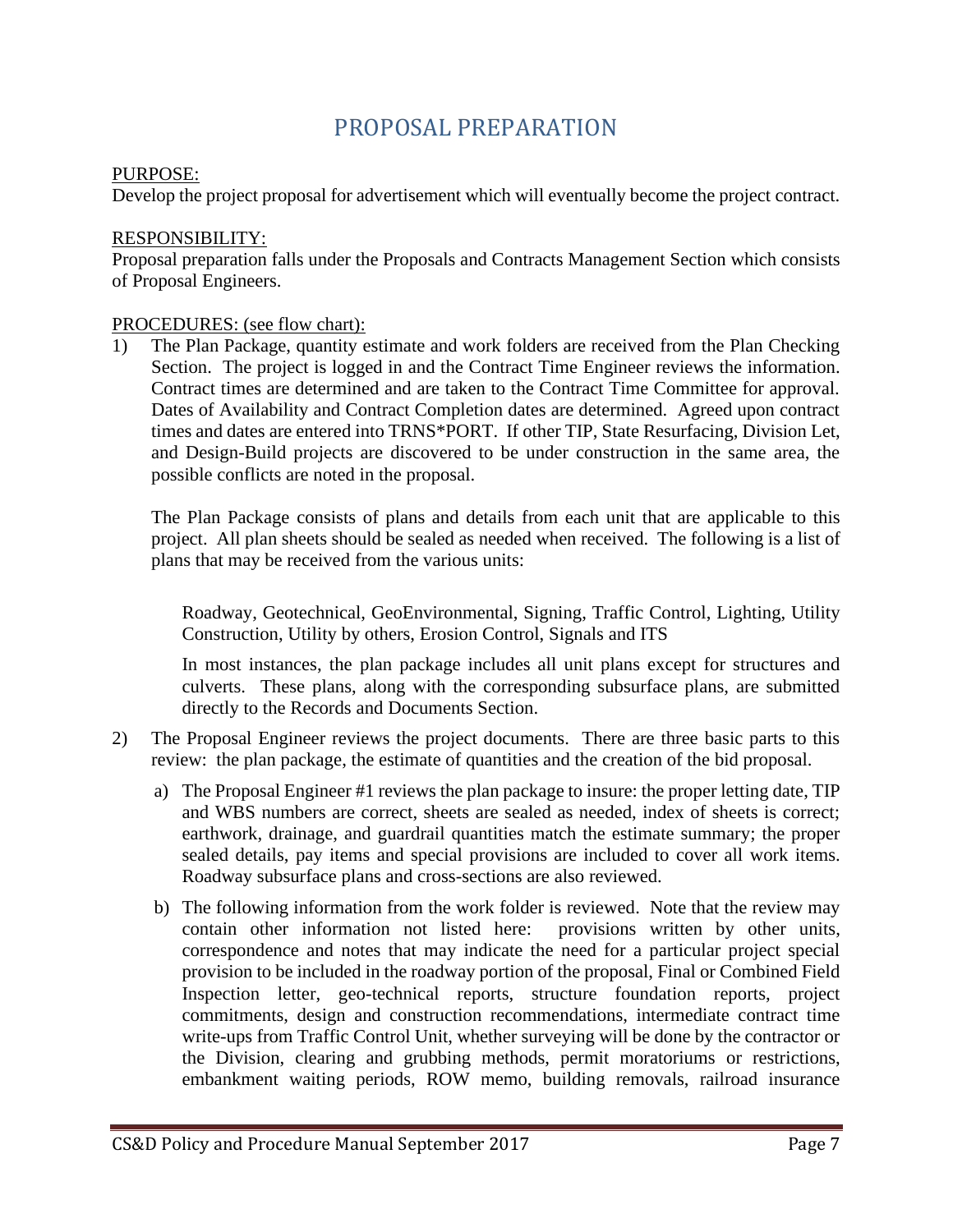# PROPOSAL PREPARATION

PURPOSE:

Develop the project proposal for advertisement which will eventually become the project contract.

RESPONSIBILITY:

Proposal preparation falls under the Proposals and Contracts Management Section which consists of Proposal Engineers.

PROCEDURES: (see flow chart):

1) The Plan Package, quantity estimate and work folders are received from the Plan Checking Section. The project is logged in and the Contract Time Engineer reviews the information. Contract times are determined and are taken to the Contract Time Committee for approval. Dates of Availability and Contract Completion dates are determined. Agreed upon contract times and dates are entered into TRNS*PORT. If other TIP, State Resurfacing, Division Let, and Design-Build projects are discovered to be under construction in the same area, the possible conflicts are noted in the proposal.

   The Plan Package consists of plans and details from each unit that are applicable to this project. All plan sheets should be sealed as needed when received. The following is a list of plans that may be received from the various units:

   > Roadway, Geotechnical, GeoEnvironmental, Signing, Traffic Control, Lighting, Utility Construction, Utility by others, Erosion Control, Signals and ITS
   >
   > In most instances, the plan package includes all unit plans except for structures and culverts. These plans, along with the corresponding subsurface plans, are submitted directly to the Records and Documents Section.

2) The Proposal Engineer reviews the project documents. There are three basic parts to this review: the plan package, the estimate of quantities and the creation of the bid proposal.

   a) The Proposal Engineer #1 reviews the plan package to insure: the proper letting date, TIP and WBS numbers are correct, sheets are sealed as needed, index of sheets is correct; earthwork, drainage, and guardrail quantities match the estimate summary; the proper sealed details, pay items and special provisions are included to cover all work items. Roadway subsurface plans and cross-sections are also reviewed.

   b) The following information from the work folder is reviewed. Note that the review may contain other information not listed here: provisions written by other units, correspondence and notes that may indicate the need for a particular project special provision to be included in the roadway portion of the proposal, Final or Combined Field Inspection letter, geo-technical reports, structure foundation reports, project commitments, design and construction recommendations, intermediate contract time write-ups from Traffic Control Unit, whether surveying will be done by the contractor or the Division, clearing and grubbing methods, permit moratoriums or restrictions, embankment waiting periods, ROW memo, building removals, railroad insurance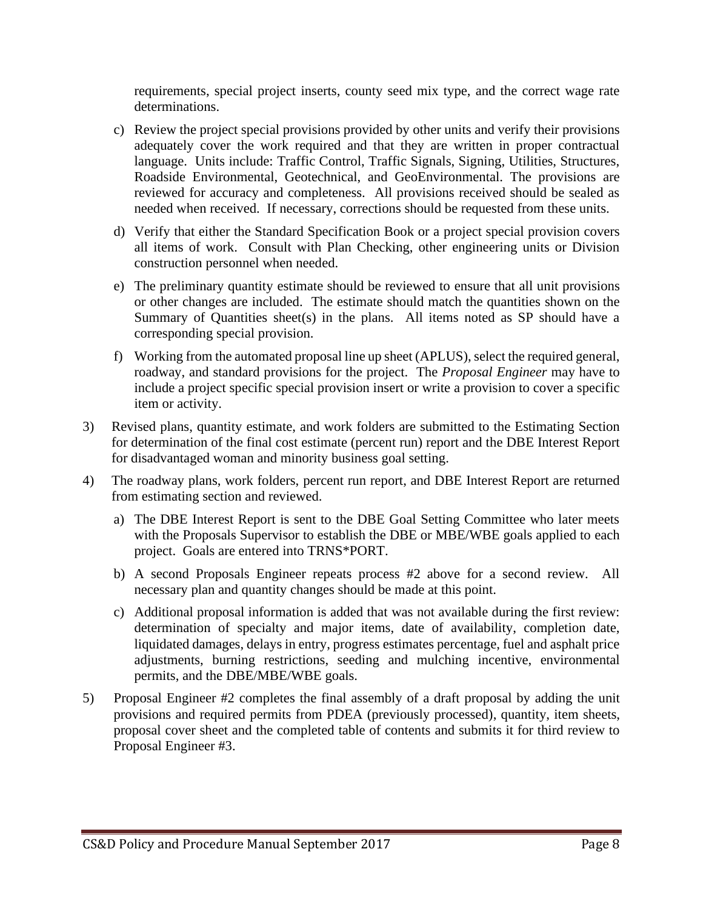requirements, special project inserts, county seed mix type, and the correct wage rate determinations.

c) Review the project special provisions provided by other units and verify their provisions adequately cover the work required and that they are written in proper contractual language. Units include: Traffic Control, Traffic Signals, Signing, Utilities, Structures, Roadside Environmental, Geotechnical, and GeoEnvironmental. The provisions are reviewed for accuracy and completeness. All provisions received should be sealed as needed when received. If necessary, corrections should be requested from these units.

d) Verify that either the Standard Specification Book or a project special provision covers all items of work. Consult with Plan Checking, other engineering units or Division construction personnel when needed.

e) The preliminary quantity estimate should be reviewed to ensure that all unit provisions or other changes are included. The estimate should match the quantities shown on the Summary of Quantities sheet(s) in the plans. All items noted as SP should have a corresponding special provision.

f) Working from the automated proposal line up sheet (APLUS), select the required general, roadway, and standard provisions for the project. The *Proposal Engineer* may have to include a project specific special provision insert or write a provision to cover a specific item or activity.

3) Revised plans, quantity estimate, and work folders are submitted to the Estimating Section for determination of the final cost estimate (percent run) report and the DBE Interest Report for disadvantaged woman and minority business goal setting.

4) The roadway plans, work folders, percent run report, and DBE Interest Report are returned from estimating section and reviewed.

   a) The DBE Interest Report is sent to the DBE Goal Setting Committee who later meets with the Proposals Supervisor to establish the DBE or MBE/WBE goals applied to each project. Goals are entered into TRNS*PORT.

   b) A second Proposals Engineer repeats process #2 above for a second review. All necessary plan and quantity changes should be made at this point.

   c) Additional proposal information is added that was not available during the first review: determination of specialty and major items, date of availability, completion date, liquidated damages, delays in entry, progress estimates percentage, fuel and asphalt price adjustments, burning restrictions, seeding and mulching incentive, environmental permits, and the DBE/MBE/WBE goals.

5) Proposal Engineer #2 completes the final assembly of a draft proposal by adding the unit provisions and required permits from PDEA (previously processed), quantity, item sheets, proposal cover sheet and the completed table of contents and submits it for third review to Proposal Engineer #3.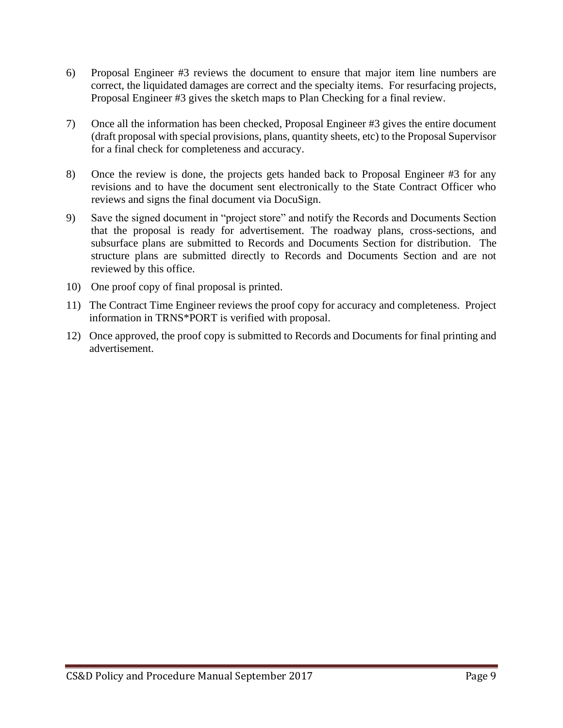6) Proposal Engineer #3 reviews the document to ensure that major item line numbers are correct, the liquidated damages are correct and the specialty items. For resurfacing projects, Proposal Engineer #3 gives the sketch maps to Plan Checking for a final review.

7) Once all the information has been checked, Proposal Engineer #3 gives the entire document (draft proposal with special provisions, plans, quantity sheets, etc) to the Proposal Supervisor for a final check for completeness and accuracy.

8) Once the review is done, the projects gets handed back to Proposal Engineer #3 for any revisions and to have the document sent electronically to the State Contract Officer who reviews and signs the final document via DocuSign.

9) Save the signed document in "project store" and notify the Records and Documents Section that the proposal is ready for advertisement. The roadway plans, cross-sections, and subsurface plans are submitted to Records and Documents Section for distribution. The structure plans are submitted directly to Records and Documents Section and are not reviewed by this office.

10) One proof copy of final proposal is printed.

11) The Contract Time Engineer reviews the proof copy for accuracy and completeness. Project information in TRNS*PORT is verified with proposal.

12) Once approved, the proof copy is submitted to Records and Documents for final printing and advertisement.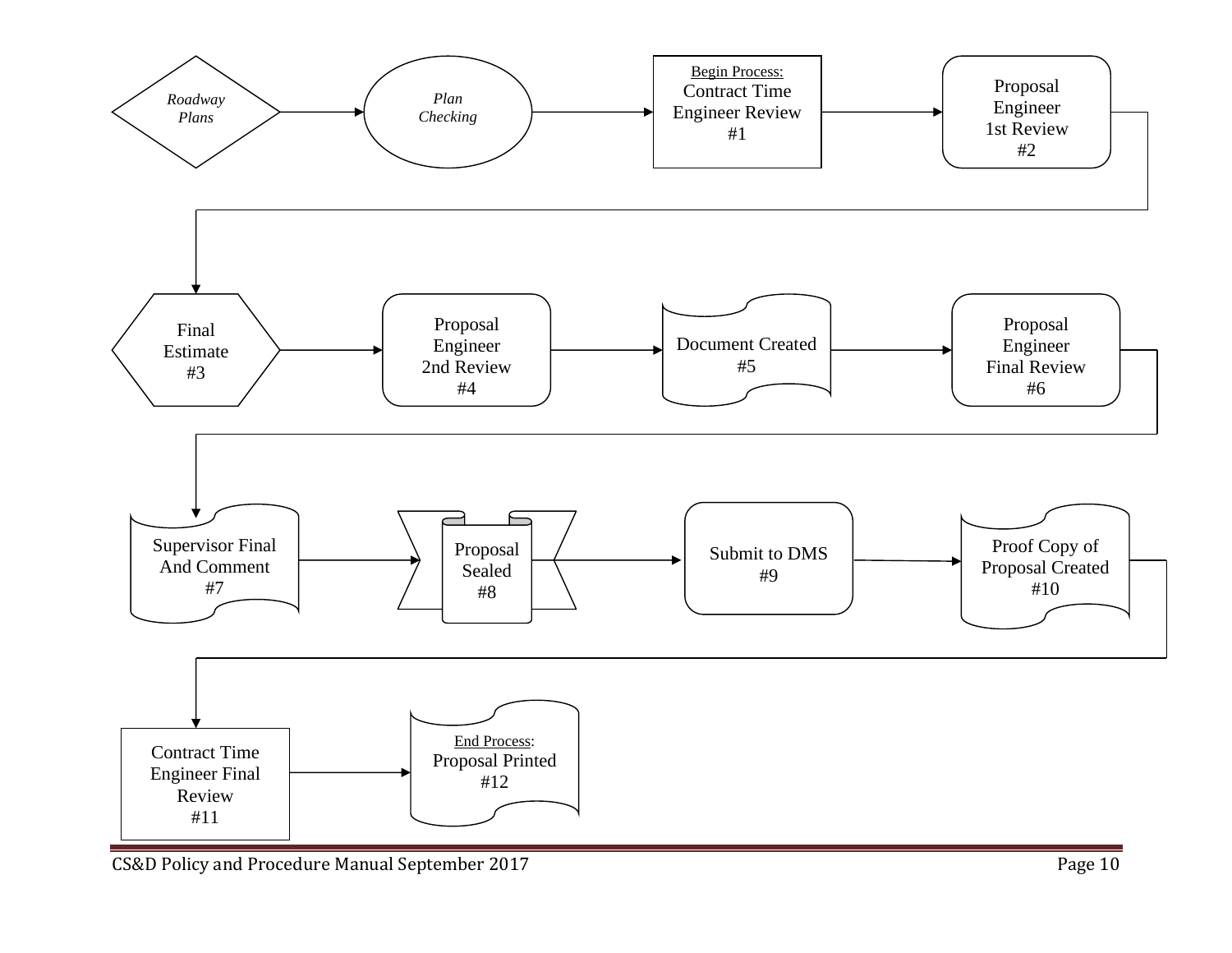*Roadway Plans* → *Plan Checking* → Begin Process: Contract Time Engineer Review #1 → Proposal Engineer 1st Review #2

→ Final Estimate #3 → Proposal Engineer 2nd Review #4 → Document Created #5 → Proposal Engineer Final Review #6

→ Supervisor Final And Comment #7 → Proposal Sealed #8 → Submit to DMS #9 → Proof Copy of Proposal Created #10

→ Contract Time Engineer Final Review #11 → End Process: Proposal Printed #12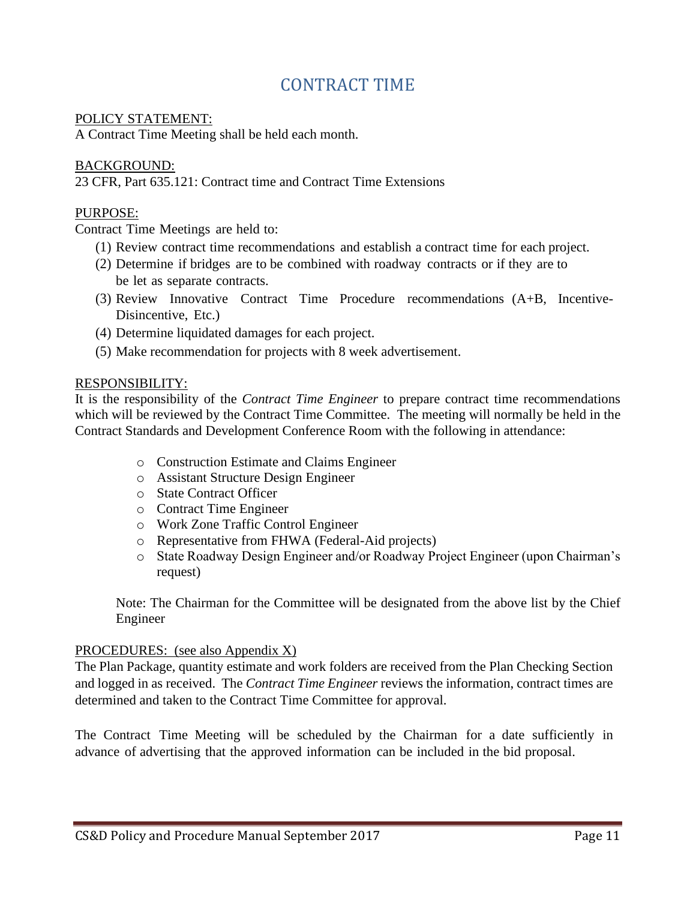# CONTRACT TIME

POLICY STATEMENT:
A Contract Time Meeting shall be held each month.

BACKGROUND:
23 CFR, Part 635.121: Contract time and Contract Time Extensions

PURPOSE:
Contract Time Meetings are held to:

(1) Review contract time recommendations and establish a contract time for each project.
(2) Determine if bridges are to be combined with roadway contracts or if they are to be let as separate contracts.
(3) Review Innovative Contract Time Procedure recommendations (A+B, Incentive-Disincentive, Etc.)
(4) Determine liquidated damages for each project.
(5) Make recommendation for projects with 8 week advertisement.

RESPONSIBILITY:
It is the responsibility of the *Contract Time Engineer* to prepare contract time recommendations which will be reviewed by the Contract Time Committee. The meeting will normally be held in the Contract Standards and Development Conference Room with the following in attendance:

- Construction Estimate and Claims Engineer
- Assistant Structure Design Engineer
- State Contract Officer
- Contract Time Engineer
- Work Zone Traffic Control Engineer
- Representative from FHWA (Federal-Aid projects)
- State Roadway Design Engineer and/or Roadway Project Engineer (upon Chairman's request)

Note: The Chairman for the Committee will be designated from the above list by the Chief Engineer

PROCEDURES: (see also Appendix X)
The Plan Package, quantity estimate and work folders are received from the Plan Checking Section and logged in as received. The *Contract Time Engineer* reviews the information, contract times are determined and taken to the Contract Time Committee for approval.

The Contract Time Meeting will be scheduled by the Chairman for a date sufficiently in advance of advertising that the approved information can be included in the bid proposal.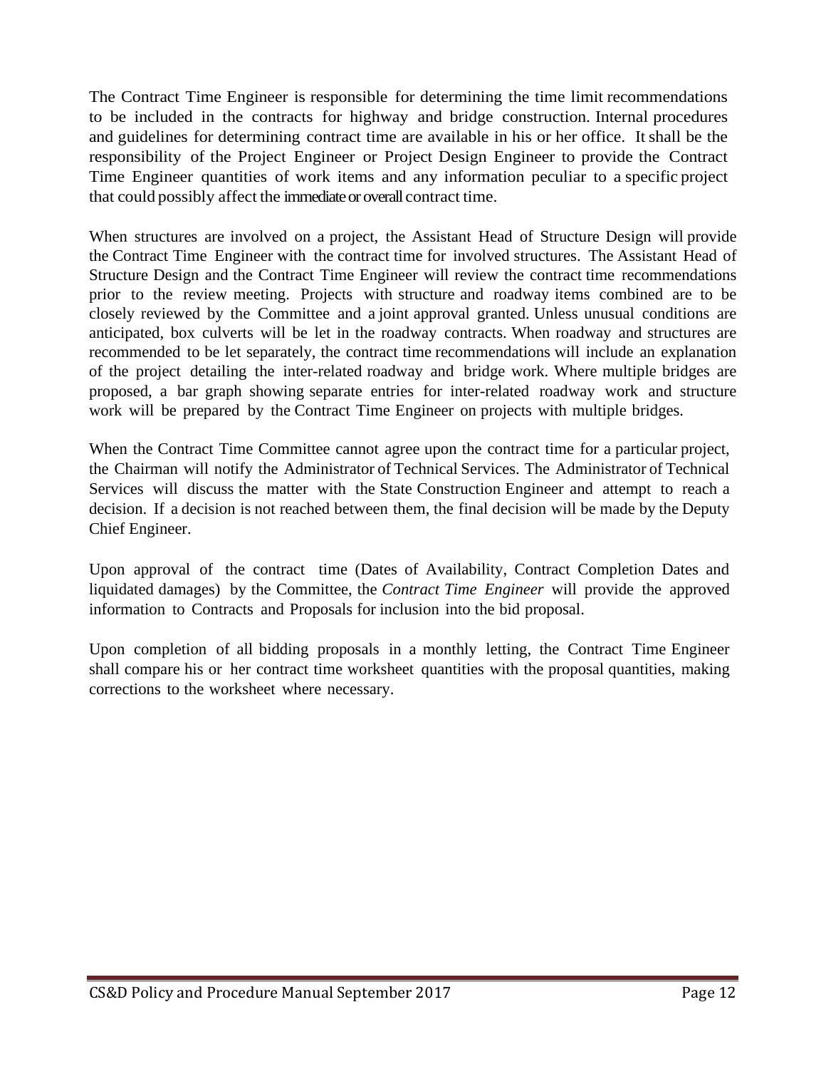The Contract Time Engineer is responsible for determining the time limit recommendations to be included in the contracts for highway and bridge construction. Internal procedures and guidelines for determining contract time are available in his or her office. It shall be the responsibility of the Project Engineer or Project Design Engineer to provide the Contract Time Engineer quantities of work items and any information peculiar to a specific project that could possibly affect the immediate or overall contract time.

When structures are involved on a project, the Assistant Head of Structure Design will provide the Contract Time Engineer with the contract time for involved structures. The Assistant Head of Structure Design and the Contract Time Engineer will review the contract time recommendations prior to the review meeting. Projects with structure and roadway items combined are to be closely reviewed by the Committee and a joint approval granted. Unless unusual conditions are anticipated, box culverts will be let in the roadway contracts. When roadway and structures are recommended to be let separately, the contract time recommendations will include an explanation of the project detailing the inter-related roadway and bridge work. Where multiple bridges are proposed, a bar graph showing separate entries for inter-related roadway work and structure work will be prepared by the Contract Time Engineer on projects with multiple bridges.

When the Contract Time Committee cannot agree upon the contract time for a particular project, the Chairman will notify the Administrator of Technical Services. The Administrator of Technical Services will discuss the matter with the State Construction Engineer and attempt to reach a decision. If a decision is not reached between them, the final decision will be made by the Deputy Chief Engineer.

Upon approval of the contract time (Dates of Availability, Contract Completion Dates and liquidated damages) by the Committee, the *Contract Time Engineer* will provide the approved information to Contracts and Proposals for inclusion into the bid proposal.

Upon completion of all bidding proposals in a monthly letting, the Contract Time Engineer shall compare his or her contract time worksheet quantities with the proposal quantities, making corrections to the worksheet where necessary.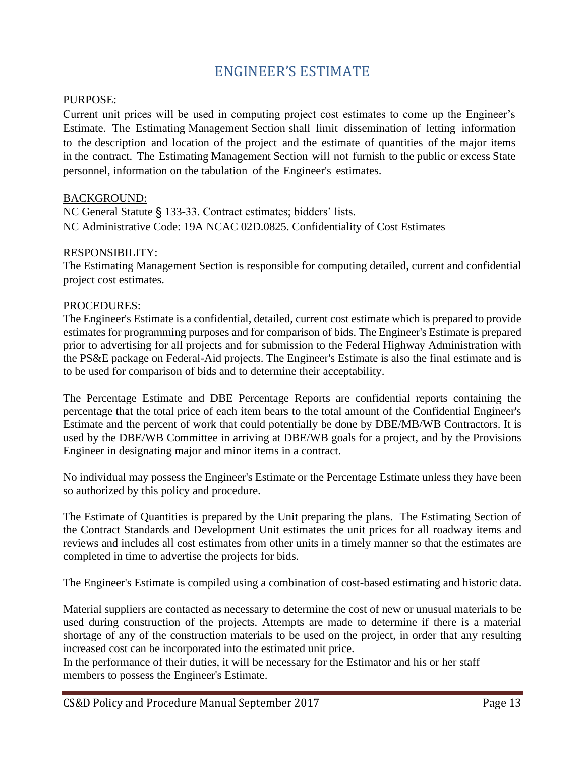# ENGINEER'S ESTIMATE

PURPOSE:

Current unit prices will be used in computing project cost estimates to come up the Engineer's Estimate. The Estimating Management Section shall limit dissemination of letting information to the description and location of the project and the estimate of quantities of the major items in the contract. The Estimating Management Section will not furnish to the public or excess State personnel, information on the tabulation of the Engineer's estimates.

BACKGROUND:

NC General Statute § 133-33. Contract estimates; bidders' lists.
NC Administrative Code: 19A NCAC 02D.0825. Confidentiality of Cost Estimates

RESPONSIBILITY:

The Estimating Management Section is responsible for computing detailed, current and confidential project cost estimates.

PROCEDURES:

The Engineer's Estimate is a confidential, detailed, current cost estimate which is prepared to provide estimates for programming purposes and for comparison of bids. The Engineer's Estimate is prepared prior to advertising for all projects and for submission to the Federal Highway Administration with the PS&E package on Federal-Aid projects. The Engineer's Estimate is also the final estimate and is to be used for comparison of bids and to determine their acceptability.

The Percentage Estimate and DBE Percentage Reports are confidential reports containing the percentage that the total price of each item bears to the total amount of the Confidential Engineer's Estimate and the percent of work that could potentially be done by DBE/MB/WB Contractors. It is used by the DBE/WB Committee in arriving at DBE/WB goals for a project, and by the Provisions Engineer in designating major and minor items in a contract.

No individual may possess the Engineer's Estimate or the Percentage Estimate unless they have been so authorized by this policy and procedure.

The Estimate of Quantities is prepared by the Unit preparing the plans. The Estimating Section of the Contract Standards and Development Unit estimates the unit prices for all roadway items and reviews and includes all cost estimates from other units in a timely manner so that the estimates are completed in time to advertise the projects for bids.

The Engineer's Estimate is compiled using a combination of cost-based estimating and historic data.

Material suppliers are contacted as necessary to determine the cost of new or unusual materials to be used during construction of the projects. Attempts are made to determine if there is a material shortage of any of the construction materials to be used on the project, in order that any resulting increased cost can be incorporated into the estimated unit price.
In the performance of their duties, it will be necessary for the Estimator and his or her staff members to possess the Engineer's Estimate.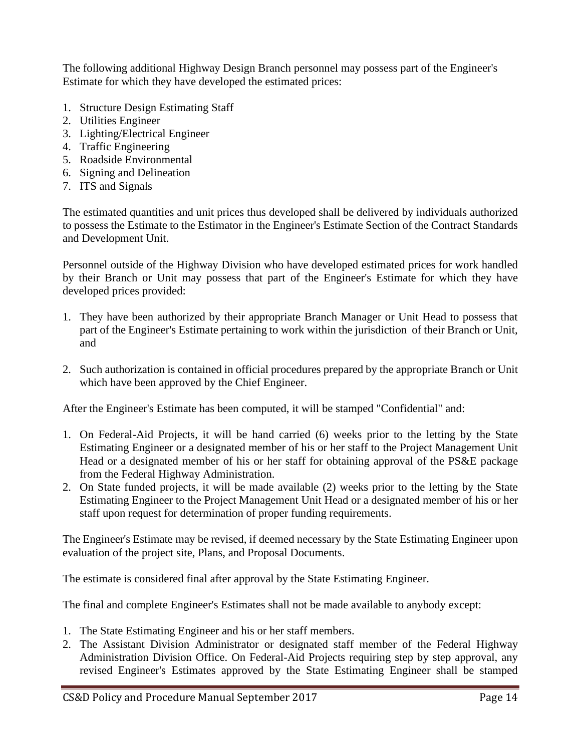The following additional Highway Design Branch personnel may possess part of the Engineer's Estimate for which they have developed the estimated prices:

1. Structure Design Estimating Staff
2. Utilities Engineer
3. Lighting/Electrical Engineer
4. Traffic Engineering
5. Roadside Environmental
6. Signing and Delineation
7. ITS and Signals

The estimated quantities and unit prices thus developed shall be delivered by individuals authorized to possess the Estimate to the Estimator in the Engineer's Estimate Section of the Contract Standards and Development Unit.

Personnel outside of the Highway Division who have developed estimated prices for work handled by their Branch or Unit may possess that part of the Engineer's Estimate for which they have developed prices provided:

1. They have been authorized by their appropriate Branch Manager or Unit Head to possess that part of the Engineer's Estimate pertaining to work within the jurisdiction of their Branch or Unit, and

2. Such authorization is contained in official procedures prepared by the appropriate Branch or Unit which have been approved by the Chief Engineer.

After the Engineer's Estimate has been computed, it will be stamped "Confidential" and:

1. On Federal-Aid Projects, it will be hand carried (6) weeks prior to the letting by the State Estimating Engineer or a designated member of his or her staff to the Project Management Unit Head or a designated member of his or her staff for obtaining approval of the PS&E package from the Federal Highway Administration.
2. On State funded projects, it will be made available (2) weeks prior to the letting by the State Estimating Engineer to the Project Management Unit Head or a designated member of his or her staff upon request for determination of proper funding requirements.

The Engineer's Estimate may be revised, if deemed necessary by the State Estimating Engineer upon evaluation of the project site, Plans, and Proposal Documents.

The estimate is considered final after approval by the State Estimating Engineer.

The final and complete Engineer's Estimates shall not be made available to anybody except:

1. The State Estimating Engineer and his or her staff members.
2. The Assistant Division Administrator or designated staff member of the Federal Highway Administration Division Office. On Federal-Aid Projects requiring step by step approval, any revised Engineer's Estimates approved by the State Estimating Engineer shall be stamped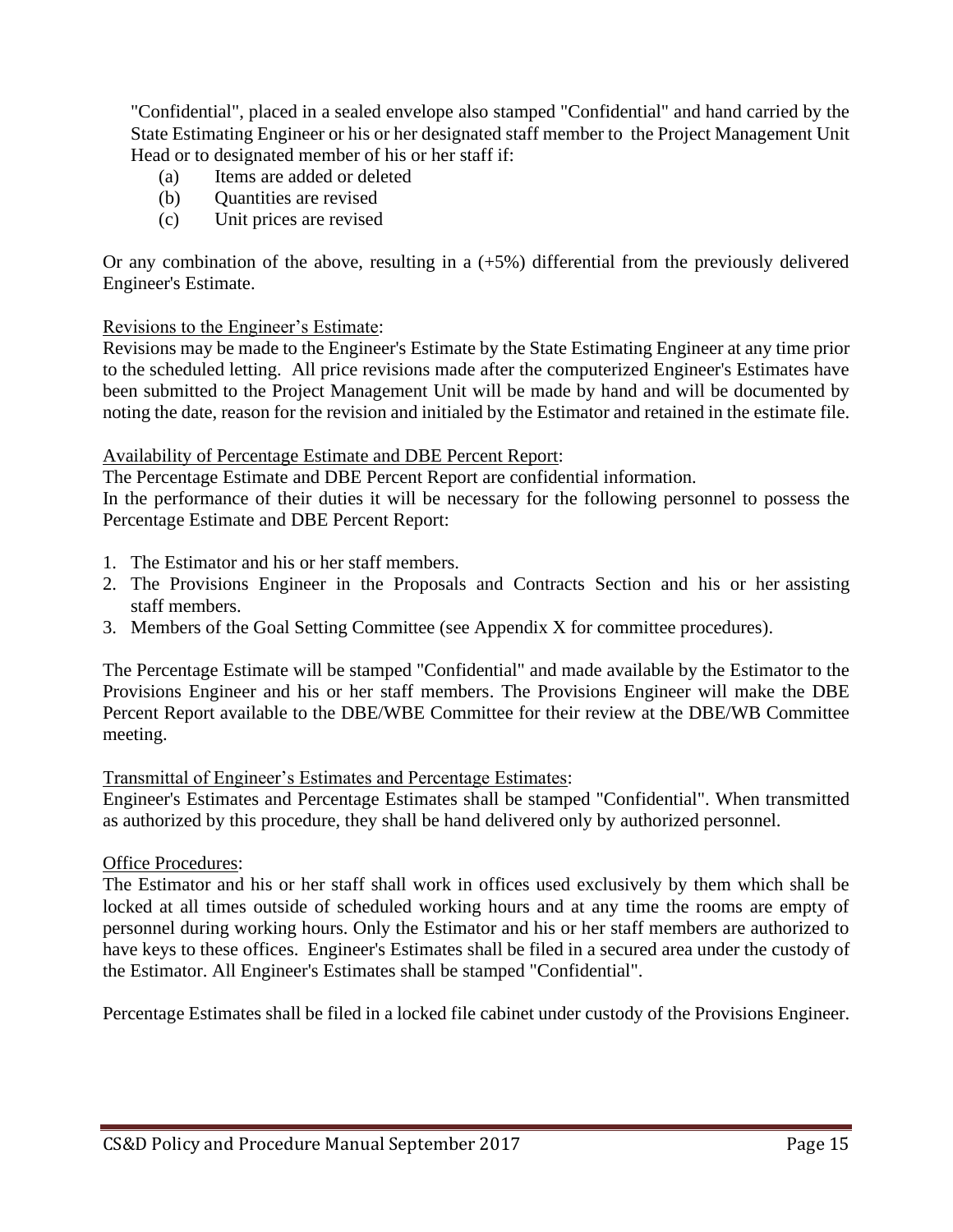"Confidential", placed in a sealed envelope also stamped "Confidential" and hand carried by the State Estimating Engineer or his or her designated staff member to the Project Management Unit Head or to designated member of his or her staff if:

(a) Items are added or deleted
(b) Quantities are revised
(c) Unit prices are revised

Or any combination of the above, resulting in a (+5%) differential from the previously delivered Engineer's Estimate.

<u>Revisions to the Engineer's Estimate</u>:

Revisions may be made to the Engineer's Estimate by the State Estimating Engineer at any time prior to the scheduled letting. All price revisions made after the computerized Engineer's Estimates have been submitted to the Project Management Unit will be made by hand and will be documented by noting the date, reason for the revision and initialed by the Estimator and retained in the estimate file.

<u>Availability of Percentage Estimate and DBE Percent Report</u>:

The Percentage Estimate and DBE Percent Report are confidential information.

In the performance of their duties it will be necessary for the following personnel to possess the Percentage Estimate and DBE Percent Report:

1. The Estimator and his or her staff members.
2. The Provisions Engineer in the Proposals and Contracts Section and his or her assisting staff members.
3. Members of the Goal Setting Committee (see Appendix X for committee procedures).

The Percentage Estimate will be stamped "Confidential" and made available by the Estimator to the Provisions Engineer and his or her staff members. The Provisions Engineer will make the DBE Percent Report available to the DBE/WBE Committee for their review at the DBE/WB Committee meeting.

<u>Transmittal of Engineer's Estimates and Percentage Estimates</u>:

Engineer's Estimates and Percentage Estimates shall be stamped "Confidential". When transmitted as authorized by this procedure, they shall be hand delivered only by authorized personnel.

<u>Office Procedures</u>:

The Estimator and his or her staff shall work in offices used exclusively by them which shall be locked at all times outside of scheduled working hours and at any time the rooms are empty of personnel during working hours. Only the Estimator and his or her staff members are authorized to have keys to these offices. Engineer's Estimates shall be filed in a secured area under the custody of the Estimator. All Engineer's Estimates shall be stamped "Confidential".

Percentage Estimates shall be filed in a locked file cabinet under custody of the Provisions Engineer.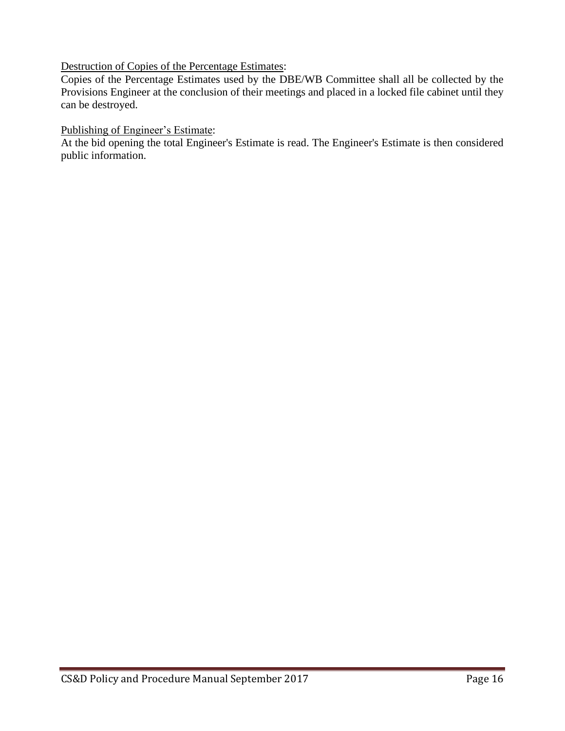<u>Destruction of Copies of the Percentage Estimates</u>:

Copies of the Percentage Estimates used by the DBE/WB Committee shall all be collected by the Provisions Engineer at the conclusion of their meetings and placed in a locked file cabinet until they can be destroyed.

<u>Publishing of Engineer's Estimate</u>:

At the bid opening the total Engineer's Estimate is read. The Engineer's Estimate is then considered public information.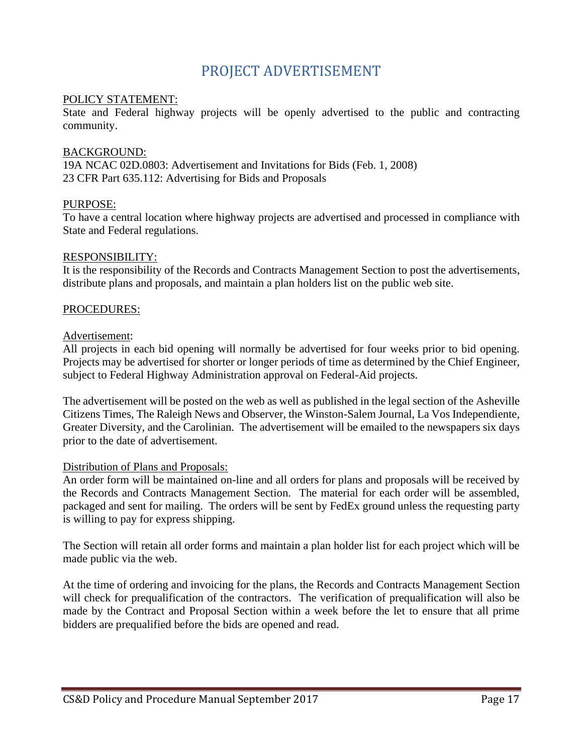# PROJECT ADVERTISEMENT

POLICY STATEMENT:
State and Federal highway projects will be openly advertised to the public and contracting community.

BACKGROUND:
19A NCAC 02D.0803: Advertisement and Invitations for Bids (Feb. 1, 2008)
23 CFR Part 635.112: Advertising for Bids and Proposals

PURPOSE:
To have a central location where highway projects are advertised and processed in compliance with State and Federal regulations.

RESPONSIBILITY:
It is the responsibility of the Records and Contracts Management Section to post the advertisements, distribute plans and proposals, and maintain a plan holders list on the public web site.

PROCEDURES:

Advertisement:
All projects in each bid opening will normally be advertised for four weeks prior to bid opening. Projects may be advertised for shorter or longer periods of time as determined by the Chief Engineer, subject to Federal Highway Administration approval on Federal-Aid projects.

The advertisement will be posted on the web as well as published in the legal section of the Asheville Citizens Times, The Raleigh News and Observer, the Winston-Salem Journal, La Vos Independiente, Greater Diversity, and the Carolinian. The advertisement will be emailed to the newspapers six days prior to the date of advertisement.

Distribution of Plans and Proposals:
An order form will be maintained on-line and all orders for plans and proposals will be received by the Records and Contracts Management Section. The material for each order will be assembled, packaged and sent for mailing. The orders will be sent by FedEx ground unless the requesting party is willing to pay for express shipping.

The Section will retain all order forms and maintain a plan holder list for each project which will be made public via the web.

At the time of ordering and invoicing for the plans, the Records and Contracts Management Section will check for prequalification of the contractors. The verification of prequalification will also be made by the Contract and Proposal Section within a week before the let to ensure that all prime bidders are prequalified before the bids are opened and read.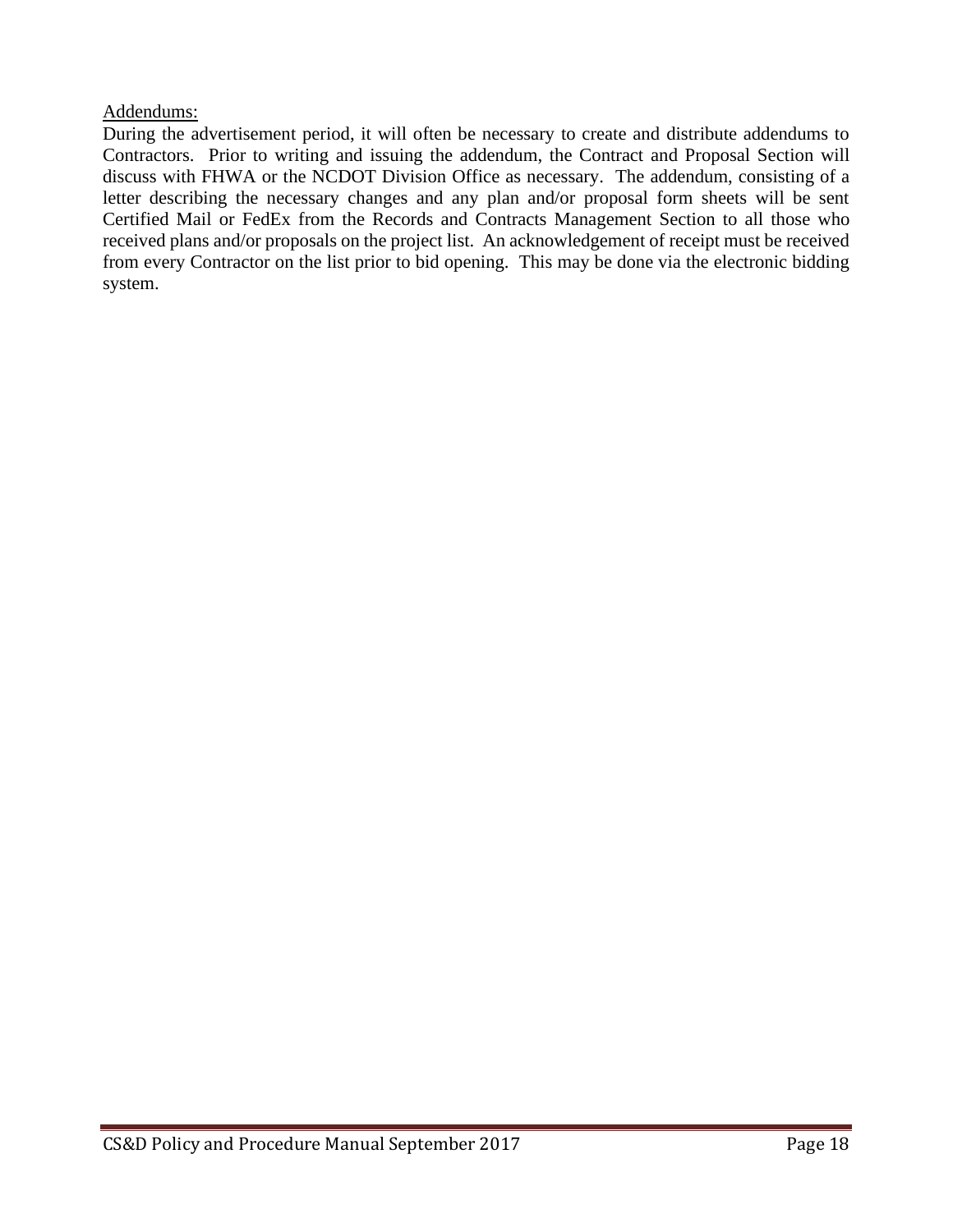<u>Addendums:</u>

During the advertisement period, it will often be necessary to create and distribute addendums to Contractors. Prior to writing and issuing the addendum, the Contract and Proposal Section will discuss with FHWA or the NCDOT Division Office as necessary. The addendum, consisting of a letter describing the necessary changes and any plan and/or proposal form sheets will be sent Certified Mail or FedEx from the Records and Contracts Management Section to all those who received plans and/or proposals on the project list. An acknowledgement of receipt must be received from every Contractor on the list prior to bid opening. This may be done via the electronic bidding system.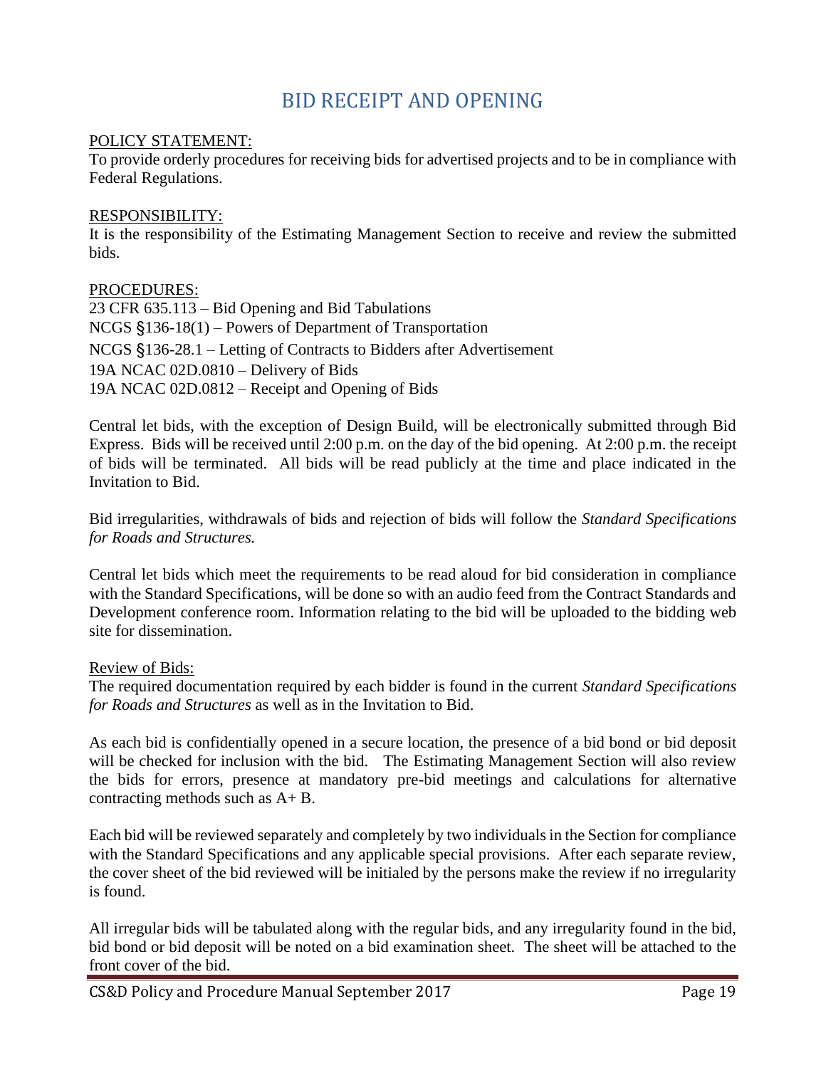# BID RECEIPT AND OPENING

POLICY STATEMENT:
To provide orderly procedures for receiving bids for advertised projects and to be in compliance with Federal Regulations.

RESPONSIBILITY:
It is the responsibility of the Estimating Management Section to receive and review the submitted bids.

PROCEDURES:
23 CFR 635.113 – Bid Opening and Bid Tabulations
NCGS §136-18(1) – Powers of Department of Transportation
NCGS §136-28.1 – Letting of Contracts to Bidders after Advertisement
19A NCAC 02D.0810 – Delivery of Bids
19A NCAC 02D.0812 – Receipt and Opening of Bids

Central let bids, with the exception of Design Build, will be electronically submitted through Bid Express. Bids will be received until 2:00 p.m. on the day of the bid opening. At 2:00 p.m. the receipt of bids will be terminated. All bids will be read publicly at the time and place indicated in the Invitation to Bid.

Bid irregularities, withdrawals of bids and rejection of bids will follow the *Standard Specifications for Roads and Structures.*

Central let bids which meet the requirements to be read aloud for bid consideration in compliance with the Standard Specifications, will be done so with an audio feed from the Contract Standards and Development conference room. Information relating to the bid will be uploaded to the bidding web site for dissemination.

Review of Bids:
The required documentation required by each bidder is found in the current *Standard Specifications for Roads and Structures* as well as in the Invitation to Bid.

As each bid is confidentially opened in a secure location, the presence of a bid bond or bid deposit will be checked for inclusion with the bid. The Estimating Management Section will also review the bids for errors, presence at mandatory pre-bid meetings and calculations for alternative contracting methods such as A+ B.

Each bid will be reviewed separately and completely by two individuals in the Section for compliance with the Standard Specifications and any applicable special provisions. After each separate review, the cover sheet of the bid reviewed will be initialed by the persons make the review if no irregularity is found.

All irregular bids will be tabulated along with the regular bids, and any irregularity found in the bid, bid bond or bid deposit will be noted on a bid examination sheet. The sheet will be attached to the front cover of the bid.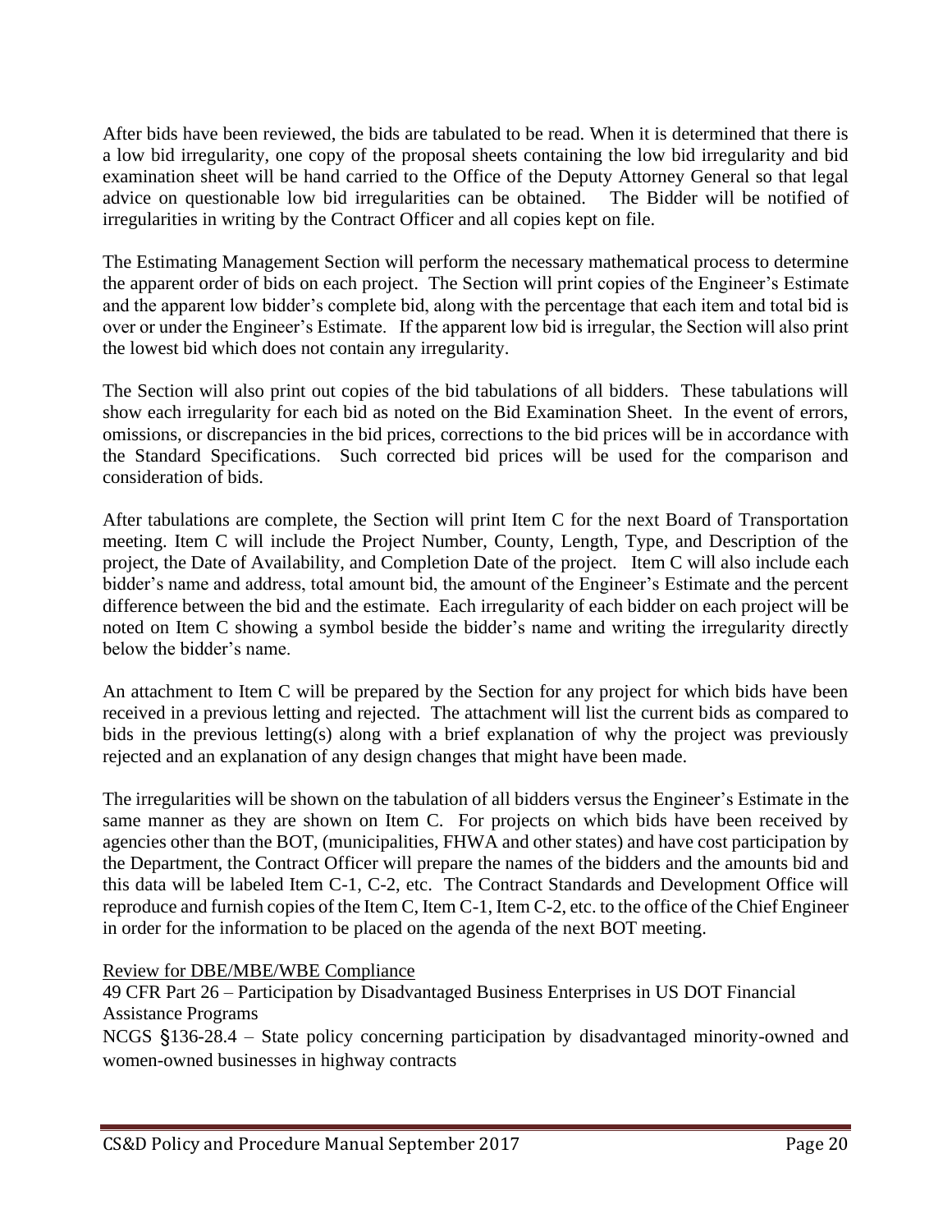After bids have been reviewed, the bids are tabulated to be read. When it is determined that there is a low bid irregularity, one copy of the proposal sheets containing the low bid irregularity and bid examination sheet will be hand carried to the Office of the Deputy Attorney General so that legal advice on questionable low bid irregularities can be obtained. The Bidder will be notified of irregularities in writing by the Contract Officer and all copies kept on file.

The Estimating Management Section will perform the necessary mathematical process to determine the apparent order of bids on each project. The Section will print copies of the Engineer's Estimate and the apparent low bidder's complete bid, along with the percentage that each item and total bid is over or under the Engineer's Estimate. If the apparent low bid is irregular, the Section will also print the lowest bid which does not contain any irregularity.

The Section will also print out copies of the bid tabulations of all bidders. These tabulations will show each irregularity for each bid as noted on the Bid Examination Sheet. In the event of errors, omissions, or discrepancies in the bid prices, corrections to the bid prices will be in accordance with the Standard Specifications. Such corrected bid prices will be used for the comparison and consideration of bids.

After tabulations are complete, the Section will print Item C for the next Board of Transportation meeting. Item C will include the Project Number, County, Length, Type, and Description of the project, the Date of Availability, and Completion Date of the project. Item C will also include each bidder's name and address, total amount bid, the amount of the Engineer's Estimate and the percent difference between the bid and the estimate. Each irregularity of each bidder on each project will be noted on Item C showing a symbol beside the bidder's name and writing the irregularity directly below the bidder's name.

An attachment to Item C will be prepared by the Section for any project for which bids have been received in a previous letting and rejected. The attachment will list the current bids as compared to bids in the previous letting(s) along with a brief explanation of why the project was previously rejected and an explanation of any design changes that might have been made.

The irregularities will be shown on the tabulation of all bidders versus the Engineer's Estimate in the same manner as they are shown on Item C. For projects on which bids have been received by agencies other than the BOT, (municipalities, FHWA and other states) and have cost participation by the Department, the Contract Officer will prepare the names of the bidders and the amounts bid and this data will be labeled Item C-1, C-2, etc. The Contract Standards and Development Office will reproduce and furnish copies of the Item C, Item C-1, Item C-2, etc. to the office of the Chief Engineer in order for the information to be placed on the agenda of the next BOT meeting.

<u>Review for DBE/MBE/WBE Compliance</u>

49 CFR Part 26 – Participation by Disadvantaged Business Enterprises in US DOT Financial Assistance Programs

NCGS §136-28.4 – State policy concerning participation by disadvantaged minority-owned and women-owned businesses in highway contracts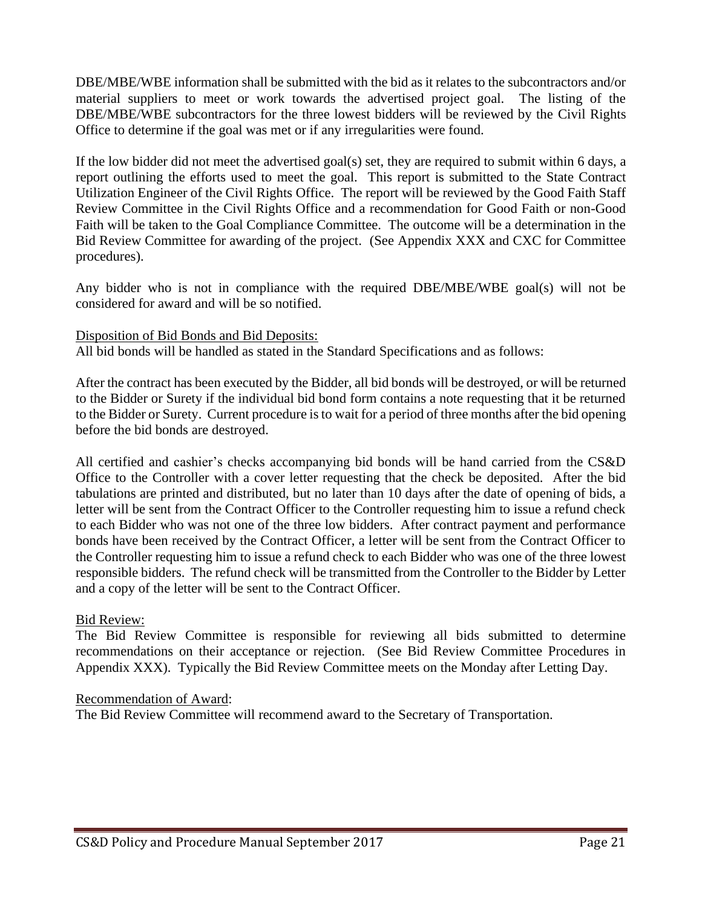DBE/MBE/WBE information shall be submitted with the bid as it relates to the subcontractors and/or material suppliers to meet or work towards the advertised project goal. The listing of the DBE/MBE/WBE subcontractors for the three lowest bidders will be reviewed by the Civil Rights Office to determine if the goal was met or if any irregularities were found.

If the low bidder did not meet the advertised goal(s) set, they are required to submit within 6 days, a report outlining the efforts used to meet the goal. This report is submitted to the State Contract Utilization Engineer of the Civil Rights Office. The report will be reviewed by the Good Faith Staff Review Committee in the Civil Rights Office and a recommendation for Good Faith or non-Good Faith will be taken to the Goal Compliance Committee. The outcome will be a determination in the Bid Review Committee for awarding of the project. (See Appendix XXX and CXC for Committee procedures).

Any bidder who is not in compliance with the required DBE/MBE/WBE goal(s) will not be considered for award and will be so notified.

<u>Disposition of Bid Bonds and Bid Deposits:</u>

All bid bonds will be handled as stated in the Standard Specifications and as follows:

After the contract has been executed by the Bidder, all bid bonds will be destroyed, or will be returned to the Bidder or Surety if the individual bid bond form contains a note requesting that it be returned to the Bidder or Surety. Current procedure is to wait for a period of three months after the bid opening before the bid bonds are destroyed.

All certified and cashier's checks accompanying bid bonds will be hand carried from the CS&D Office to the Controller with a cover letter requesting that the check be deposited. After the bid tabulations are printed and distributed, but no later than 10 days after the date of opening of bids, a letter will be sent from the Contract Officer to the Controller requesting him to issue a refund check to each Bidder who was not one of the three low bidders. After contract payment and performance bonds have been received by the Contract Officer, a letter will be sent from the Contract Officer to the Controller requesting him to issue a refund check to each Bidder who was one of the three lowest responsible bidders. The refund check will be transmitted from the Controller to the Bidder by Letter and a copy of the letter will be sent to the Contract Officer.

<u>Bid Review:</u>

The Bid Review Committee is responsible for reviewing all bids submitted to determine recommendations on their acceptance or rejection. (See Bid Review Committee Procedures in Appendix XXX). Typically the Bid Review Committee meets on the Monday after Letting Day.

<u>Recommendation of Award</u>:

The Bid Review Committee will recommend award to the Secretary of Transportation.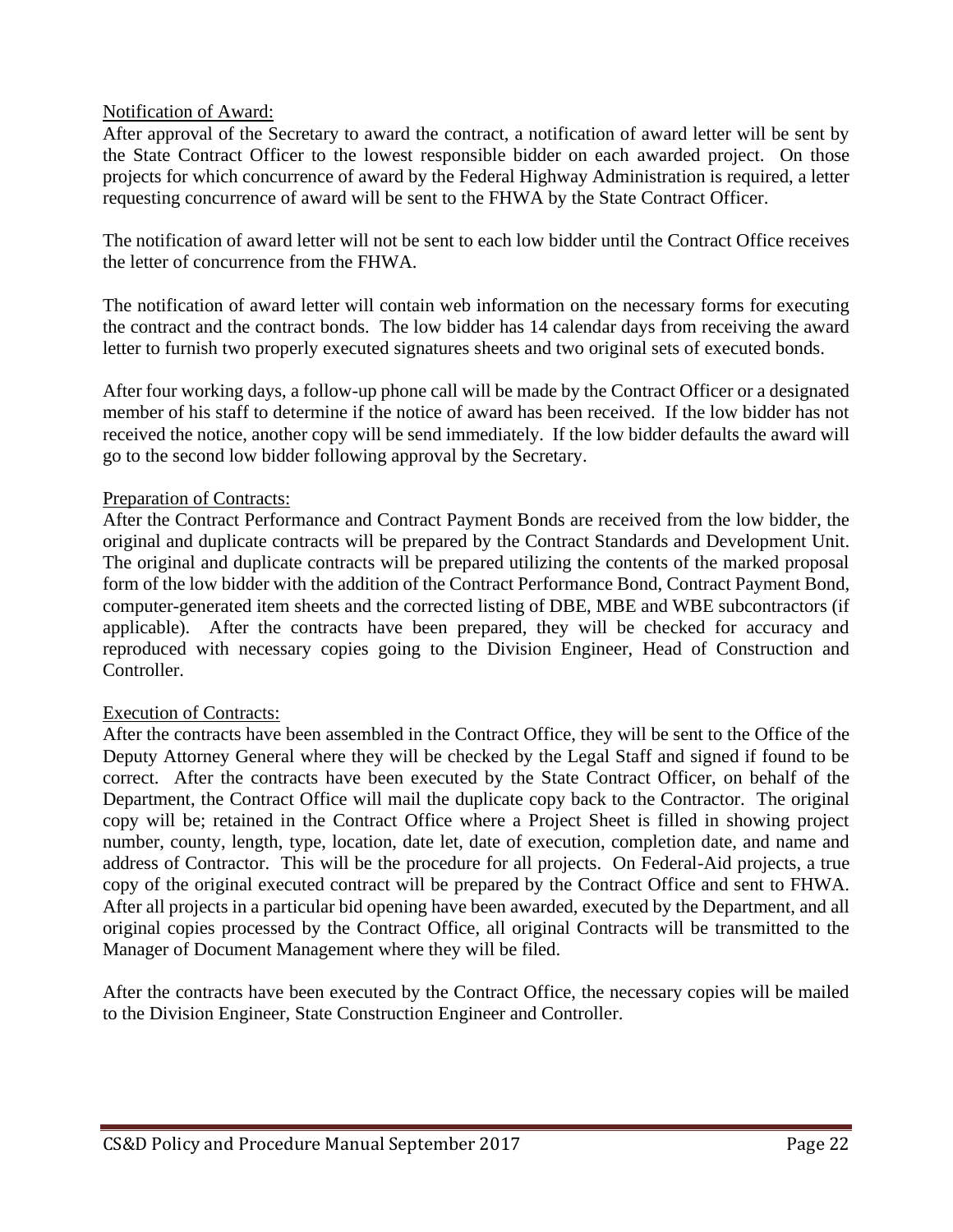Notification of Award:

After approval of the Secretary to award the contract, a notification of award letter will be sent by the State Contract Officer to the lowest responsible bidder on each awarded project. On those projects for which concurrence of award by the Federal Highway Administration is required, a letter requesting concurrence of award will be sent to the FHWA by the State Contract Officer.

The notification of award letter will not be sent to each low bidder until the Contract Office receives the letter of concurrence from the FHWA.

The notification of award letter will contain web information on the necessary forms for executing the contract and the contract bonds. The low bidder has 14 calendar days from receiving the award letter to furnish two properly executed signatures sheets and two original sets of executed bonds.

After four working days, a follow-up phone call will be made by the Contract Officer or a designated member of his staff to determine if the notice of award has been received. If the low bidder has not received the notice, another copy will be send immediately. If the low bidder defaults the award will go to the second low bidder following approval by the Secretary.

Preparation of Contracts:

After the Contract Performance and Contract Payment Bonds are received from the low bidder, the original and duplicate contracts will be prepared by the Contract Standards and Development Unit. The original and duplicate contracts will be prepared utilizing the contents of the marked proposal form of the low bidder with the addition of the Contract Performance Bond, Contract Payment Bond, computer-generated item sheets and the corrected listing of DBE, MBE and WBE subcontractors (if applicable). After the contracts have been prepared, they will be checked for accuracy and reproduced with necessary copies going to the Division Engineer, Head of Construction and Controller.

Execution of Contracts:

After the contracts have been assembled in the Contract Office, they will be sent to the Office of the Deputy Attorney General where they will be checked by the Legal Staff and signed if found to be correct. After the contracts have been executed by the State Contract Officer, on behalf of the Department, the Contract Office will mail the duplicate copy back to the Contractor. The original copy will be; retained in the Contract Office where a Project Sheet is filled in showing project number, county, length, type, location, date let, date of execution, completion date, and name and address of Contractor. This will be the procedure for all projects. On Federal-Aid projects, a true copy of the original executed contract will be prepared by the Contract Office and sent to FHWA. After all projects in a particular bid opening have been awarded, executed by the Department, and all original copies processed by the Contract Office, all original Contracts will be transmitted to the Manager of Document Management where they will be filed.

After the contracts have been executed by the Contract Office, the necessary copies will be mailed to the Division Engineer, State Construction Engineer and Controller.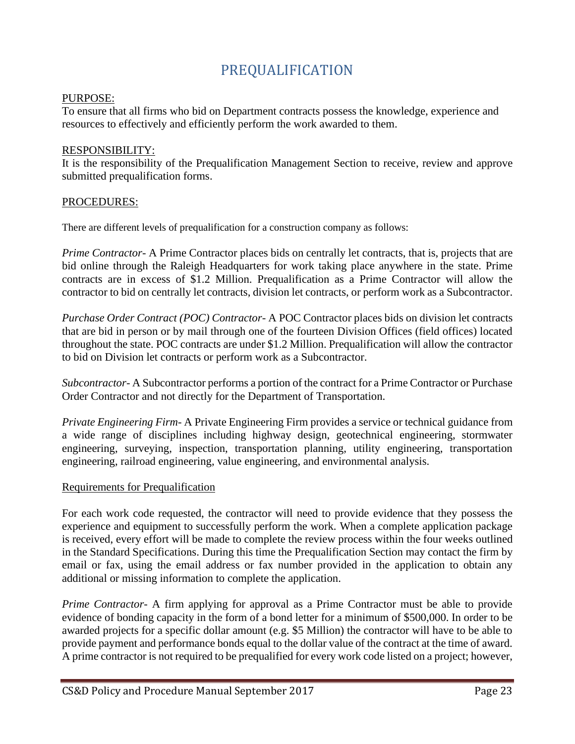# PREQUALIFICATION

PURPOSE:

To ensure that all firms who bid on Department contracts possess the knowledge, experience and resources to effectively and efficiently perform the work awarded to them.

RESPONSIBILITY:

It is the responsibility of the Prequalification Management Section to receive, review and approve submitted prequalification forms.

PROCEDURES:

There are different levels of prequalification for a construction company as follows:

*Prime Contractor*- A Prime Contractor places bids on centrally let contracts, that is, projects that are bid online through the Raleigh Headquarters for work taking place anywhere in the state. Prime contracts are in excess of $1.2 Million. Prequalification as a Prime Contractor will allow the contractor to bid on centrally let contracts, division let contracts, or perform work as a Subcontractor.

*Purchase Order Contract (POC) Contractor*- A POC Contractor places bids on division let contracts that are bid in person or by mail through one of the fourteen Division Offices (field offices) located throughout the state. POC contracts are under $1.2 Million. Prequalification will allow the contractor to bid on Division let contracts or perform work as a Subcontractor.

*Subcontractor*- A Subcontractor performs a portion of the contract for a Prime Contractor or Purchase Order Contractor and not directly for the Department of Transportation.

*Private Engineering Firm*- A Private Engineering Firm provides a service or technical guidance from a wide range of disciplines including highway design, geotechnical engineering, stormwater engineering, surveying, inspection, transportation planning, utility engineering, transportation engineering, railroad engineering, value engineering, and environmental analysis.

Requirements for Prequalification

For each work code requested, the contractor will need to provide evidence that they possess the experience and equipment to successfully perform the work. When a complete application package is received, every effort will be made to complete the review process within the four weeks outlined in the Standard Specifications. During this time the Prequalification Section may contact the firm by email or fax, using the email address or fax number provided in the application to obtain any additional or missing information to complete the application.

*Prime Contractor*- A firm applying for approval as a Prime Contractor must be able to provide evidence of bonding capacity in the form of a bond letter for a minimum of $500,000. In order to be awarded projects for a specific dollar amount (e.g. $5 Million) the contractor will have to be able to provide payment and performance bonds equal to the dollar value of the contract at the time of award. A prime contractor is not required to be prequalified for every work code listed on a project; however,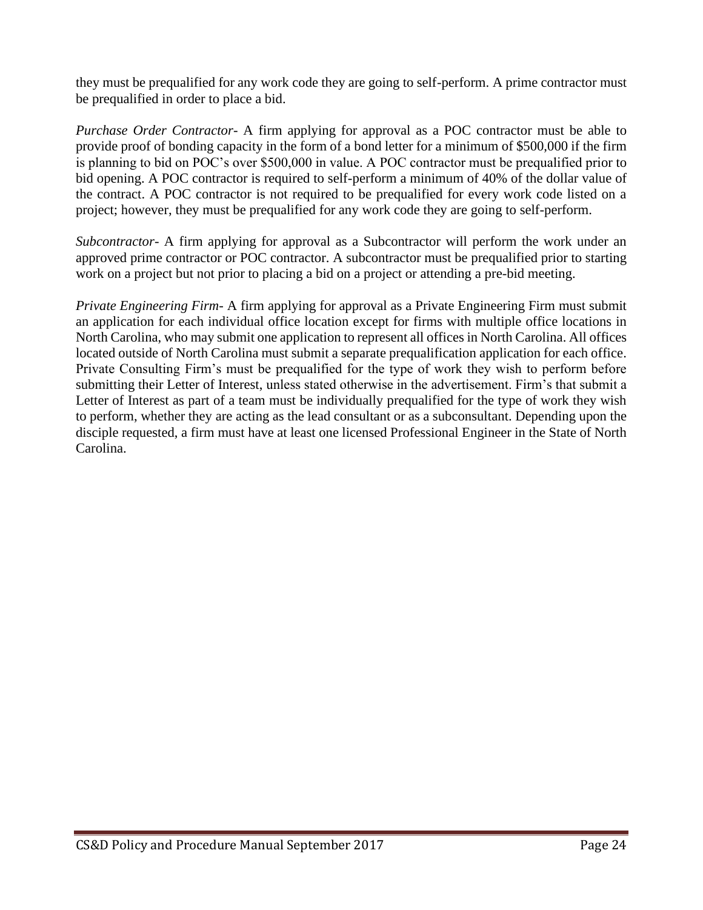they must be prequalified for any work code they are going to self-perform. A prime contractor must be prequalified in order to place a bid.

*Purchase Order Contractor*- A firm applying for approval as a POC contractor must be able to provide proof of bonding capacity in the form of a bond letter for a minimum of $500,000 if the firm is planning to bid on POC's over $500,000 in value. A POC contractor must be prequalified prior to bid opening. A POC contractor is required to self-perform a minimum of 40% of the dollar value of the contract. A POC contractor is not required to be prequalified for every work code listed on a project; however, they must be prequalified for any work code they are going to self-perform.

*Subcontractor*- A firm applying for approval as a Subcontractor will perform the work under an approved prime contractor or POC contractor. A subcontractor must be prequalified prior to starting work on a project but not prior to placing a bid on a project or attending a pre-bid meeting.

*Private Engineering Firm*- A firm applying for approval as a Private Engineering Firm must submit an application for each individual office location except for firms with multiple office locations in North Carolina, who may submit one application to represent all offices in North Carolina. All offices located outside of North Carolina must submit a separate prequalification application for each office. Private Consulting Firm's must be prequalified for the type of work they wish to perform before submitting their Letter of Interest, unless stated otherwise in the advertisement. Firm's that submit a Letter of Interest as part of a team must be individually prequalified for the type of work they wish to perform, whether they are acting as the lead consultant or as a subconsultant. Depending upon the disciple requested, a firm must have at least one licensed Professional Engineer in the State of North Carolina.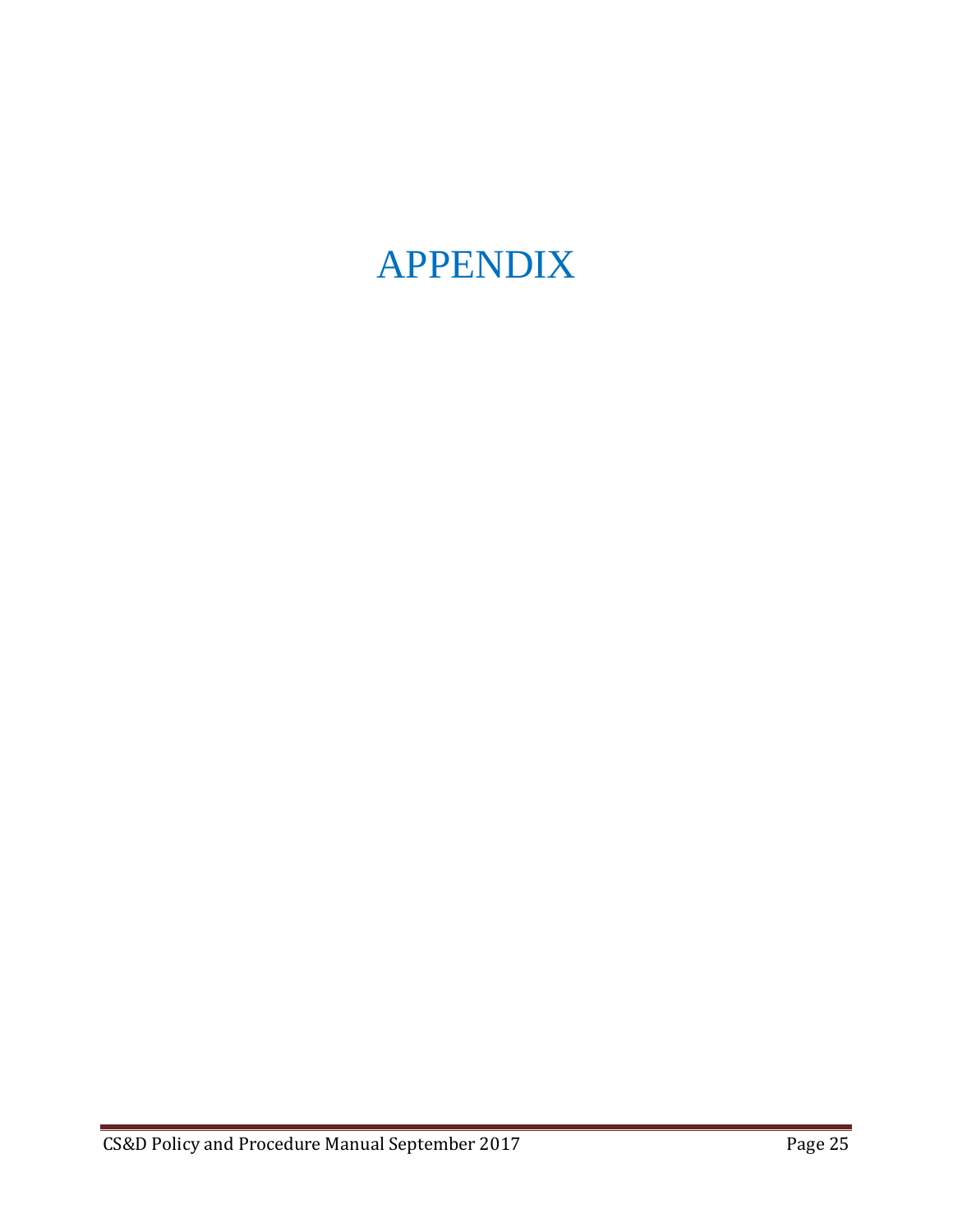# APPENDIX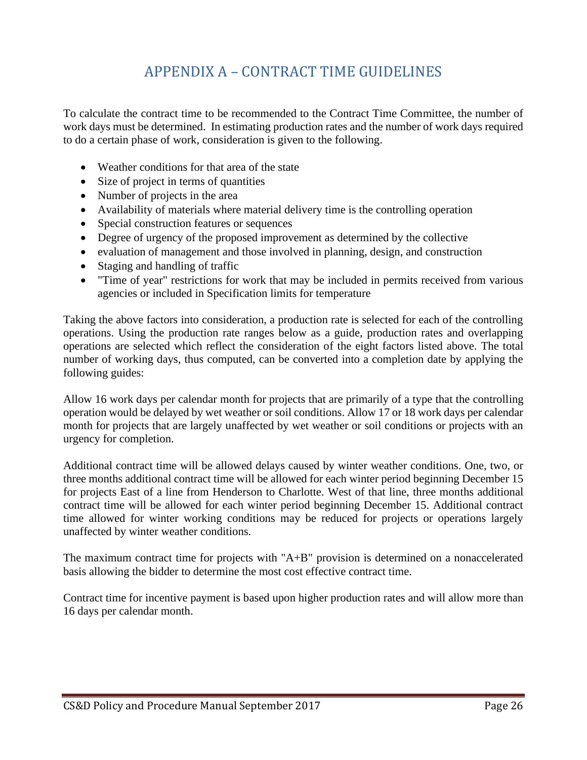# APPENDIX A – CONTRACT TIME GUIDELINES

To calculate the contract time to be recommended to the Contract Time Committee, the number of work days must be determined. In estimating production rates and the number of work days required to do a certain phase of work, consideration is given to the following.

- Weather conditions for that area of the state
- Size of project in terms of quantities
- Number of projects in the area
- Availability of materials where material delivery time is the controlling operation
- Special construction features or sequences
- Degree of urgency of the proposed improvement as determined by the collective
- evaluation of management and those involved in planning, design, and construction
- Staging and handling of traffic
- "Time of year" restrictions for work that may be included in permits received from various agencies or included in Specification limits for temperature

Taking the above factors into consideration, a production rate is selected for each of the controlling operations. Using the production rate ranges below as a guide, production rates and overlapping operations are selected which reflect the consideration of the eight factors listed above. The total number of working days, thus computed, can be converted into a completion date by applying the following guides:

Allow 16 work days per calendar month for projects that are primarily of a type that the controlling operation would be delayed by wet weather or soil conditions. Allow 17 or 18 work days per calendar month for projects that are largely unaffected by wet weather or soil conditions or projects with an urgency for completion.

Additional contract time will be allowed delays caused by winter weather conditions. One, two, or three months additional contract time will be allowed for each winter period beginning December 15 for projects East of a line from Henderson to Charlotte. West of that line, three months additional contract time will be allowed for each winter period beginning December 15. Additional contract time allowed for winter working conditions may be reduced for projects or operations largely unaffected by winter weather conditions.

The maximum contract time for projects with "A+B" provision is determined on a nonaccelerated basis allowing the bidder to determine the most cost effective contract time.

Contract time for incentive payment is based upon higher production rates and will allow more than 16 days per calendar month.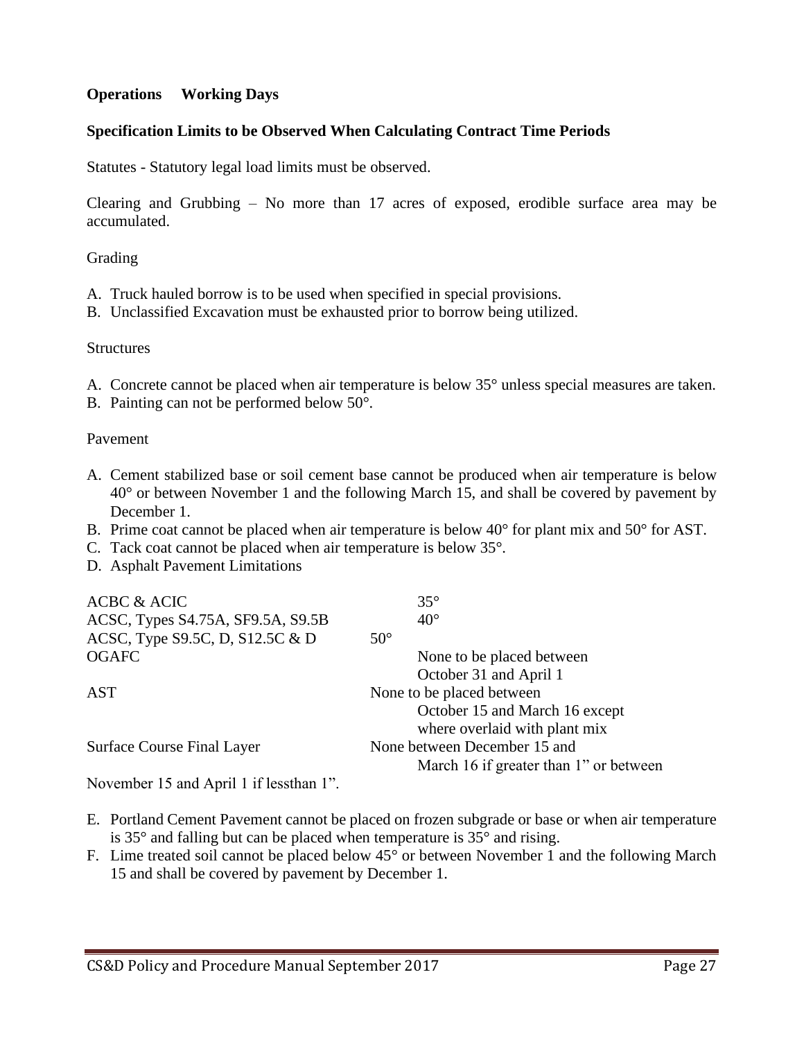**Operations Working Days**

**Specification Limits to be Observed When Calculating Contract Time Periods**

Statutes - Statutory legal load limits must be observed.

Clearing and Grubbing – No more than 17 acres of exposed, erodible surface area may be accumulated.

Grading

A. Truck hauled borrow is to be used when specified in special provisions.
B. Unclassified Excavation must be exhausted prior to borrow being utilized.

Structures

A. Concrete cannot be placed when air temperature is below 35° unless special measures are taken.
B. Painting can not be performed below 50°.

Pavement

A. Cement stabilized base or soil cement base cannot be produced when air temperature is below 40° or between November 1 and the following March 15, and shall be covered by pavement by December 1.
B. Prime coat cannot be placed when air temperature is below 40° for plant mix and 50° for AST.
C. Tack coat cannot be placed when air temperature is below 35°.
D. Asphalt Pavement Limitations

| | |
|---|---|
| ACBC & ACIC | 35° |
| ACSC, Types S4.75A, SF9.5A, S9.5B | 40° |
| ACSC, Type S9.5C, D, S12.5C & D | 50° |
| OGAFC | None to be placed between October 31 and April 1 |
| AST | None to be placed between October 15 and March 16 except where overlaid with plant mix |
| Surface Course Final Layer | None between December 15 and March 16 if greater than 1" or between November 15 and April 1 if lessthan 1". |

E. Portland Cement Pavement cannot be placed on frozen subgrade or base or when air temperature is 35° and falling but can be placed when temperature is 35° and rising.
F. Lime treated soil cannot be placed below 45° or between November 1 and the following March 15 and shall be covered by pavement by December 1.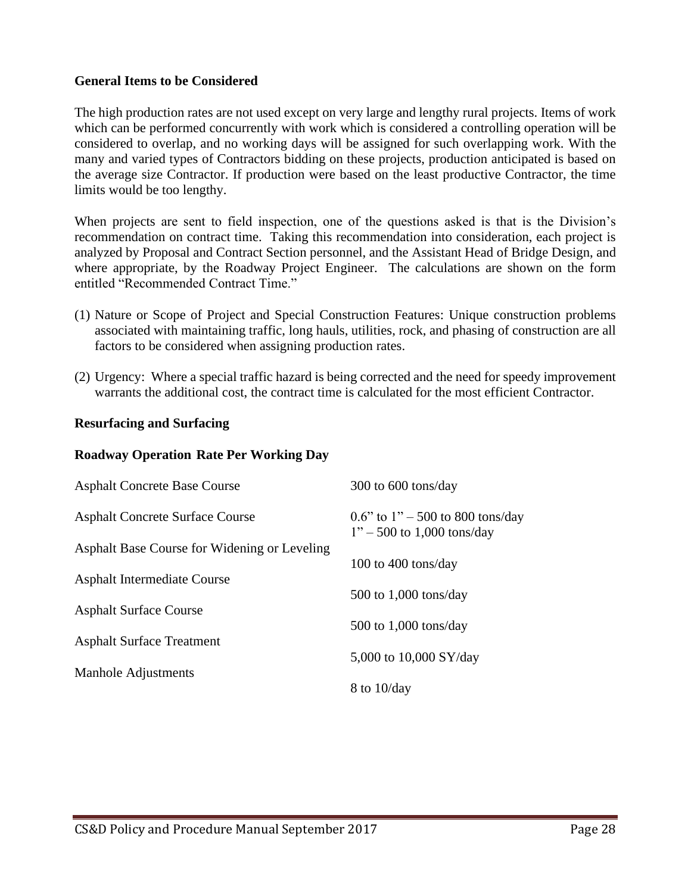**General Items to be Considered**

The high production rates are not used except on very large and lengthy rural projects. Items of work which can be performed concurrently with work which is considered a controlling operation will be considered to overlap, and no working days will be assigned for such overlapping work. With the many and varied types of Contractors bidding on these projects, production anticipated is based on the average size Contractor. If production were based on the least productive Contractor, the time limits would be too lengthy.

When projects are sent to field inspection, one of the questions asked is that is the Division's recommendation on contract time. Taking this recommendation into consideration, each project is analyzed by Proposal and Contract Section personnel, and the Assistant Head of Bridge Design, and where appropriate, by the Roadway Project Engineer. The calculations are shown on the form entitled "Recommended Contract Time."

(1) Nature or Scope of Project and Special Construction Features: Unique construction problems associated with maintaining traffic, long hauls, utilities, rock, and phasing of construction are all factors to be considered when assigning production rates.

(2) Urgency: Where a special traffic hazard is being corrected and the need for speedy improvement warrants the additional cost, the contract time is calculated for the most efficient Contractor.

**Resurfacing and Surfacing**

| Roadway Operation | Rate Per Working Day |
|---|---|
| Asphalt Concrete Base Course | 300 to 600 tons/day |
| Asphalt Concrete Surface Course | 0.6" to 1" – 500 to 800 tons/day<br>1" – 500 to 1,000 tons/day |
| Asphalt Base Course for Widening or Leveling | 100 to 400 tons/day |
| Asphalt Intermediate Course | 500 to 1,000 tons/day |
| Asphalt Surface Course | 500 to 1,000 tons/day |
| Asphalt Surface Treatment | 5,000 to 10,000 SY/day |
| Manhole Adjustments | 8 to 10/day |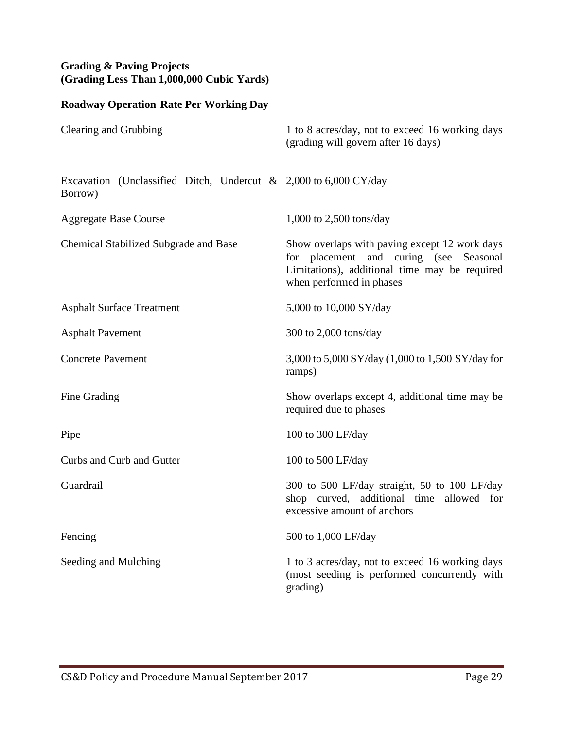**Grading & Paving Projects**
**(Grading Less Than 1,000,000 Cubic Yards)**

**Roadway Operation Rate Per Working Day**

| | |
|---|---|
| Clearing and Grubbing | 1 to 8 acres/day, not to exceed 16 working days (grading will govern after 16 days) |
| Excavation (Unclassified Ditch, Undercut & Borrow) | 2,000 to 6,000 CY/day |
| Aggregate Base Course | 1,000 to 2,500 tons/day |
| Chemical Stabilized Subgrade and Base | Show overlaps with paving except 12 work days for placement and curing (see Seasonal Limitations), additional time may be required when performed in phases |
| Asphalt Surface Treatment | 5,000 to 10,000 SY/day |
| Asphalt Pavement | 300 to 2,000 tons/day |
| Concrete Pavement | 3,000 to 5,000 SY/day (1,000 to 1,500 SY/day for ramps) |
| Fine Grading | Show overlaps except 4, additional time may be required due to phases |
| Pipe | 100 to 300 LF/day |
| Curbs and Curb and Gutter | 100 to 500 LF/day |
| Guardrail | 300 to 500 LF/day straight, 50 to 100 LF/day shop curved, additional time allowed for excessive amount of anchors |
| Fencing | 500 to 1,000 LF/day |
| Seeding and Mulching | 1 to 3 acres/day, not to exceed 16 working days (most seeding is performed concurrently with grading) |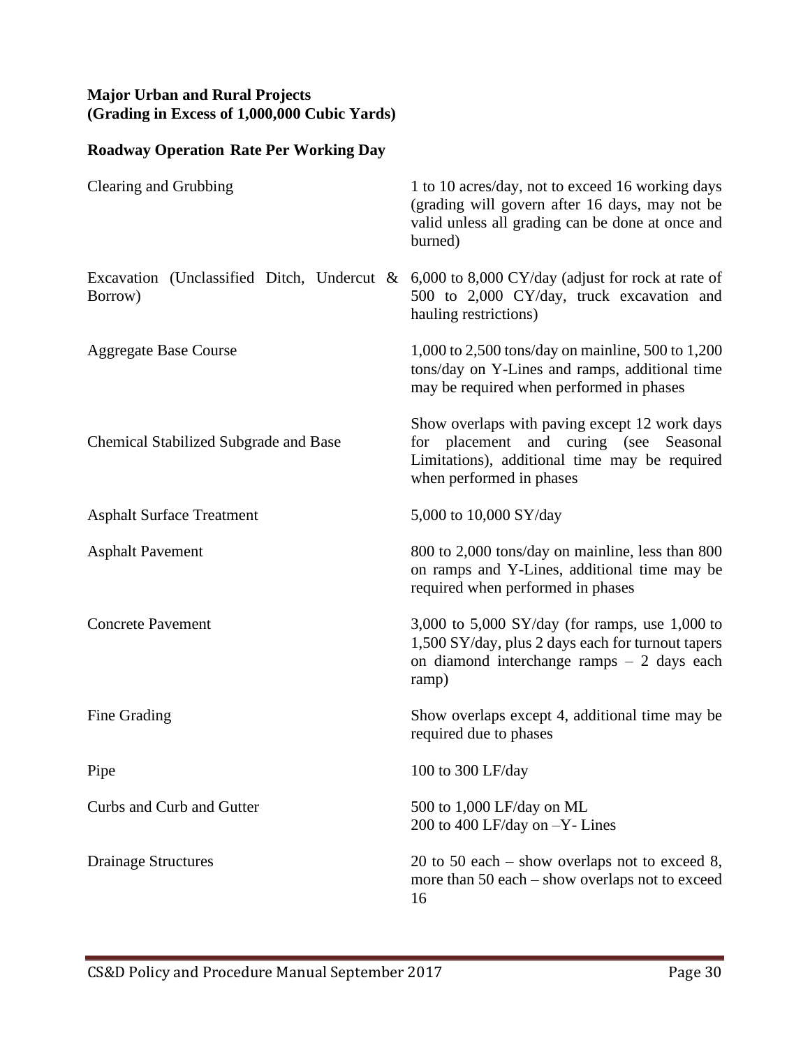**Major Urban and Rural Projects**
**(Grading in Excess of 1,000,000 Cubic Yards)**

**Roadway Operation Rate Per Working Day**

| | |
|---|---|
| Clearing and Grubbing | 1 to 10 acres/day, not to exceed 16 working days (grading will govern after 16 days, may not be valid unless all grading can be done at once and burned) |
| Excavation (Unclassified Ditch, Undercut & Borrow) | 6,000 to 8,000 CY/day (adjust for rock at rate of 500 to 2,000 CY/day, truck excavation and hauling restrictions) |
| Aggregate Base Course | 1,000 to 2,500 tons/day on mainline, 500 to 1,200 tons/day on Y-Lines and ramps, additional time may be required when performed in phases |
| Chemical Stabilized Subgrade and Base | Show overlaps with paving except 12 work days for placement and curing (see Seasonal Limitations), additional time may be required when performed in phases |
| Asphalt Surface Treatment | 5,000 to 10,000 SY/day |
| Asphalt Pavement | 800 to 2,000 tons/day on mainline, less than 800 on ramps and Y-Lines, additional time may be required when performed in phases |
| Concrete Pavement | 3,000 to 5,000 SY/day (for ramps, use 1,000 to 1,500 SY/day, plus 2 days each for turnout tapers on diamond interchange ramps – 2 days each ramp) |
| Fine Grading | Show overlaps except 4, additional time may be required due to phases |
| Pipe | 100 to 300 LF/day |
| Curbs and Curb and Gutter | 500 to 1,000 LF/day on ML<br>200 to 400 LF/day on –Y- Lines |
| Drainage Structures | 20 to 50 each – show overlaps not to exceed 8, more than 50 each – show overlaps not to exceed 16 |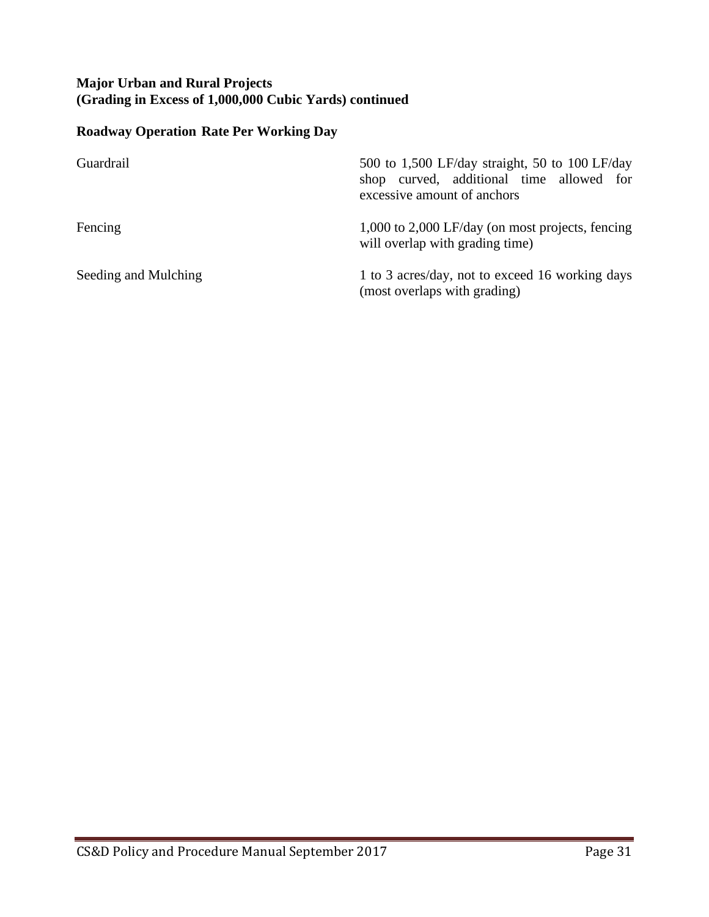**Major Urban and Rural Projects**
**(Grading in Excess of 1,000,000 Cubic Yards) continued**

| **Roadway Operation** | **Rate Per Working Day** |
|---|---|
| Guardrail | 500 to 1,500 LF/day straight, 50 to 100 LF/day shop curved, additional time allowed for excessive amount of anchors |
| Fencing | 1,000 to 2,000 LF/day (on most projects, fencing will overlap with grading time) |
| Seeding and Mulching | 1 to 3 acres/day, not to exceed 16 working days (most overlaps with grading) |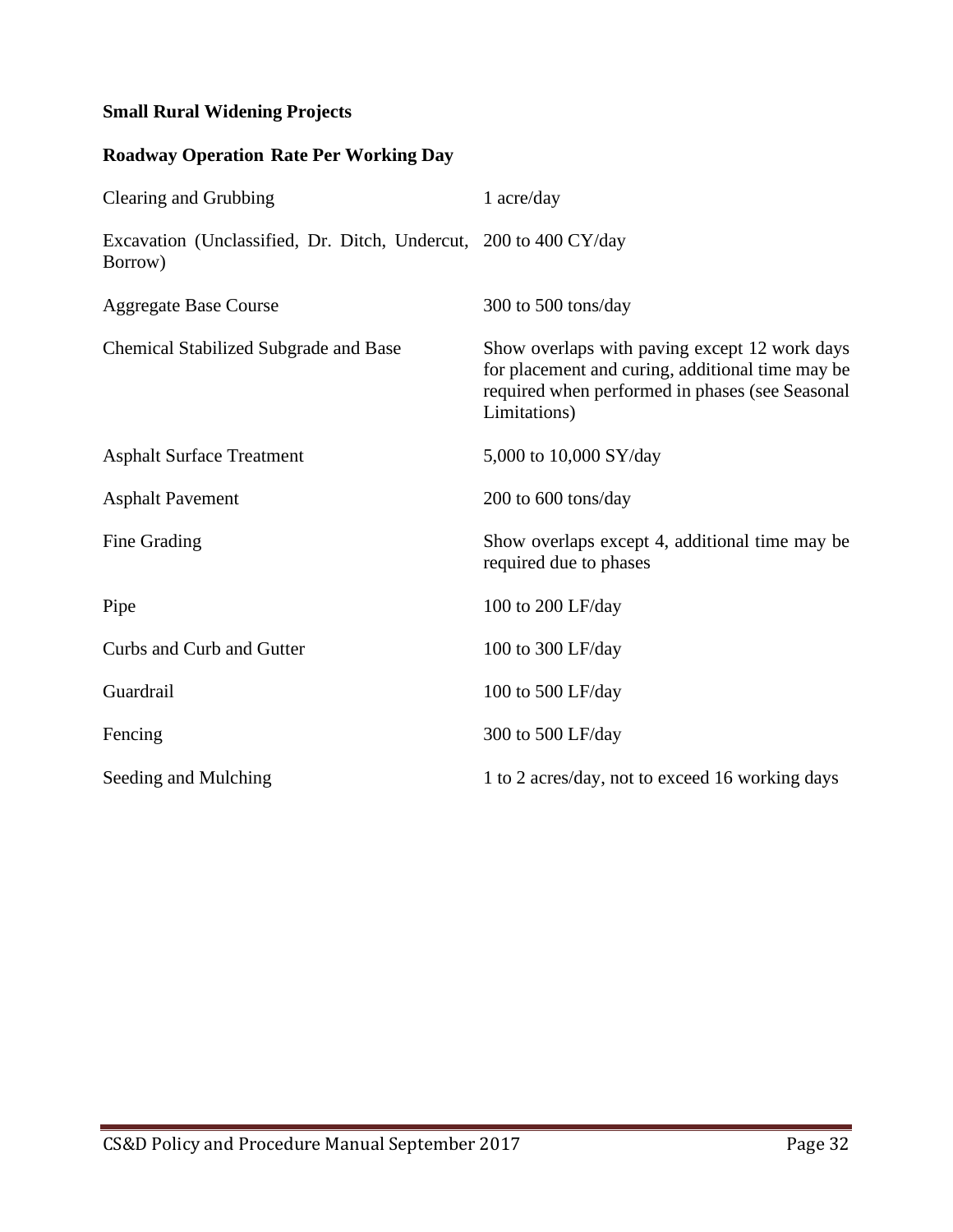**Small Rural Widening Projects**

| **Roadway Operation** | **Rate Per Working Day** |
|---|---|
| Clearing and Grubbing | 1 acre/day |
| Excavation (Unclassified, Dr. Ditch, Undercut, Borrow) | 200 to 400 CY/day |
| Aggregate Base Course | 300 to 500 tons/day |
| Chemical Stabilized Subgrade and Base | Show overlaps with paving except 12 work days for placement and curing, additional time may be required when performed in phases (see Seasonal Limitations) |
| Asphalt Surface Treatment | 5,000 to 10,000 SY/day |
| Asphalt Pavement | 200 to 600 tons/day |
| Fine Grading | Show overlaps except 4, additional time may be required due to phases |
| Pipe | 100 to 200 LF/day |
| Curbs and Curb and Gutter | 100 to 300 LF/day |
| Guardrail | 100 to 500 LF/day |
| Fencing | 300 to 500 LF/day |
| Seeding and Mulching | 1 to 2 acres/day, not to exceed 16 working days |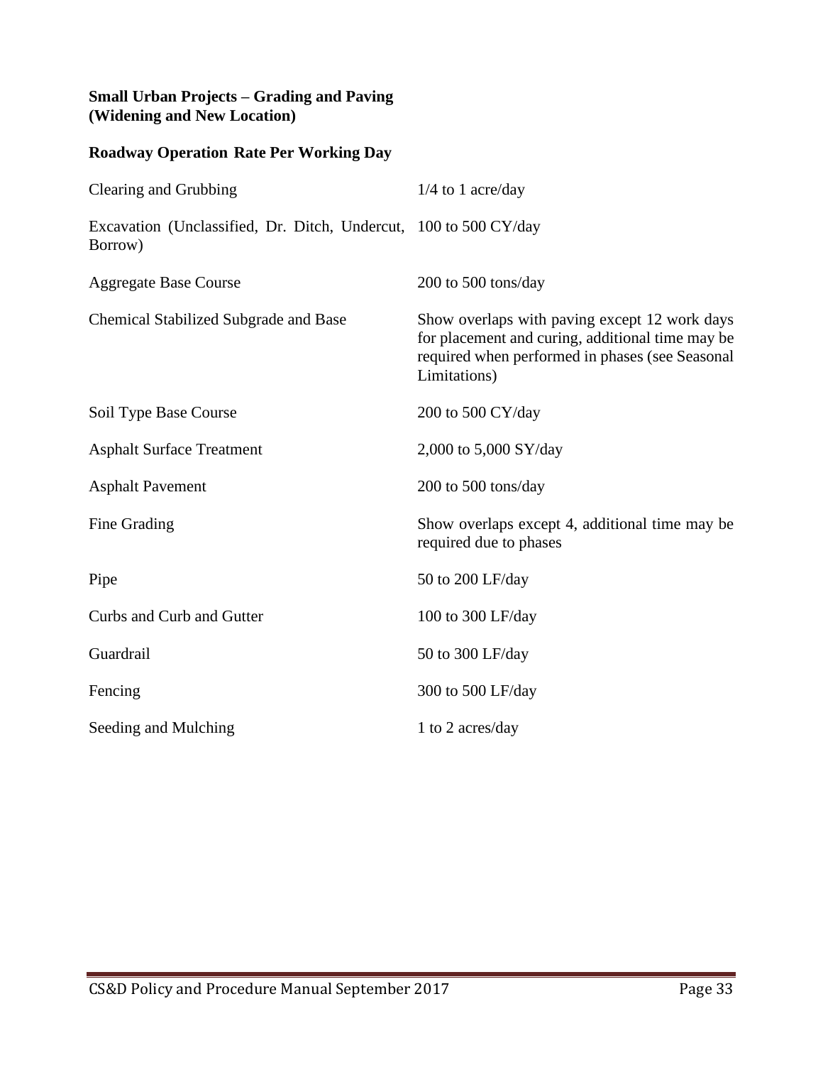**Small Urban Projects – Grading and Paving (Widening and New Location)**

**Roadway Operation Rate Per Working Day**

| | |
|---|---|
| Clearing and Grubbing | 1/4 to 1 acre/day |
| Excavation (Unclassified, Dr. Ditch, Undercut, Borrow) | 100 to 500 CY/day |
| Aggregate Base Course | 200 to 500 tons/day |
| Chemical Stabilized Subgrade and Base | Show overlaps with paving except 12 work days for placement and curing, additional time may be required when performed in phases (see Seasonal Limitations) |
| Soil Type Base Course | 200 to 500 CY/day |
| Asphalt Surface Treatment | 2,000 to 5,000 SY/day |
| Asphalt Pavement | 200 to 500 tons/day |
| Fine Grading | Show overlaps except 4, additional time may be required due to phases |
| Pipe | 50 to 200 LF/day |
| Curbs and Curb and Gutter | 100 to 300 LF/day |
| Guardrail | 50 to 300 LF/day |
| Fencing | 300 to 500 LF/day |
| Seeding and Mulching | 1 to 2 acres/day |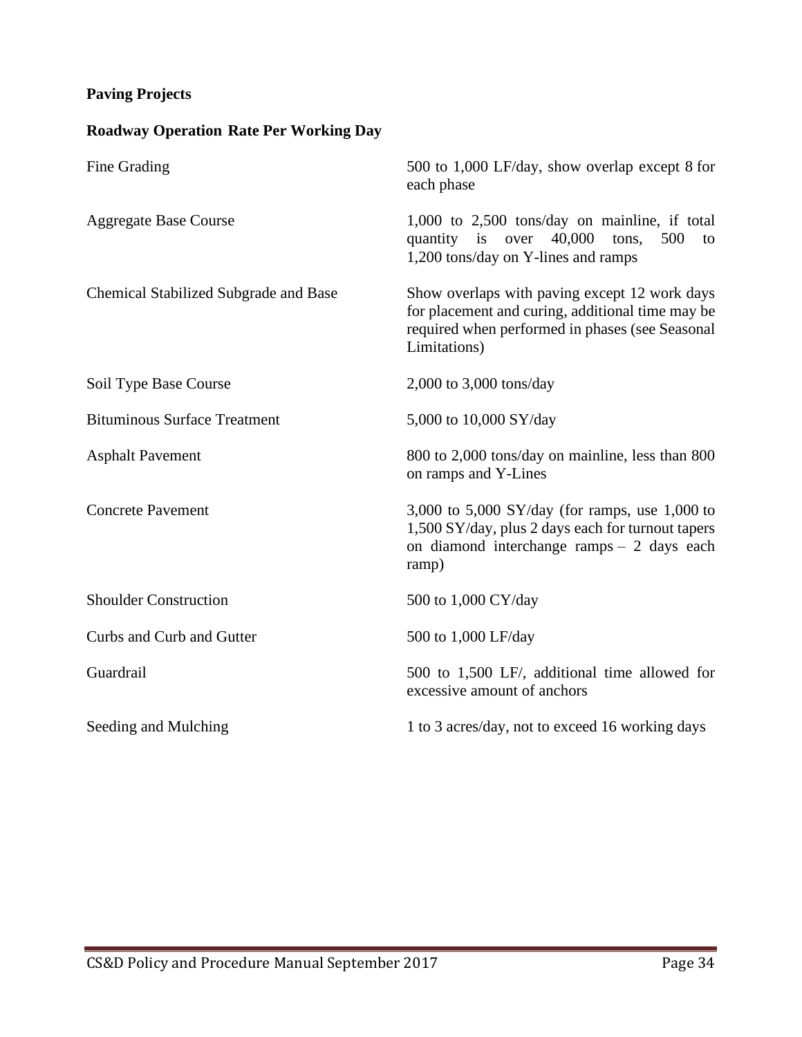**Paving Projects**

**Roadway Operation Rate Per Working Day**

| Roadway Operation | Rate Per Working Day |
|---|---|
| Fine Grading | 500 to 1,000 LF/day, show overlap except 8 for each phase |
| Aggregate Base Course | 1,000 to 2,500 tons/day on mainline, if total quantity is over 40,000 tons, 500 to 1,200 tons/day on Y-lines and ramps |
| Chemical Stabilized Subgrade and Base | Show overlaps with paving except 12 work days for placement and curing, additional time may be required when performed in phases (see Seasonal Limitations) |
| Soil Type Base Course | 2,000 to 3,000 tons/day |
| Bituminous Surface Treatment | 5,000 to 10,000 SY/day |
| Asphalt Pavement | 800 to 2,000 tons/day on mainline, less than 800 on ramps and Y-Lines |
| Concrete Pavement | 3,000 to 5,000 SY/day (for ramps, use 1,000 to 1,500 SY/day, plus 2 days each for turnout tapers on diamond interchange ramps – 2 days each ramp) |
| Shoulder Construction | 500 to 1,000 CY/day |
| Curbs and Curb and Gutter | 500 to 1,000 LF/day |
| Guardrail | 500 to 1,500 LF/, additional time allowed for excessive amount of anchors |
| Seeding and Mulching | 1 to 3 acres/day, not to exceed 16 working days |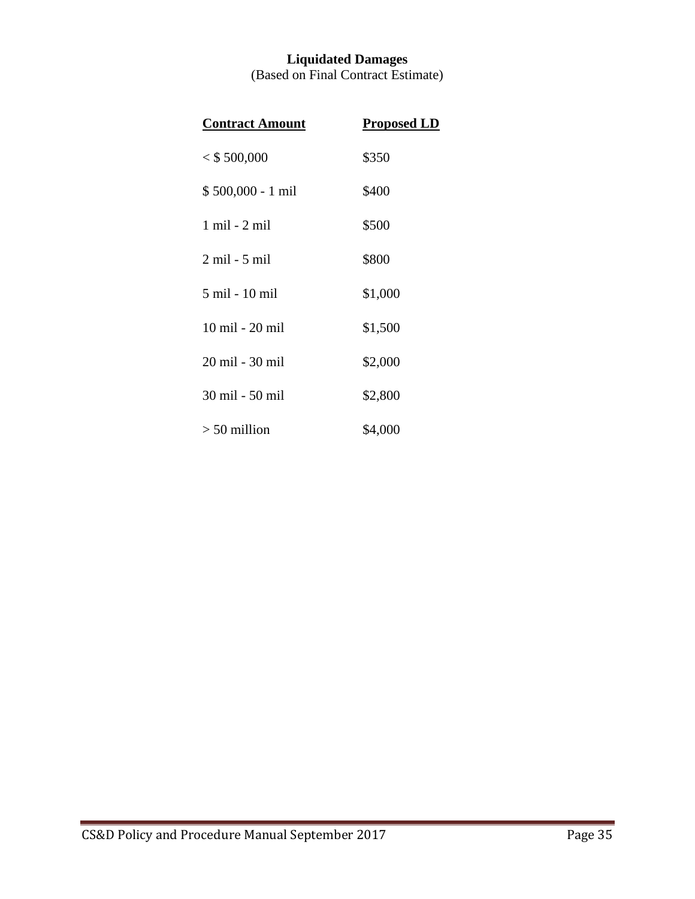**Liquidated Damages**

(Based on Final Contract Estimate)

| Contract Amount | Proposed LD |
|---|---|
| < $ 500,000 | $350 |
| $ 500,000 - 1 mil | $400 |
| 1 mil - 2 mil | $500 |
| 2 mil - 5 mil | $800 |
| 5 mil - 10 mil | $1,000 |
| 10 mil - 20 mil | $1,500 |
| 20 mil - 30 mil | $2,000 |
| 30 mil - 50 mil | $2,800 |
| > 50 million | $4,000 |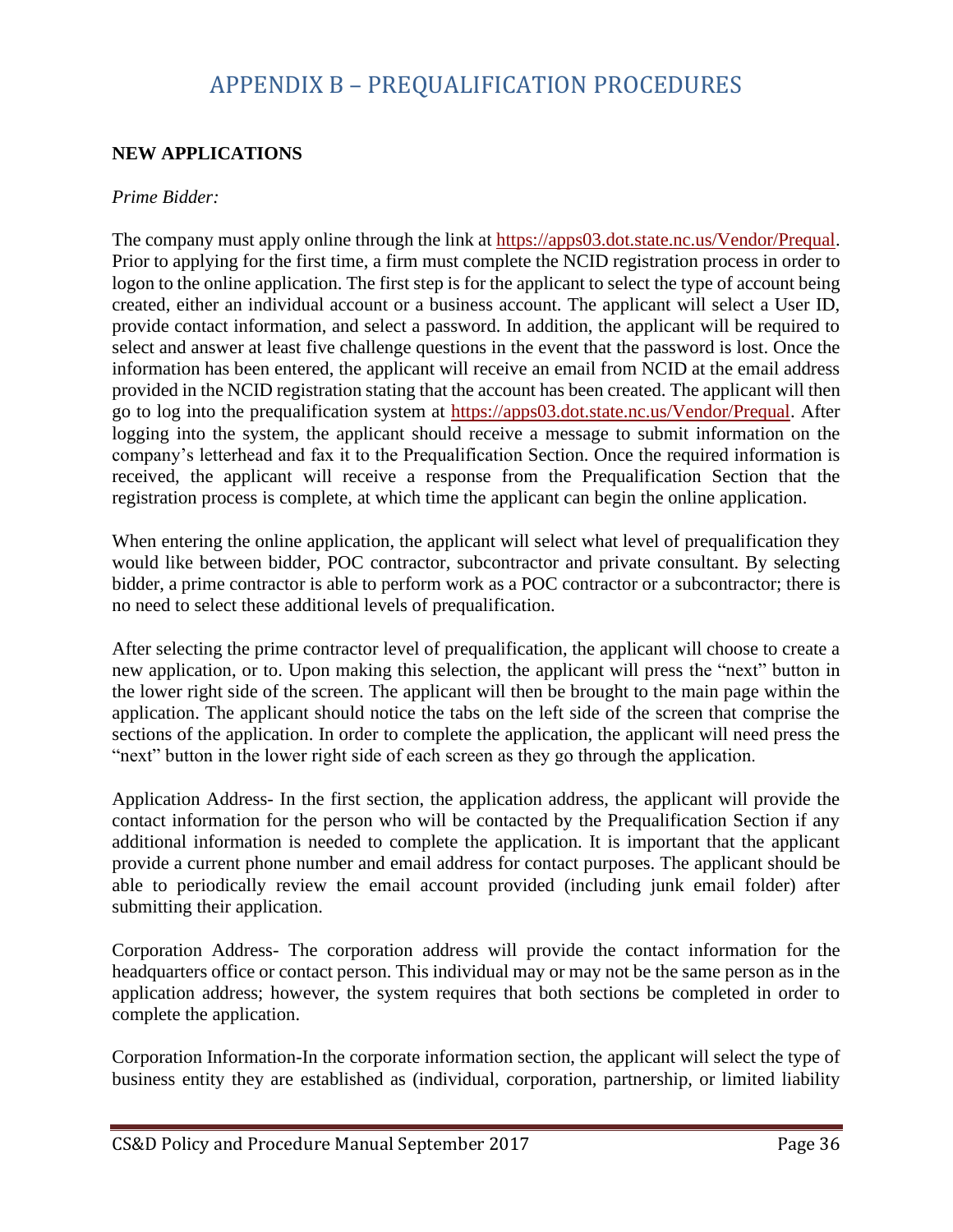# APPENDIX B – PREQUALIFICATION PROCEDURES

**NEW APPLICATIONS**

*Prime Bidder:*

The company must apply online through the link at https://apps03.dot.state.nc.us/Vendor/Prequal. Prior to applying for the first time, a firm must complete the NCID registration process in order to logon to the online application. The first step is for the applicant to select the type of account being created, either an individual account or a business account. The applicant will select a User ID, provide contact information, and select a password. In addition, the applicant will be required to select and answer at least five challenge questions in the event that the password is lost. Once the information has been entered, the applicant will receive an email from NCID at the email address provided in the NCID registration stating that the account has been created. The applicant will then go to log into the prequalification system at https://apps03.dot.state.nc.us/Vendor/Prequal. After logging into the system, the applicant should receive a message to submit information on the company's letterhead and fax it to the Prequalification Section. Once the required information is received, the applicant will receive a response from the Prequalification Section that the registration process is complete, at which time the applicant can begin the online application.

When entering the online application, the applicant will select what level of prequalification they would like between bidder, POC contractor, subcontractor and private consultant. By selecting bidder, a prime contractor is able to perform work as a POC contractor or a subcontractor; there is no need to select these additional levels of prequalification.

After selecting the prime contractor level of prequalification, the applicant will choose to create a new application, or to. Upon making this selection, the applicant will press the "next" button in the lower right side of the screen. The applicant will then be brought to the main page within the application. The applicant should notice the tabs on the left side of the screen that comprise the sections of the application. In order to complete the application, the applicant will need press the "next" button in the lower right side of each screen as they go through the application.

Application Address- In the first section, the application address, the applicant will provide the contact information for the person who will be contacted by the Prequalification Section if any additional information is needed to complete the application. It is important that the applicant provide a current phone number and email address for contact purposes. The applicant should be able to periodically review the email account provided (including junk email folder) after submitting their application.

Corporation Address- The corporation address will provide the contact information for the headquarters office or contact person. This individual may or may not be the same person as in the application address; however, the system requires that both sections be completed in order to complete the application.

Corporation Information-In the corporate information section, the applicant will select the type of business entity they are established as (individual, corporation, partnership, or limited liability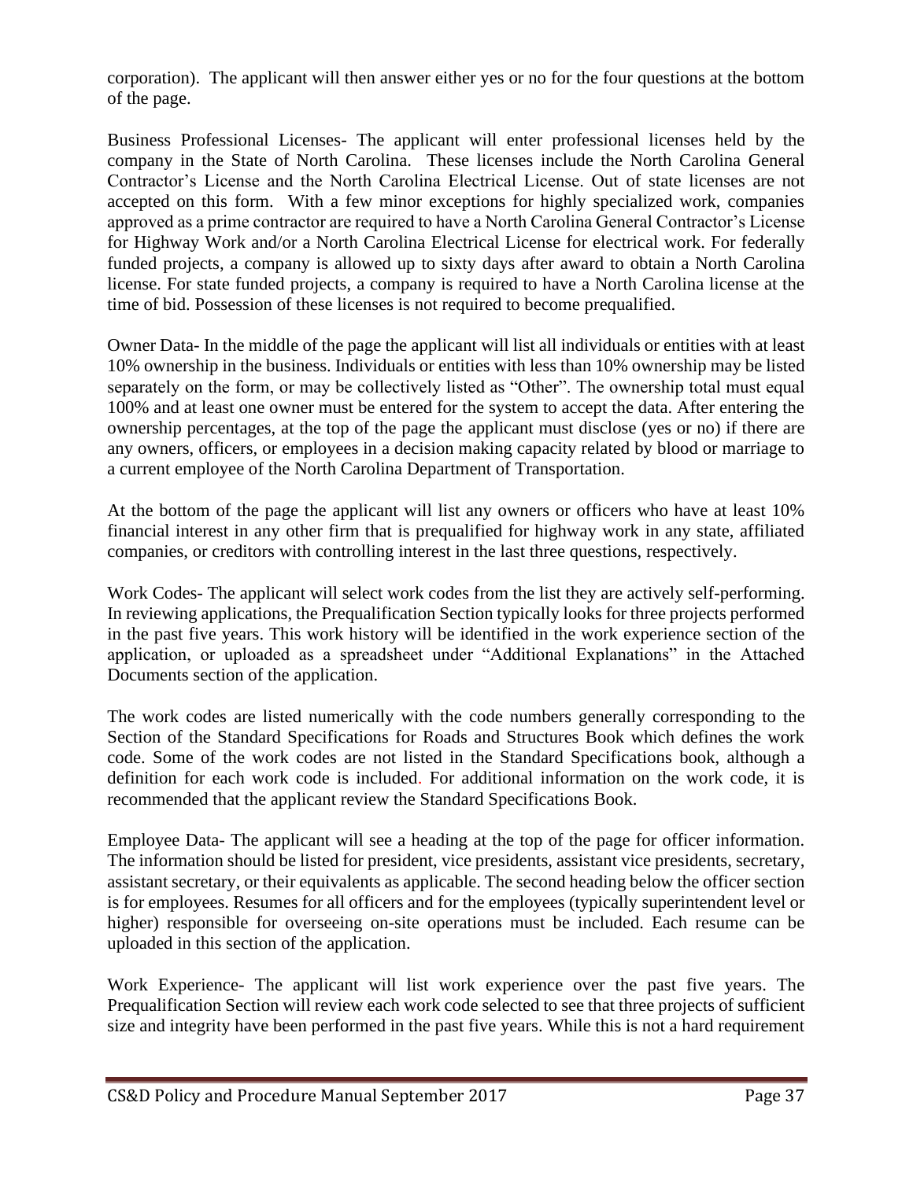corporation). The applicant will then answer either yes or no for the four questions at the bottom of the page.

Business Professional Licenses- The applicant will enter professional licenses held by the company in the State of North Carolina. These licenses include the North Carolina General Contractor's License and the North Carolina Electrical License. Out of state licenses are not accepted on this form. With a few minor exceptions for highly specialized work, companies approved as a prime contractor are required to have a North Carolina General Contractor's License for Highway Work and/or a North Carolina Electrical License for electrical work. For federally funded projects, a company is allowed up to sixty days after award to obtain a North Carolina license. For state funded projects, a company is required to have a North Carolina license at the time of bid. Possession of these licenses is not required to become prequalified.

Owner Data- In the middle of the page the applicant will list all individuals or entities with at least 10% ownership in the business. Individuals or entities with less than 10% ownership may be listed separately on the form, or may be collectively listed as "Other". The ownership total must equal 100% and at least one owner must be entered for the system to accept the data. After entering the ownership percentages, at the top of the page the applicant must disclose (yes or no) if there are any owners, officers, or employees in a decision making capacity related by blood or marriage to a current employee of the North Carolina Department of Transportation.

At the bottom of the page the applicant will list any owners or officers who have at least 10% financial interest in any other firm that is prequalified for highway work in any state, affiliated companies, or creditors with controlling interest in the last three questions, respectively.

Work Codes- The applicant will select work codes from the list they are actively self-performing. In reviewing applications, the Prequalification Section typically looks for three projects performed in the past five years. This work history will be identified in the work experience section of the application, or uploaded as a spreadsheet under "Additional Explanations" in the Attached Documents section of the application.

The work codes are listed numerically with the code numbers generally corresponding to the Section of the Standard Specifications for Roads and Structures Book which defines the work code. Some of the work codes are not listed in the Standard Specifications book, although a definition for each work code is included. For additional information on the work code, it is recommended that the applicant review the Standard Specifications Book.

Employee Data- The applicant will see a heading at the top of the page for officer information. The information should be listed for president, vice presidents, assistant vice presidents, secretary, assistant secretary, or their equivalents as applicable. The second heading below the officer section is for employees. Resumes for all officers and for the employees (typically superintendent level or higher) responsible for overseeing on-site operations must be included. Each resume can be uploaded in this section of the application.

Work Experience- The applicant will list work experience over the past five years. The Prequalification Section will review each work code selected to see that three projects of sufficient size and integrity have been performed in the past five years. While this is not a hard requirement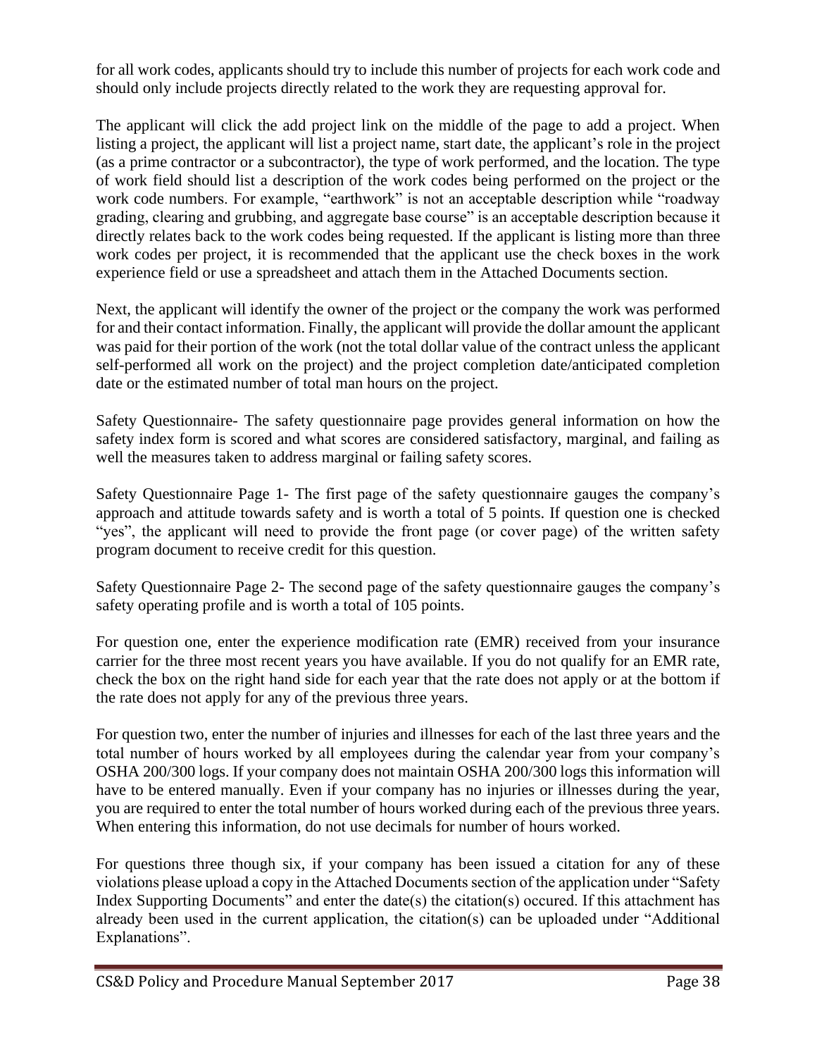for all work codes, applicants should try to include this number of projects for each work code and should only include projects directly related to the work they are requesting approval for.

The applicant will click the add project link on the middle of the page to add a project. When listing a project, the applicant will list a project name, start date, the applicant's role in the project (as a prime contractor or a subcontractor), the type of work performed, and the location. The type of work field should list a description of the work codes being performed on the project or the work code numbers. For example, "earthwork" is not an acceptable description while "roadway grading, clearing and grubbing, and aggregate base course" is an acceptable description because it directly relates back to the work codes being requested. If the applicant is listing more than three work codes per project, it is recommended that the applicant use the check boxes in the work experience field or use a spreadsheet and attach them in the Attached Documents section.

Next, the applicant will identify the owner of the project or the company the work was performed for and their contact information. Finally, the applicant will provide the dollar amount the applicant was paid for their portion of the work (not the total dollar value of the contract unless the applicant self-performed all work on the project) and the project completion date/anticipated completion date or the estimated number of total man hours on the project.

Safety Questionnaire- The safety questionnaire page provides general information on how the safety index form is scored and what scores are considered satisfactory, marginal, and failing as well the measures taken to address marginal or failing safety scores.

Safety Questionnaire Page 1- The first page of the safety questionnaire gauges the company's approach and attitude towards safety and is worth a total of 5 points. If question one is checked "yes", the applicant will need to provide the front page (or cover page) of the written safety program document to receive credit for this question.

Safety Questionnaire Page 2- The second page of the safety questionnaire gauges the company's safety operating profile and is worth a total of 105 points.

For question one, enter the experience modification rate (EMR) received from your insurance carrier for the three most recent years you have available. If you do not qualify for an EMR rate, check the box on the right hand side for each year that the rate does not apply or at the bottom if the rate does not apply for any of the previous three years.

For question two, enter the number of injuries and illnesses for each of the last three years and the total number of hours worked by all employees during the calendar year from your company's OSHA 200/300 logs. If your company does not maintain OSHA 200/300 logs this information will have to be entered manually. Even if your company has no injuries or illnesses during the year, you are required to enter the total number of hours worked during each of the previous three years. When entering this information, do not use decimals for number of hours worked.

For questions three though six, if your company has been issued a citation for any of these violations please upload a copy in the Attached Documents section of the application under "Safety Index Supporting Documents" and enter the date(s) the citation(s) occured. If this attachment has already been used in the current application, the citation(s) can be uploaded under "Additional Explanations".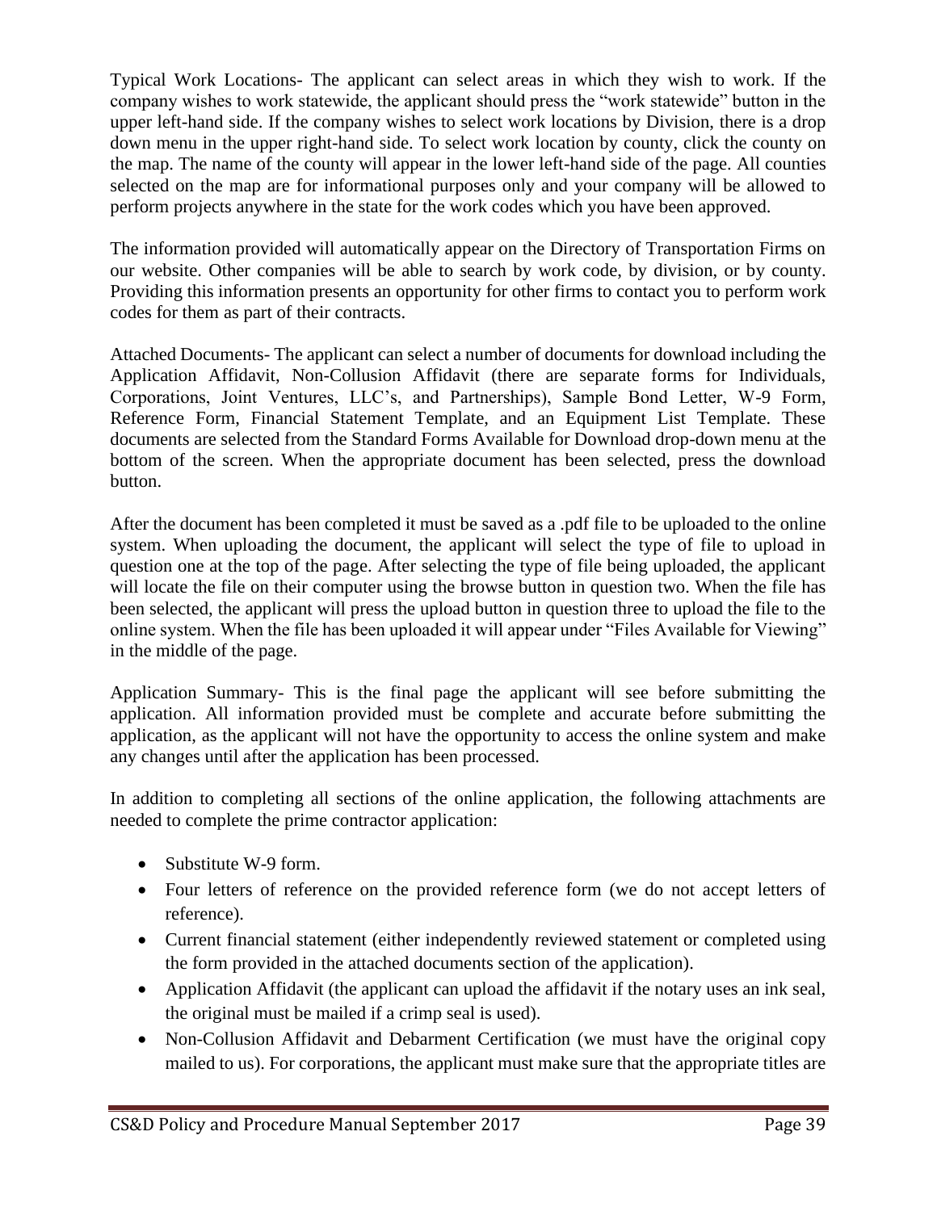Typical Work Locations- The applicant can select areas in which they wish to work. If the company wishes to work statewide, the applicant should press the "work statewide" button in the upper left-hand side. If the company wishes to select work locations by Division, there is a drop down menu in the upper right-hand side. To select work location by county, click the county on the map. The name of the county will appear in the lower left-hand side of the page. All counties selected on the map are for informational purposes only and your company will be allowed to perform projects anywhere in the state for the work codes which you have been approved.

The information provided will automatically appear on the Directory of Transportation Firms on our website. Other companies will be able to search by work code, by division, or by county. Providing this information presents an opportunity for other firms to contact you to perform work codes for them as part of their contracts.

Attached Documents- The applicant can select a number of documents for download including the Application Affidavit, Non-Collusion Affidavit (there are separate forms for Individuals, Corporations, Joint Ventures, LLC's, and Partnerships), Sample Bond Letter, W-9 Form, Reference Form, Financial Statement Template, and an Equipment List Template. These documents are selected from the Standard Forms Available for Download drop-down menu at the bottom of the screen. When the appropriate document has been selected, press the download button.

After the document has been completed it must be saved as a .pdf file to be uploaded to the online system. When uploading the document, the applicant will select the type of file to upload in question one at the top of the page. After selecting the type of file being uploaded, the applicant will locate the file on their computer using the browse button in question two. When the file has been selected, the applicant will press the upload button in question three to upload the file to the online system. When the file has been uploaded it will appear under "Files Available for Viewing" in the middle of the page.

Application Summary- This is the final page the applicant will see before submitting the application. All information provided must be complete and accurate before submitting the application, as the applicant will not have the opportunity to access the online system and make any changes until after the application has been processed.

In addition to completing all sections of the online application, the following attachments are needed to complete the prime contractor application:

- Substitute W-9 form.
- Four letters of reference on the provided reference form (we do not accept letters of reference).
- Current financial statement (either independently reviewed statement or completed using the form provided in the attached documents section of the application).
- Application Affidavit (the applicant can upload the affidavit if the notary uses an ink seal, the original must be mailed if a crimp seal is used).
- Non-Collusion Affidavit and Debarment Certification (we must have the original copy mailed to us). For corporations, the applicant must make sure that the appropriate titles are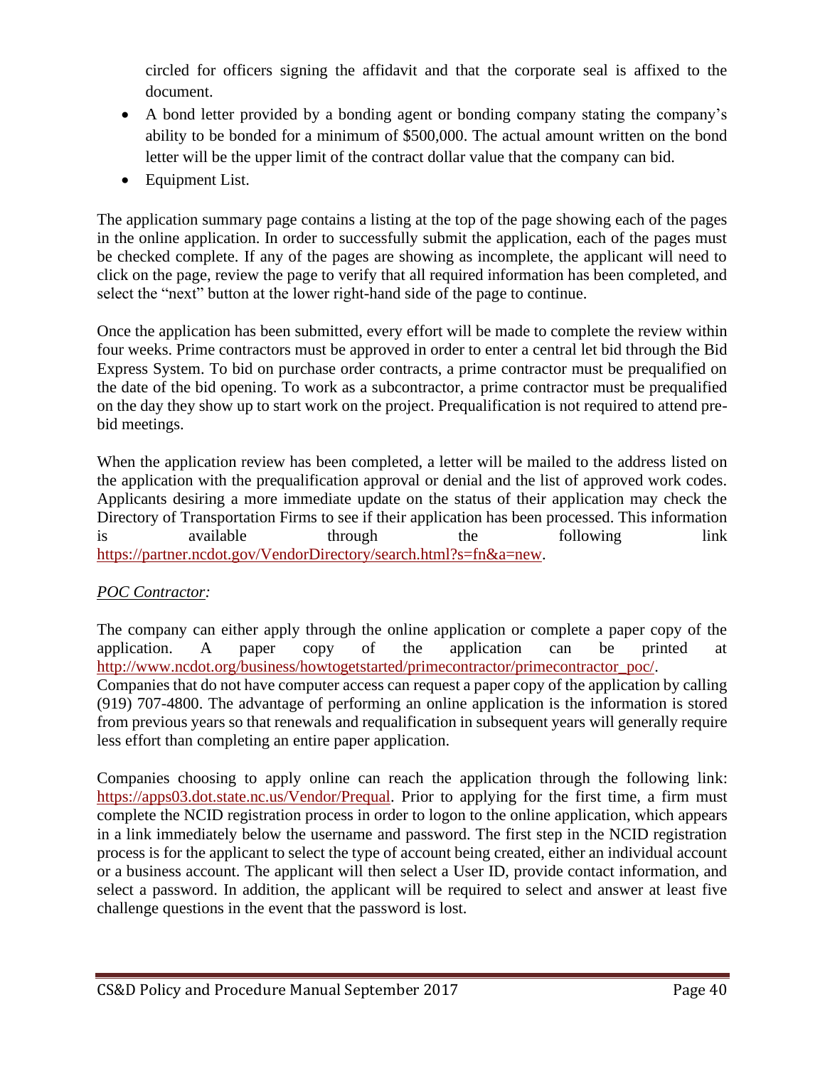circled for officers signing the affidavit and that the corporate seal is affixed to the document.

- A bond letter provided by a bonding agent or bonding company stating the company's ability to be bonded for a minimum of $500,000. The actual amount written on the bond letter will be the upper limit of the contract dollar value that the company can bid.
- Equipment List.

The application summary page contains a listing at the top of the page showing each of the pages in the online application. In order to successfully submit the application, each of the pages must be checked complete. If any of the pages are showing as incomplete, the applicant will need to click on the page, review the page to verify that all required information has been completed, and select the "next" button at the lower right-hand side of the page to continue.

Once the application has been submitted, every effort will be made to complete the review within four weeks. Prime contractors must be approved in order to enter a central let bid through the Bid Express System. To bid on purchase order contracts, a prime contractor must be prequalified on the date of the bid opening. To work as a subcontractor, a prime contractor must be prequalified on the day they show up to start work on the project. Prequalification is not required to attend pre-bid meetings.

When the application review has been completed, a letter will be mailed to the address listed on the application with the prequalification approval or denial and the list of approved work codes. Applicants desiring a more immediate update on the status of their application may check the Directory of Transportation Firms to see if their application has been processed. This information is available through the following link https://partner.ncdot.gov/VendorDirectory/search.html?s=fn&a=new.

*POC Contractor:*

The company can either apply through the online application or complete a paper copy of the application. A paper copy of the application can be printed at http://www.ncdot.org/business/howtogetstarted/primecontractor/primecontractor_poc/. Companies that do not have computer access can request a paper copy of the application by calling (919) 707-4800. The advantage of performing an online application is the information is stored from previous years so that renewals and requalification in subsequent years will generally require less effort than completing an entire paper application.

Companies choosing to apply online can reach the application through the following link: https://apps03.dot.state.nc.us/Vendor/Prequal. Prior to applying for the first time, a firm must complete the NCID registration process in order to logon to the online application, which appears in a link immediately below the username and password. The first step in the NCID registration process is for the applicant to select the type of account being created, either an individual account or a business account. The applicant will then select a User ID, provide contact information, and select a password. In addition, the applicant will be required to select and answer at least five challenge questions in the event that the password is lost.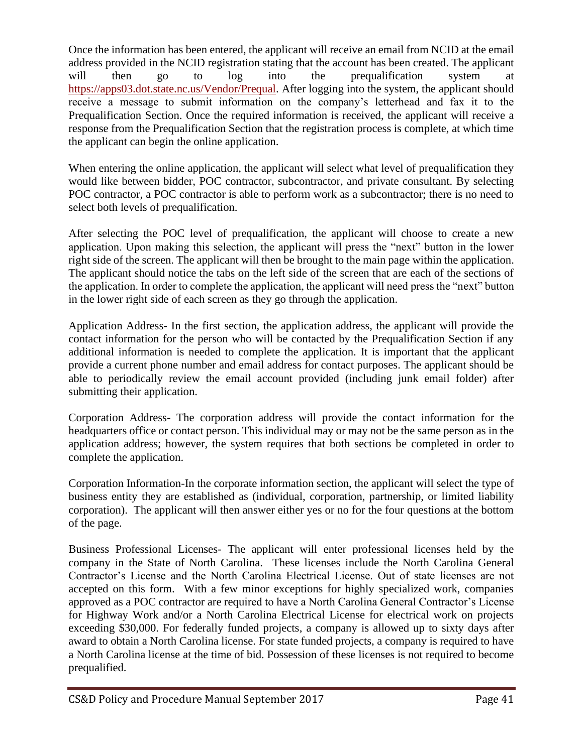Once the information has been entered, the applicant will receive an email from NCID at the email address provided in the NCID registration stating that the account has been created. The applicant will then go to log into the prequalification system at https://apps03.dot.state.nc.us/Vendor/Prequal. After logging into the system, the applicant should receive a message to submit information on the company's letterhead and fax it to the Prequalification Section. Once the required information is received, the applicant will receive a response from the Prequalification Section that the registration process is complete, at which time the applicant can begin the online application.

When entering the online application, the applicant will select what level of prequalification they would like between bidder, POC contractor, subcontractor, and private consultant. By selecting POC contractor, a POC contractor is able to perform work as a subcontractor; there is no need to select both levels of prequalification.

After selecting the POC level of prequalification, the applicant will choose to create a new application. Upon making this selection, the applicant will press the "next" button in the lower right side of the screen. The applicant will then be brought to the main page within the application. The applicant should notice the tabs on the left side of the screen that are each of the sections of the application. In order to complete the application, the applicant will need press the "next" button in the lower right side of each screen as they go through the application.

Application Address- In the first section, the application address, the applicant will provide the contact information for the person who will be contacted by the Prequalification Section if any additional information is needed to complete the application. It is important that the applicant provide a current phone number and email address for contact purposes. The applicant should be able to periodically review the email account provided (including junk email folder) after submitting their application.

Corporation Address- The corporation address will provide the contact information for the headquarters office or contact person. This individual may or may not be the same person as in the application address; however, the system requires that both sections be completed in order to complete the application.

Corporation Information-In the corporate information section, the applicant will select the type of business entity they are established as (individual, corporation, partnership, or limited liability corporation). The applicant will then answer either yes or no for the four questions at the bottom of the page.

Business Professional Licenses- The applicant will enter professional licenses held by the company in the State of North Carolina. These licenses include the North Carolina General Contractor's License and the North Carolina Electrical License. Out of state licenses are not accepted on this form. With a few minor exceptions for highly specialized work, companies approved as a POC contractor are required to have a North Carolina General Contractor's License for Highway Work and/or a North Carolina Electrical License for electrical work on projects exceeding $30,000. For federally funded projects, a company is allowed up to sixty days after award to obtain a North Carolina license. For state funded projects, a company is required to have a North Carolina license at the time of bid. Possession of these licenses is not required to become prequalified.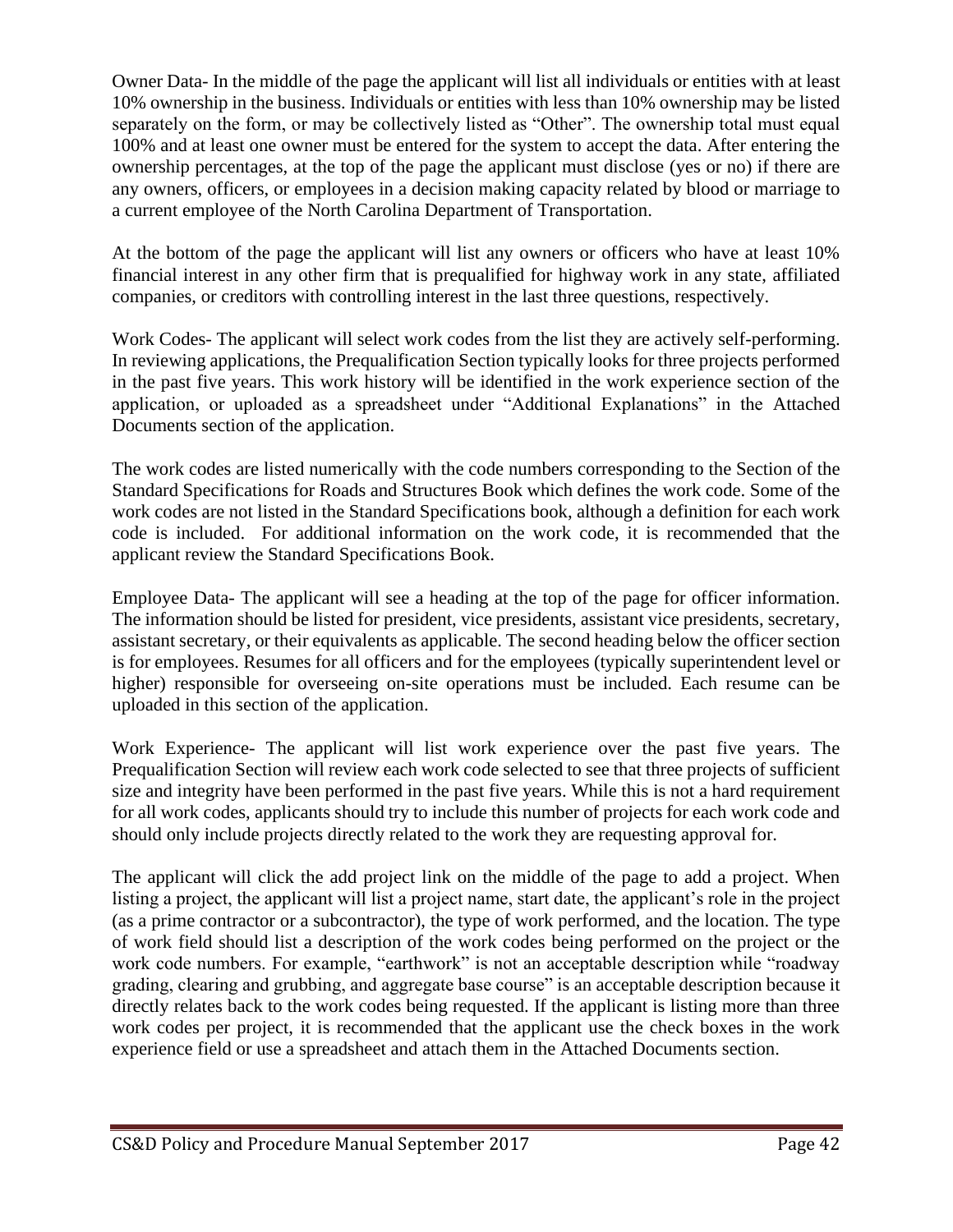Owner Data- In the middle of the page the applicant will list all individuals or entities with at least 10% ownership in the business. Individuals or entities with less than 10% ownership may be listed separately on the form, or may be collectively listed as "Other". The ownership total must equal 100% and at least one owner must be entered for the system to accept the data. After entering the ownership percentages, at the top of the page the applicant must disclose (yes or no) if there are any owners, officers, or employees in a decision making capacity related by blood or marriage to a current employee of the North Carolina Department of Transportation.

At the bottom of the page the applicant will list any owners or officers who have at least 10% financial interest in any other firm that is prequalified for highway work in any state, affiliated companies, or creditors with controlling interest in the last three questions, respectively.

Work Codes- The applicant will select work codes from the list they are actively self-performing. In reviewing applications, the Prequalification Section typically looks for three projects performed in the past five years. This work history will be identified in the work experience section of the application, or uploaded as a spreadsheet under "Additional Explanations" in the Attached Documents section of the application.

The work codes are listed numerically with the code numbers corresponding to the Section of the Standard Specifications for Roads and Structures Book which defines the work code. Some of the work codes are not listed in the Standard Specifications book, although a definition for each work code is included. For additional information on the work code, it is recommended that the applicant review the Standard Specifications Book.

Employee Data- The applicant will see a heading at the top of the page for officer information. The information should be listed for president, vice presidents, assistant vice presidents, secretary, assistant secretary, or their equivalents as applicable. The second heading below the officer section is for employees. Resumes for all officers and for the employees (typically superintendent level or higher) responsible for overseeing on-site operations must be included. Each resume can be uploaded in this section of the application.

Work Experience- The applicant will list work experience over the past five years. The Prequalification Section will review each work code selected to see that three projects of sufficient size and integrity have been performed in the past five years. While this is not a hard requirement for all work codes, applicants should try to include this number of projects for each work code and should only include projects directly related to the work they are requesting approval for.

The applicant will click the add project link on the middle of the page to add a project. When listing a project, the applicant will list a project name, start date, the applicant's role in the project (as a prime contractor or a subcontractor), the type of work performed, and the location. The type of work field should list a description of the work codes being performed on the project or the work code numbers. For example, "earthwork" is not an acceptable description while "roadway grading, clearing and grubbing, and aggregate base course" is an acceptable description because it directly relates back to the work codes being requested. If the applicant is listing more than three work codes per project, it is recommended that the applicant use the check boxes in the work experience field or use a spreadsheet and attach them in the Attached Documents section.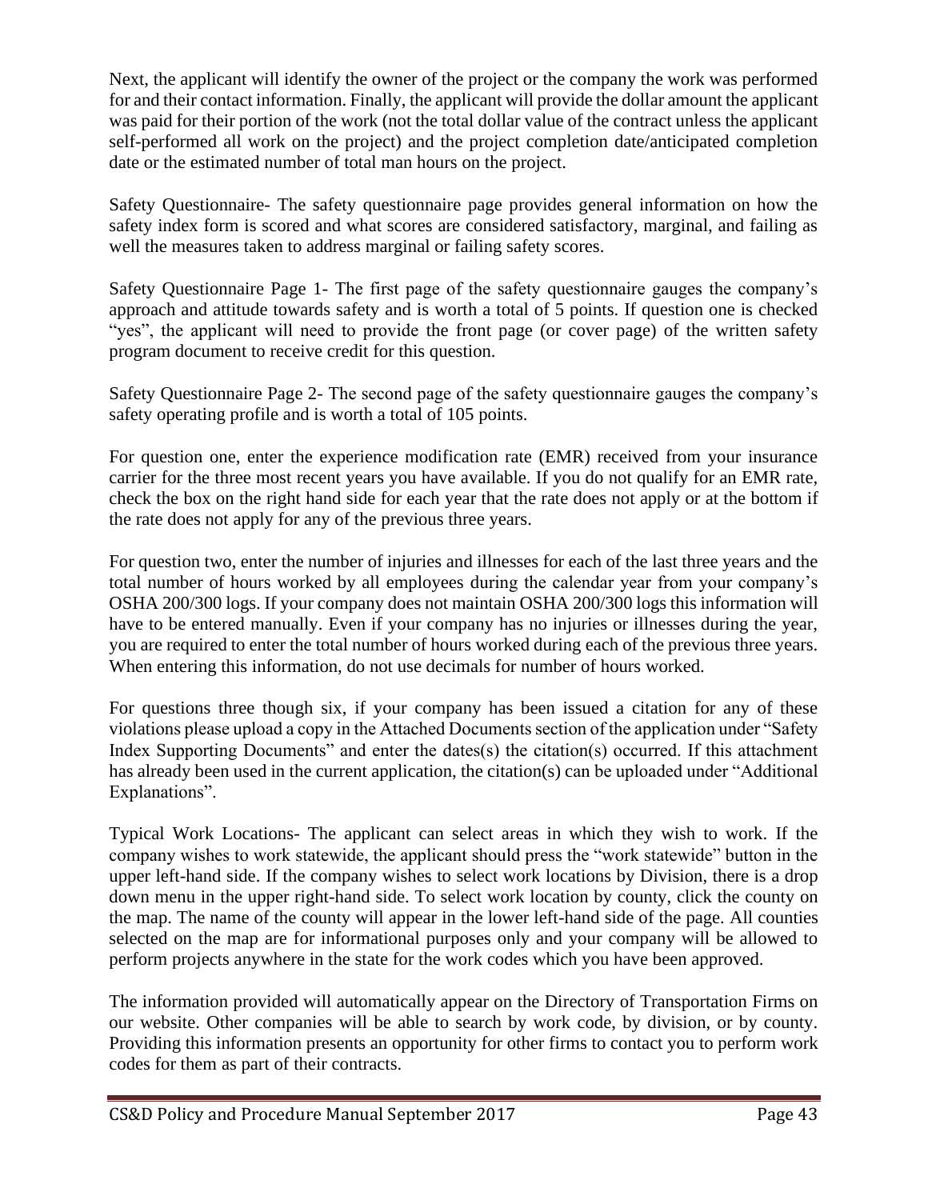Next, the applicant will identify the owner of the project or the company the work was performed for and their contact information. Finally, the applicant will provide the dollar amount the applicant was paid for their portion of the work (not the total dollar value of the contract unless the applicant self-performed all work on the project) and the project completion date/anticipated completion date or the estimated number of total man hours on the project.

Safety Questionnaire- The safety questionnaire page provides general information on how the safety index form is scored and what scores are considered satisfactory, marginal, and failing as well the measures taken to address marginal or failing safety scores.

Safety Questionnaire Page 1- The first page of the safety questionnaire gauges the company's approach and attitude towards safety and is worth a total of 5 points. If question one is checked "yes", the applicant will need to provide the front page (or cover page) of the written safety program document to receive credit for this question.

Safety Questionnaire Page 2- The second page of the safety questionnaire gauges the company's safety operating profile and is worth a total of 105 points.

For question one, enter the experience modification rate (EMR) received from your insurance carrier for the three most recent years you have available. If you do not qualify for an EMR rate, check the box on the right hand side for each year that the rate does not apply or at the bottom if the rate does not apply for any of the previous three years.

For question two, enter the number of injuries and illnesses for each of the last three years and the total number of hours worked by all employees during the calendar year from your company's OSHA 200/300 logs. If your company does not maintain OSHA 200/300 logs this information will have to be entered manually. Even if your company has no injuries or illnesses during the year, you are required to enter the total number of hours worked during each of the previous three years. When entering this information, do not use decimals for number of hours worked.

For questions three though six, if your company has been issued a citation for any of these violations please upload a copy in the Attached Documents section of the application under "Safety Index Supporting Documents" and enter the dates(s) the citation(s) occurred. If this attachment has already been used in the current application, the citation(s) can be uploaded under "Additional Explanations".

Typical Work Locations- The applicant can select areas in which they wish to work. If the company wishes to work statewide, the applicant should press the "work statewide" button in the upper left-hand side. If the company wishes to select work locations by Division, there is a drop down menu in the upper right-hand side. To select work location by county, click the county on the map. The name of the county will appear in the lower left-hand side of the page. All counties selected on the map are for informational purposes only and your company will be allowed to perform projects anywhere in the state for the work codes which you have been approved.

The information provided will automatically appear on the Directory of Transportation Firms on our website. Other companies will be able to search by work code, by division, or by county. Providing this information presents an opportunity for other firms to contact you to perform work codes for them as part of their contracts.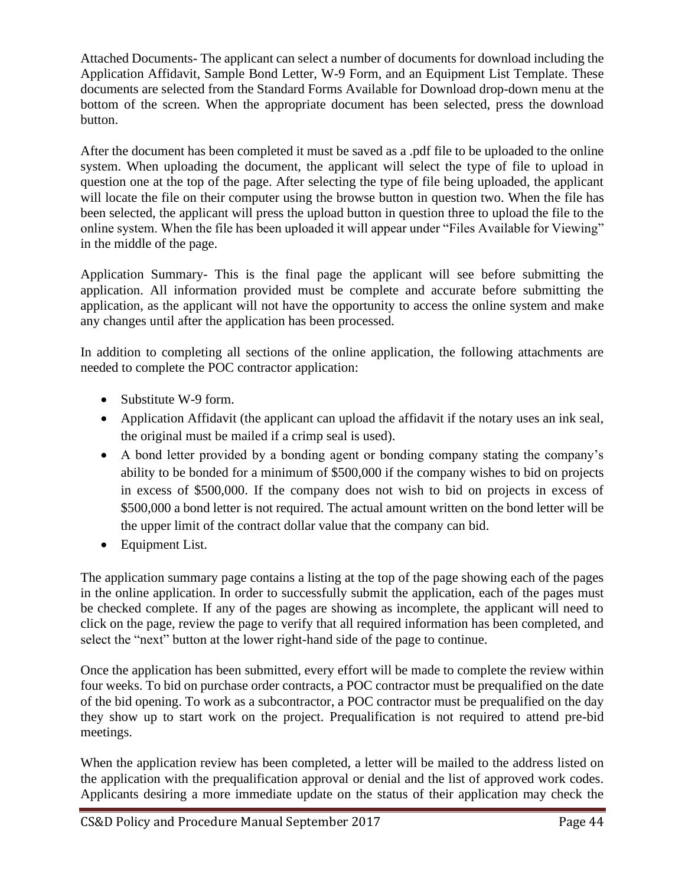Attached Documents- The applicant can select a number of documents for download including the Application Affidavit, Sample Bond Letter, W-9 Form, and an Equipment List Template. These documents are selected from the Standard Forms Available for Download drop-down menu at the bottom of the screen. When the appropriate document has been selected, press the download button.

After the document has been completed it must be saved as a .pdf file to be uploaded to the online system. When uploading the document, the applicant will select the type of file to upload in question one at the top of the page. After selecting the type of file being uploaded, the applicant will locate the file on their computer using the browse button in question two. When the file has been selected, the applicant will press the upload button in question three to upload the file to the online system. When the file has been uploaded it will appear under "Files Available for Viewing" in the middle of the page.

Application Summary- This is the final page the applicant will see before submitting the application. All information provided must be complete and accurate before submitting the application, as the applicant will not have the opportunity to access the online system and make any changes until after the application has been processed.

In addition to completing all sections of the online application, the following attachments are needed to complete the POC contractor application:

- Substitute W-9 form.
- Application Affidavit (the applicant can upload the affidavit if the notary uses an ink seal, the original must be mailed if a crimp seal is used).
- A bond letter provided by a bonding agent or bonding company stating the company's ability to be bonded for a minimum of $500,000 if the company wishes to bid on projects in excess of $500,000. If the company does not wish to bid on projects in excess of $500,000 a bond letter is not required. The actual amount written on the bond letter will be the upper limit of the contract dollar value that the company can bid.
- Equipment List.

The application summary page contains a listing at the top of the page showing each of the pages in the online application. In order to successfully submit the application, each of the pages must be checked complete. If any of the pages are showing as incomplete, the applicant will need to click on the page, review the page to verify that all required information has been completed, and select the "next" button at the lower right-hand side of the page to continue.

Once the application has been submitted, every effort will be made to complete the review within four weeks. To bid on purchase order contracts, a POC contractor must be prequalified on the date of the bid opening. To work as a subcontractor, a POC contractor must be prequalified on the day they show up to start work on the project. Prequalification is not required to attend pre-bid meetings.

When the application review has been completed, a letter will be mailed to the address listed on the application with the prequalification approval or denial and the list of approved work codes. Applicants desiring a more immediate update on the status of their application may check the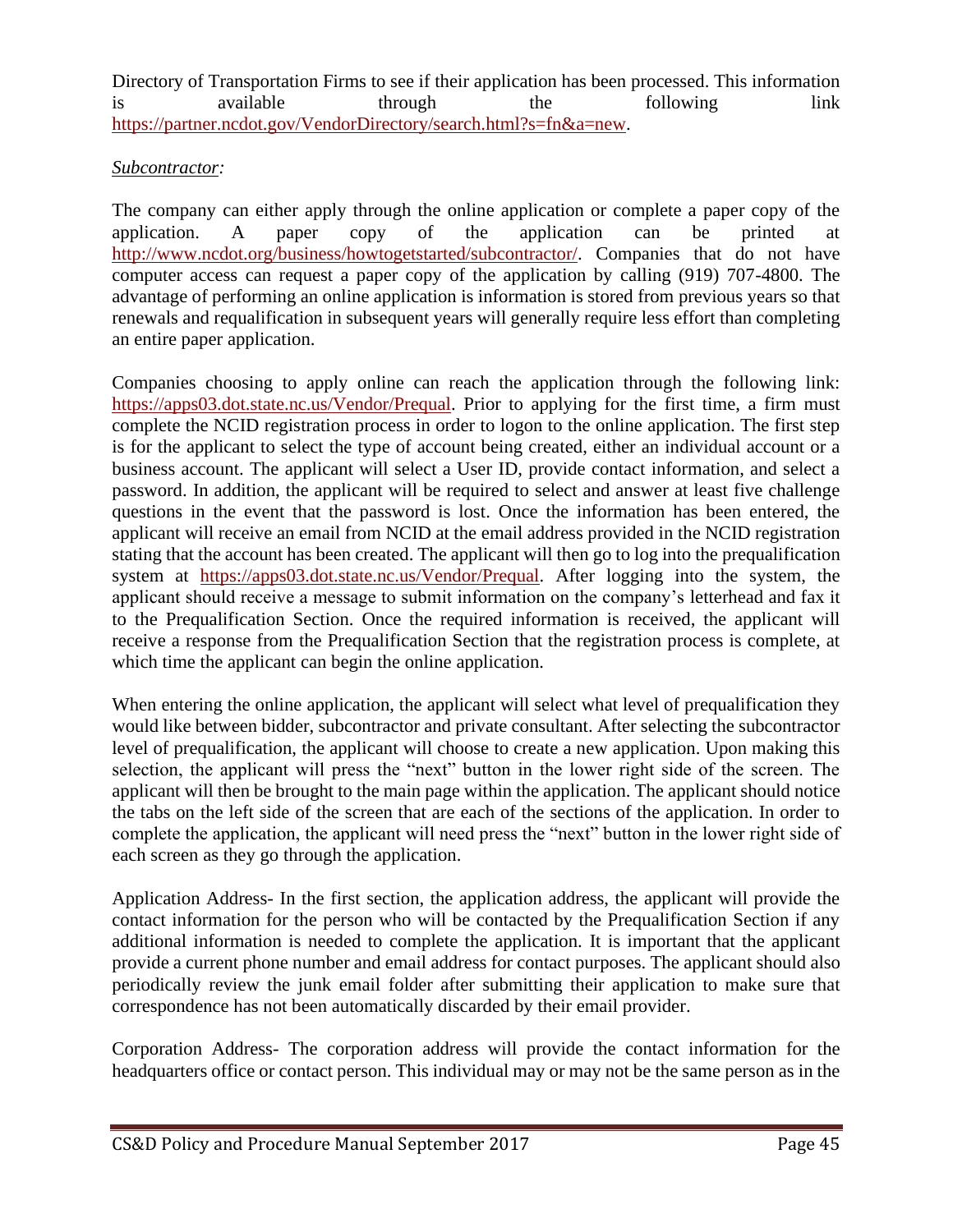Directory of Transportation Firms to see if their application has been processed. This information is available through the following link https://partner.ncdot.gov/VendorDirectory/search.html?s=fn&a=new.

*Subcontractor:*

The company can either apply through the online application or complete a paper copy of the application. A paper copy of the application can be printed at http://www.ncdot.org/business/howtogetstarted/subcontractor/. Companies that do not have computer access can request a paper copy of the application by calling (919) 707-4800. The advantage of performing an online application is information is stored from previous years so that renewals and requalification in subsequent years will generally require less effort than completing an entire paper application.

Companies choosing to apply online can reach the application through the following link: https://apps03.dot.state.nc.us/Vendor/Prequal. Prior to applying for the first time, a firm must complete the NCID registration process in order to logon to the online application. The first step is for the applicant to select the type of account being created, either an individual account or a business account. The applicant will select a User ID, provide contact information, and select a password. In addition, the applicant will be required to select and answer at least five challenge questions in the event that the password is lost. Once the information has been entered, the applicant will receive an email from NCID at the email address provided in the NCID registration stating that the account has been created. The applicant will then go to log into the prequalification system at https://apps03.dot.state.nc.us/Vendor/Prequal. After logging into the system, the applicant should receive a message to submit information on the company's letterhead and fax it to the Prequalification Section. Once the required information is received, the applicant will receive a response from the Prequalification Section that the registration process is complete, at which time the applicant can begin the online application.

When entering the online application, the applicant will select what level of prequalification they would like between bidder, subcontractor and private consultant. After selecting the subcontractor level of prequalification, the applicant will choose to create a new application. Upon making this selection, the applicant will press the "next" button in the lower right side of the screen. The applicant will then be brought to the main page within the application. The applicant should notice the tabs on the left side of the screen that are each of the sections of the application. In order to complete the application, the applicant will need press the "next" button in the lower right side of each screen as they go through the application.

Application Address- In the first section, the application address, the applicant will provide the contact information for the person who will be contacted by the Prequalification Section if any additional information is needed to complete the application. It is important that the applicant provide a current phone number and email address for contact purposes. The applicant should also periodically review the junk email folder after submitting their application to make sure that correspondence has not been automatically discarded by their email provider.

Corporation Address- The corporation address will provide the contact information for the headquarters office or contact person. This individual may or may not be the same person as in the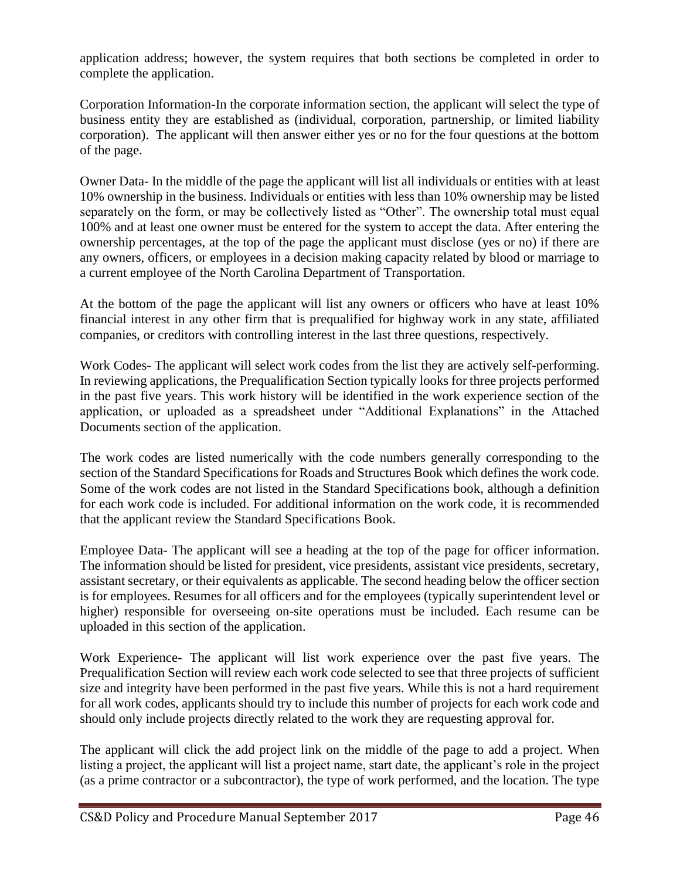application address; however, the system requires that both sections be completed in order to complete the application.

Corporation Information-In the corporate information section, the applicant will select the type of business entity they are established as (individual, corporation, partnership, or limited liability corporation). The applicant will then answer either yes or no for the four questions at the bottom of the page.

Owner Data- In the middle of the page the applicant will list all individuals or entities with at least 10% ownership in the business. Individuals or entities with less than 10% ownership may be listed separately on the form, or may be collectively listed as "Other". The ownership total must equal 100% and at least one owner must be entered for the system to accept the data. After entering the ownership percentages, at the top of the page the applicant must disclose (yes or no) if there are any owners, officers, or employees in a decision making capacity related by blood or marriage to a current employee of the North Carolina Department of Transportation.

At the bottom of the page the applicant will list any owners or officers who have at least 10% financial interest in any other firm that is prequalified for highway work in any state, affiliated companies, or creditors with controlling interest in the last three questions, respectively.

Work Codes- The applicant will select work codes from the list they are actively self-performing. In reviewing applications, the Prequalification Section typically looks for three projects performed in the past five years. This work history will be identified in the work experience section of the application, or uploaded as a spreadsheet under "Additional Explanations" in the Attached Documents section of the application.

The work codes are listed numerically with the code numbers generally corresponding to the section of the Standard Specifications for Roads and Structures Book which defines the work code. Some of the work codes are not listed in the Standard Specifications book, although a definition for each work code is included. For additional information on the work code, it is recommended that the applicant review the Standard Specifications Book.

Employee Data- The applicant will see a heading at the top of the page for officer information. The information should be listed for president, vice presidents, assistant vice presidents, secretary, assistant secretary, or their equivalents as applicable. The second heading below the officer section is for employees. Resumes for all officers and for the employees (typically superintendent level or higher) responsible for overseeing on-site operations must be included. Each resume can be uploaded in this section of the application.

Work Experience- The applicant will list work experience over the past five years. The Prequalification Section will review each work code selected to see that three projects of sufficient size and integrity have been performed in the past five years. While this is not a hard requirement for all work codes, applicants should try to include this number of projects for each work code and should only include projects directly related to the work they are requesting approval for.

The applicant will click the add project link on the middle of the page to add a project. When listing a project, the applicant will list a project name, start date, the applicant's role in the project (as a prime contractor or a subcontractor), the type of work performed, and the location. The type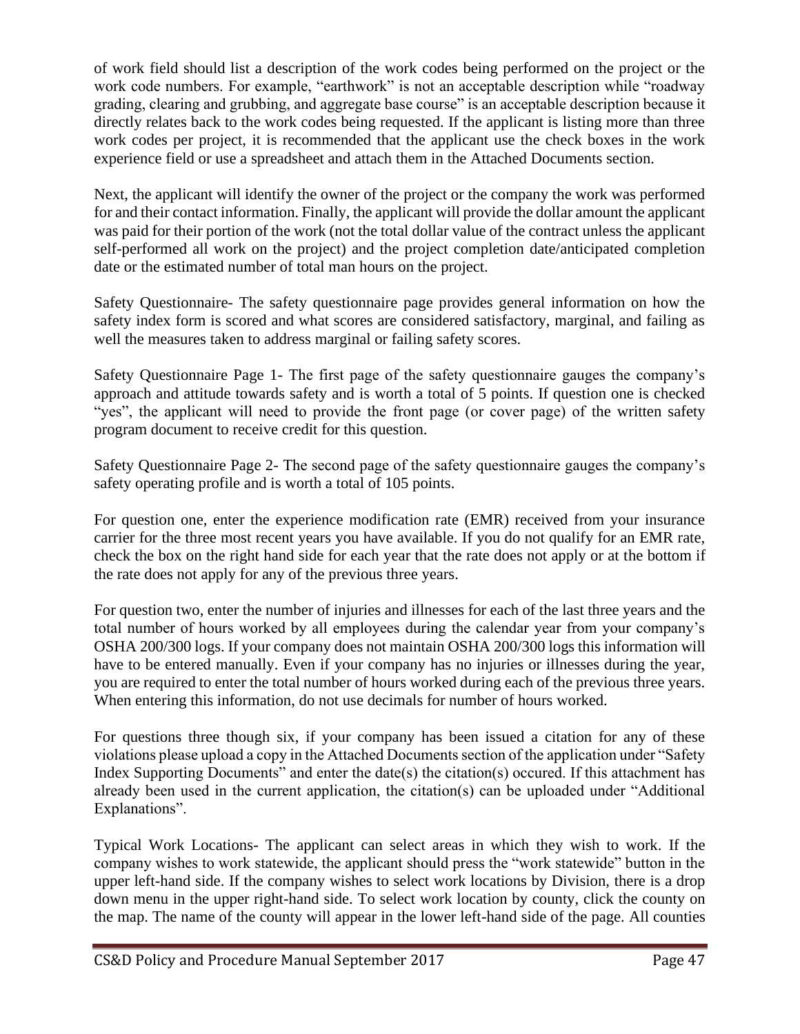of work field should list a description of the work codes being performed on the project or the work code numbers. For example, “earthwork” is not an acceptable description while “roadway grading, clearing and grubbing, and aggregate base course” is an acceptable description because it directly relates back to the work codes being requested. If the applicant is listing more than three work codes per project, it is recommended that the applicant use the check boxes in the work experience field or use a spreadsheet and attach them in the Attached Documents section.

Next, the applicant will identify the owner of the project or the company the work was performed for and their contact information. Finally, the applicant will provide the dollar amount the applicant was paid for their portion of the work (not the total dollar value of the contract unless the applicant self-performed all work on the project) and the project completion date/anticipated completion date or the estimated number of total man hours on the project.

Safety Questionnaire- The safety questionnaire page provides general information on how the safety index form is scored and what scores are considered satisfactory, marginal, and failing as well the measures taken to address marginal or failing safety scores.

Safety Questionnaire Page 1- The first page of the safety questionnaire gauges the company’s approach and attitude towards safety and is worth a total of 5 points. If question one is checked “yes”, the applicant will need to provide the front page (or cover page) of the written safety program document to receive credit for this question.

Safety Questionnaire Page 2- The second page of the safety questionnaire gauges the company’s safety operating profile and is worth a total of 105 points.

For question one, enter the experience modification rate (EMR) received from your insurance carrier for the three most recent years you have available. If you do not qualify for an EMR rate, check the box on the right hand side for each year that the rate does not apply or at the bottom if the rate does not apply for any of the previous three years.

For question two, enter the number of injuries and illnesses for each of the last three years and the total number of hours worked by all employees during the calendar year from your company’s OSHA 200/300 logs. If your company does not maintain OSHA 200/300 logs this information will have to be entered manually. Even if your company has no injuries or illnesses during the year, you are required to enter the total number of hours worked during each of the previous three years. When entering this information, do not use decimals for number of hours worked.

For questions three though six, if your company has been issued a citation for any of these violations please upload a copy in the Attached Documents section of the application under “Safety Index Supporting Documents” and enter the date(s) the citation(s) occured. If this attachment has already been used in the current application, the citation(s) can be uploaded under “Additional Explanations”.

Typical Work Locations- The applicant can select areas in which they wish to work. If the company wishes to work statewide, the applicant should press the “work statewide” button in the upper left-hand side. If the company wishes to select work locations by Division, there is a drop down menu in the upper right-hand side. To select work location by county, click the county on the map. The name of the county will appear in the lower left-hand side of the page. All counties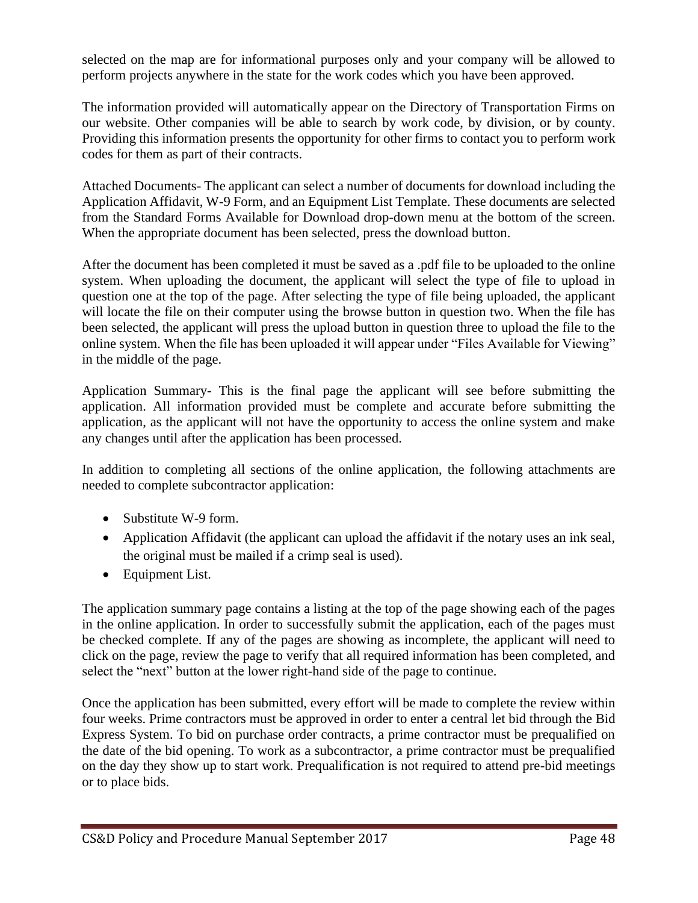selected on the map are for informational purposes only and your company will be allowed to perform projects anywhere in the state for the work codes which you have been approved.

The information provided will automatically appear on the Directory of Transportation Firms on our website. Other companies will be able to search by work code, by division, or by county. Providing this information presents the opportunity for other firms to contact you to perform work codes for them as part of their contracts.

Attached Documents- The applicant can select a number of documents for download including the Application Affidavit, W-9 Form, and an Equipment List Template. These documents are selected from the Standard Forms Available for Download drop-down menu at the bottom of the screen. When the appropriate document has been selected, press the download button.

After the document has been completed it must be saved as a .pdf file to be uploaded to the online system. When uploading the document, the applicant will select the type of file to upload in question one at the top of the page. After selecting the type of file being uploaded, the applicant will locate the file on their computer using the browse button in question two. When the file has been selected, the applicant will press the upload button in question three to upload the file to the online system. When the file has been uploaded it will appear under "Files Available for Viewing" in the middle of the page.

Application Summary- This is the final page the applicant will see before submitting the application. All information provided must be complete and accurate before submitting the application, as the applicant will not have the opportunity to access the online system and make any changes until after the application has been processed.

In addition to completing all sections of the online application, the following attachments are needed to complete subcontractor application:

- Substitute W-9 form.
- Application Affidavit (the applicant can upload the affidavit if the notary uses an ink seal, the original must be mailed if a crimp seal is used).
- Equipment List.

The application summary page contains a listing at the top of the page showing each of the pages in the online application. In order to successfully submit the application, each of the pages must be checked complete. If any of the pages are showing as incomplete, the applicant will need to click on the page, review the page to verify that all required information has been completed, and select the "next" button at the lower right-hand side of the page to continue.

Once the application has been submitted, every effort will be made to complete the review within four weeks. Prime contractors must be approved in order to enter a central let bid through the Bid Express System. To bid on purchase order contracts, a prime contractor must be prequalified on the date of the bid opening. To work as a subcontractor, a prime contractor must be prequalified on the day they show up to start work. Prequalification is not required to attend pre-bid meetings or to place bids.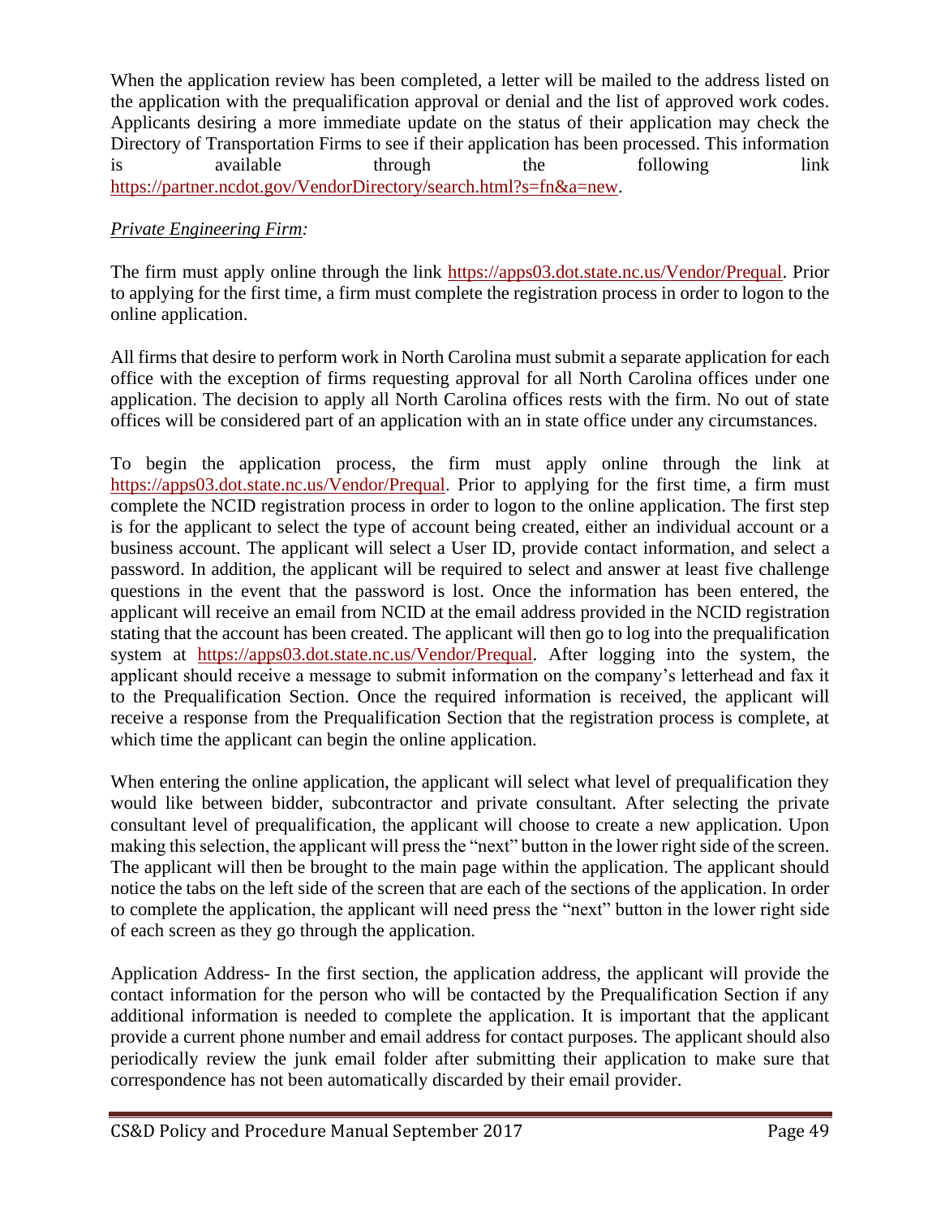When the application review has been completed, a letter will be mailed to the address listed on the application with the prequalification approval or denial and the list of approved work codes. Applicants desiring a more immediate update on the status of their application may check the Directory of Transportation Firms to see if their application has been processed. This information is available through the following link https://partner.ncdot.gov/VendorDirectory/search.html?s=fn&a=new.

*Private Engineering Firm:*

The firm must apply online through the link https://apps03.dot.state.nc.us/Vendor/Prequal. Prior to applying for the first time, a firm must complete the registration process in order to logon to the online application.

All firms that desire to perform work in North Carolina must submit a separate application for each office with the exception of firms requesting approval for all North Carolina offices under one application. The decision to apply all North Carolina offices rests with the firm. No out of state offices will be considered part of an application with an in state office under any circumstances.

To begin the application process, the firm must apply online through the link at https://apps03.dot.state.nc.us/Vendor/Prequal. Prior to applying for the first time, a firm must complete the NCID registration process in order to logon to the online application. The first step is for the applicant to select the type of account being created, either an individual account or a business account. The applicant will select a User ID, provide contact information, and select a password. In addition, the applicant will be required to select and answer at least five challenge questions in the event that the password is lost. Once the information has been entered, the applicant will receive an email from NCID at the email address provided in the NCID registration stating that the account has been created. The applicant will then go to log into the prequalification system at https://apps03.dot.state.nc.us/Vendor/Prequal. After logging into the system, the applicant should receive a message to submit information on the company's letterhead and fax it to the Prequalification Section. Once the required information is received, the applicant will receive a response from the Prequalification Section that the registration process is complete, at which time the applicant can begin the online application.

When entering the online application, the applicant will select what level of prequalification they would like between bidder, subcontractor and private consultant. After selecting the private consultant level of prequalification, the applicant will choose to create a new application. Upon making this selection, the applicant will press the "next" button in the lower right side of the screen. The applicant will then be brought to the main page within the application. The applicant should notice the tabs on the left side of the screen that are each of the sections of the application. In order to complete the application, the applicant will need press the "next" button in the lower right side of each screen as they go through the application.

Application Address- In the first section, the application address, the applicant will provide the contact information for the person who will be contacted by the Prequalification Section if any additional information is needed to complete the application. It is important that the applicant provide a current phone number and email address for contact purposes. The applicant should also periodically review the junk email folder after submitting their application to make sure that correspondence has not been automatically discarded by their email provider.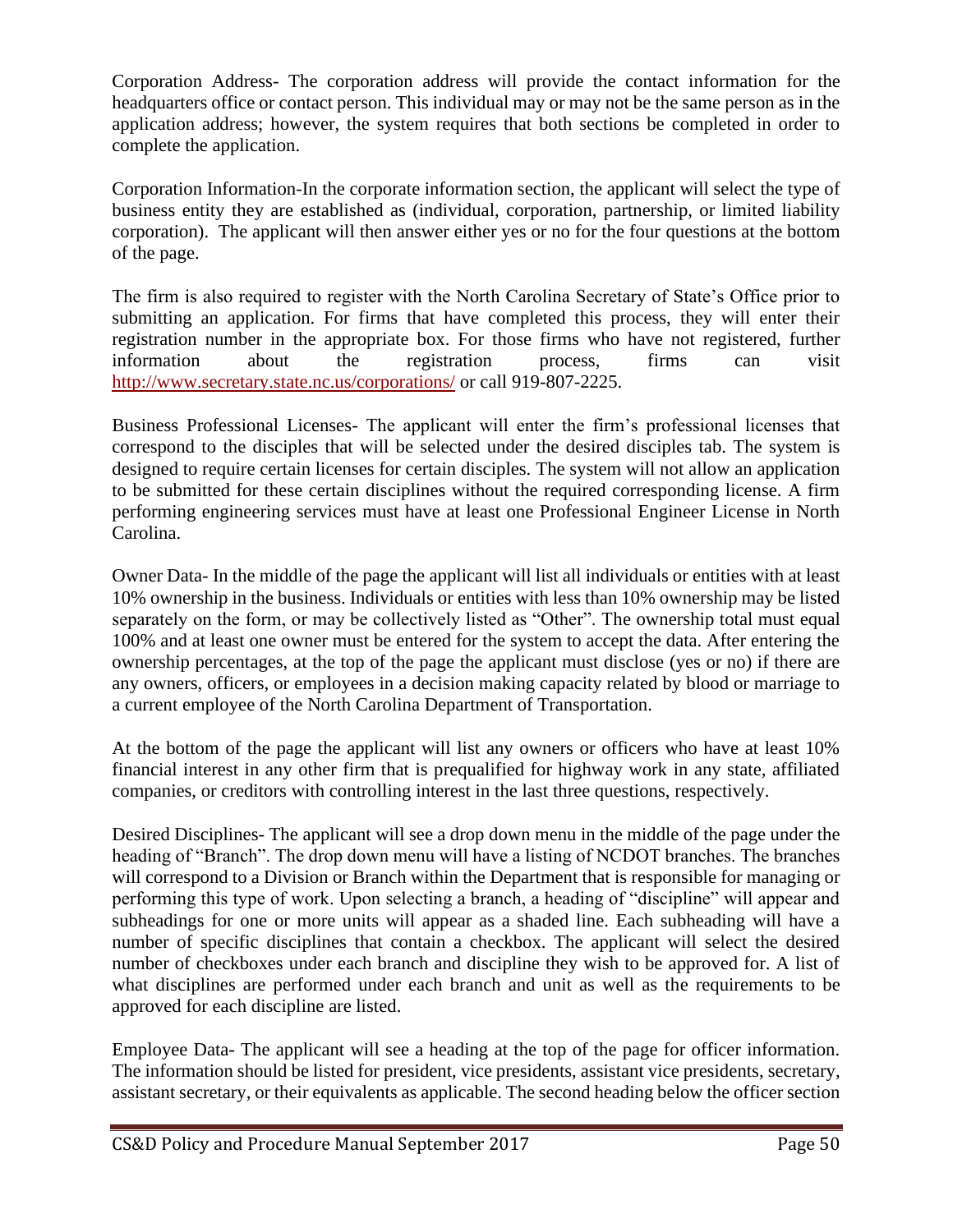Corporation Address- The corporation address will provide the contact information for the headquarters office or contact person. This individual may or may not be the same person as in the application address; however, the system requires that both sections be completed in order to complete the application.

Corporation Information-In the corporate information section, the applicant will select the type of business entity they are established as (individual, corporation, partnership, or limited liability corporation). The applicant will then answer either yes or no for the four questions at the bottom of the page.

The firm is also required to register with the North Carolina Secretary of State's Office prior to submitting an application. For firms that have completed this process, they will enter their registration number in the appropriate box. For those firms who have not registered, further information about the registration process, firms can visit http://www.secretary.state.nc.us/corporations/ or call 919-807-2225.

Business Professional Licenses- The applicant will enter the firm's professional licenses that correspond to the disciples that will be selected under the desired disciples tab. The system is designed to require certain licenses for certain disciples. The system will not allow an application to be submitted for these certain disciplines without the required corresponding license. A firm performing engineering services must have at least one Professional Engineer License in North Carolina.

Owner Data- In the middle of the page the applicant will list all individuals or entities with at least 10% ownership in the business. Individuals or entities with less than 10% ownership may be listed separately on the form, or may be collectively listed as "Other". The ownership total must equal 100% and at least one owner must be entered for the system to accept the data. After entering the ownership percentages, at the top of the page the applicant must disclose (yes or no) if there are any owners, officers, or employees in a decision making capacity related by blood or marriage to a current employee of the North Carolina Department of Transportation.

At the bottom of the page the applicant will list any owners or officers who have at least 10% financial interest in any other firm that is prequalified for highway work in any state, affiliated companies, or creditors with controlling interest in the last three questions, respectively.

Desired Disciplines- The applicant will see a drop down menu in the middle of the page under the heading of "Branch". The drop down menu will have a listing of NCDOT branches. The branches will correspond to a Division or Branch within the Department that is responsible for managing or performing this type of work. Upon selecting a branch, a heading of "discipline" will appear and subheadings for one or more units will appear as a shaded line. Each subheading will have a number of specific disciplines that contain a checkbox. The applicant will select the desired number of checkboxes under each branch and discipline they wish to be approved for. A list of what disciplines are performed under each branch and unit as well as the requirements to be approved for each discipline are listed.

Employee Data- The applicant will see a heading at the top of the page for officer information. The information should be listed for president, vice presidents, assistant vice presidents, secretary, assistant secretary, or their equivalents as applicable. The second heading below the officer section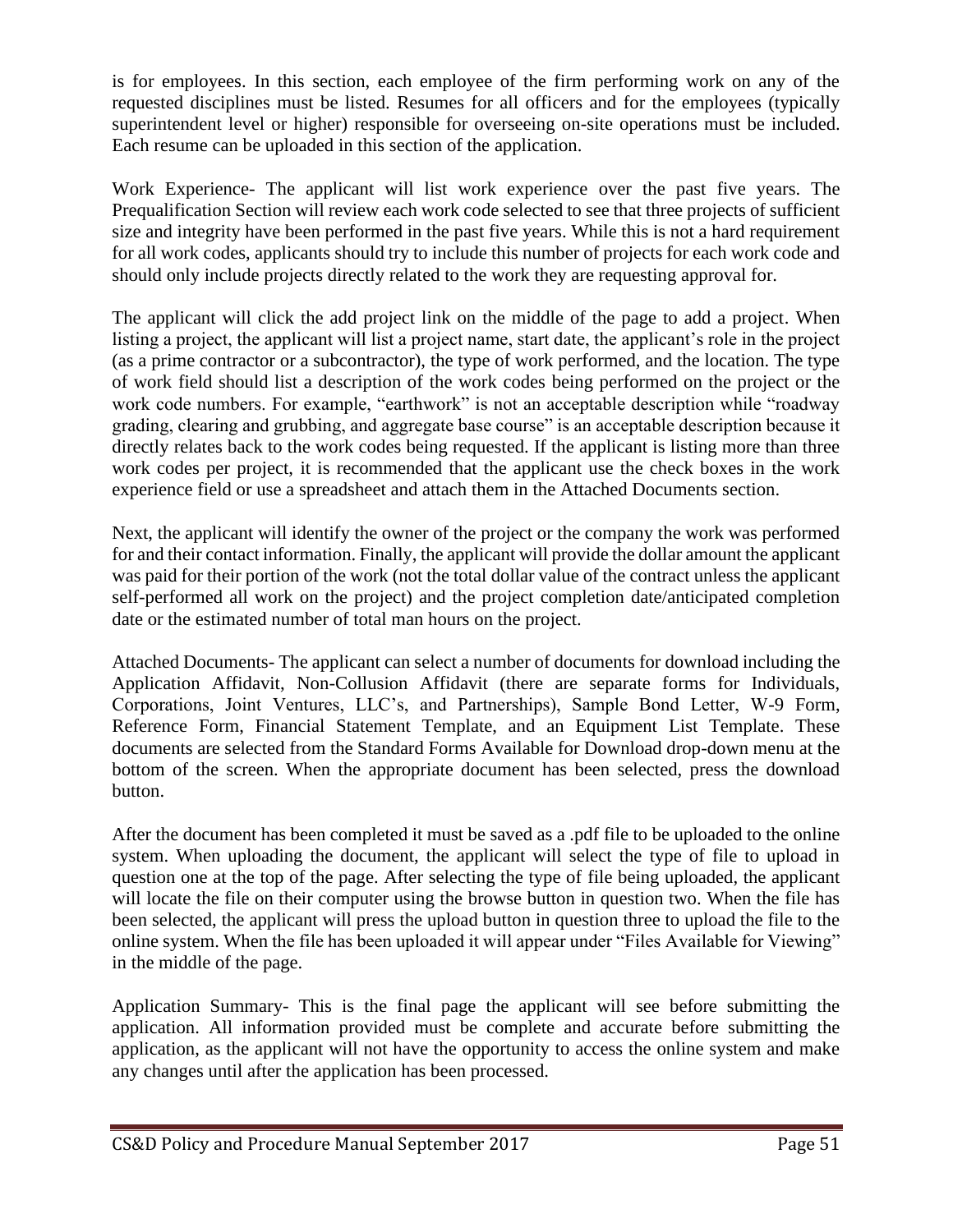is for employees. In this section, each employee of the firm performing work on any of the requested disciplines must be listed. Resumes for all officers and for the employees (typically superintendent level or higher) responsible for overseeing on-site operations must be included. Each resume can be uploaded in this section of the application.

Work Experience- The applicant will list work experience over the past five years. The Prequalification Section will review each work code selected to see that three projects of sufficient size and integrity have been performed in the past five years. While this is not a hard requirement for all work codes, applicants should try to include this number of projects for each work code and should only include projects directly related to the work they are requesting approval for.

The applicant will click the add project link on the middle of the page to add a project. When listing a project, the applicant will list a project name, start date, the applicant's role in the project (as a prime contractor or a subcontractor), the type of work performed, and the location. The type of work field should list a description of the work codes being performed on the project or the work code numbers. For example, "earthwork" is not an acceptable description while "roadway grading, clearing and grubbing, and aggregate base course" is an acceptable description because it directly relates back to the work codes being requested. If the applicant is listing more than three work codes per project, it is recommended that the applicant use the check boxes in the work experience field or use a spreadsheet and attach them in the Attached Documents section.

Next, the applicant will identify the owner of the project or the company the work was performed for and their contact information. Finally, the applicant will provide the dollar amount the applicant was paid for their portion of the work (not the total dollar value of the contract unless the applicant self-performed all work on the project) and the project completion date/anticipated completion date or the estimated number of total man hours on the project.

Attached Documents- The applicant can select a number of documents for download including the Application Affidavit, Non-Collusion Affidavit (there are separate forms for Individuals, Corporations, Joint Ventures, LLC's, and Partnerships), Sample Bond Letter, W-9 Form, Reference Form, Financial Statement Template, and an Equipment List Template. These documents are selected from the Standard Forms Available for Download drop-down menu at the bottom of the screen. When the appropriate document has been selected, press the download button.

After the document has been completed it must be saved as a .pdf file to be uploaded to the online system. When uploading the document, the applicant will select the type of file to upload in question one at the top of the page. After selecting the type of file being uploaded, the applicant will locate the file on their computer using the browse button in question two. When the file has been selected, the applicant will press the upload button in question three to upload the file to the online system. When the file has been uploaded it will appear under "Files Available for Viewing" in the middle of the page.

Application Summary- This is the final page the applicant will see before submitting the application. All information provided must be complete and accurate before submitting the application, as the applicant will not have the opportunity to access the online system and make any changes until after the application has been processed.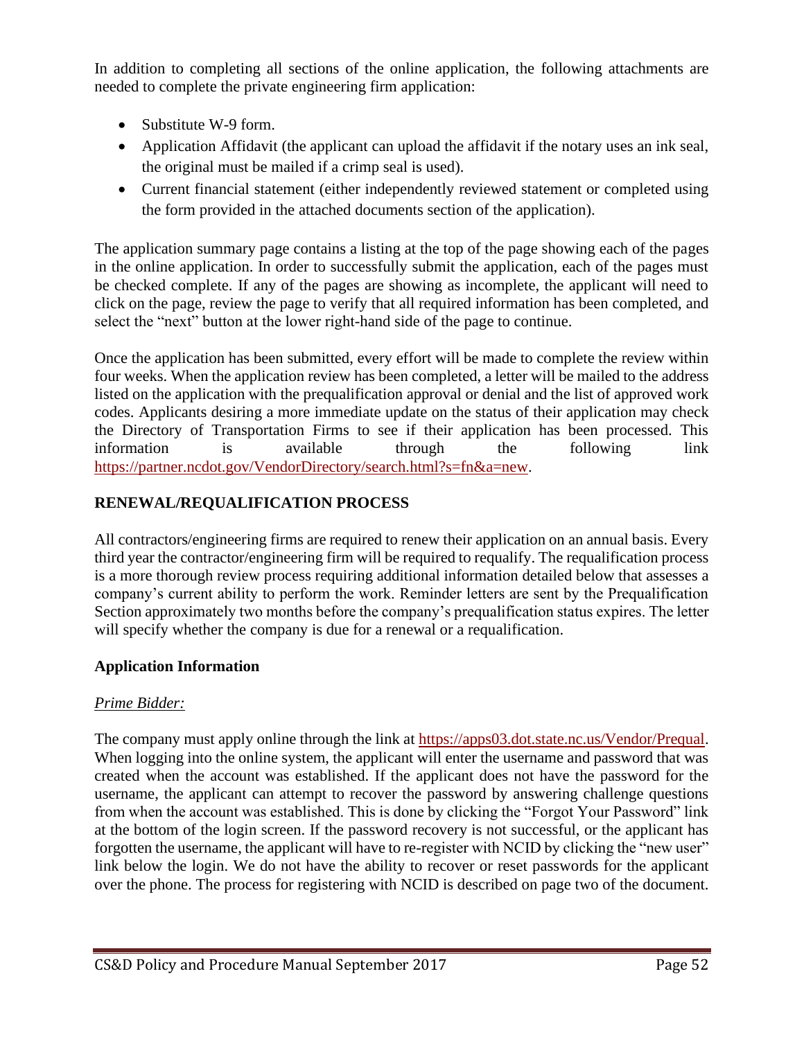In addition to completing all sections of the online application, the following attachments are needed to complete the private engineering firm application:

- Substitute W-9 form.
- Application Affidavit (the applicant can upload the affidavit if the notary uses an ink seal, the original must be mailed if a crimp seal is used).
- Current financial statement (either independently reviewed statement or completed using the form provided in the attached documents section of the application).

The application summary page contains a listing at the top of the page showing each of the pages in the online application. In order to successfully submit the application, each of the pages must be checked complete. If any of the pages are showing as incomplete, the applicant will need to click on the page, review the page to verify that all required information has been completed, and select the "next" button at the lower right-hand side of the page to continue.

Once the application has been submitted, every effort will be made to complete the review within four weeks. When the application review has been completed, a letter will be mailed to the address listed on the application with the prequalification approval or denial and the list of approved work codes. Applicants desiring a more immediate update on the status of their application may check the Directory of Transportation Firms to see if their application has been processed. This information is available through the following link https://partner.ncdot.gov/VendorDirectory/search.html?s=fn&a=new.

## RENEWAL/REQUALIFICATION PROCESS

All contractors/engineering firms are required to renew their application on an annual basis. Every third year the contractor/engineering firm will be required to requalify. The requalification process is a more thorough review process requiring additional information detailed below that assesses a company's current ability to perform the work. Reminder letters are sent by the Prequalification Section approximately two months before the company's prequalification status expires. The letter will specify whether the company is due for a renewal or a requalification.

### Application Information

*Prime Bidder:*

The company must apply online through the link at https://apps03.dot.state.nc.us/Vendor/Prequal. When logging into the online system, the applicant will enter the username and password that was created when the account was established. If the applicant does not have the password for the username, the applicant can attempt to recover the password by answering challenge questions from when the account was established. This is done by clicking the "Forgot Your Password" link at the bottom of the login screen. If the password recovery is not successful, or the applicant has forgotten the username, the applicant will have to re-register with NCID by clicking the "new user" link below the login. We do not have the ability to recover or reset passwords for the applicant over the phone. The process for registering with NCID is described on page two of the document.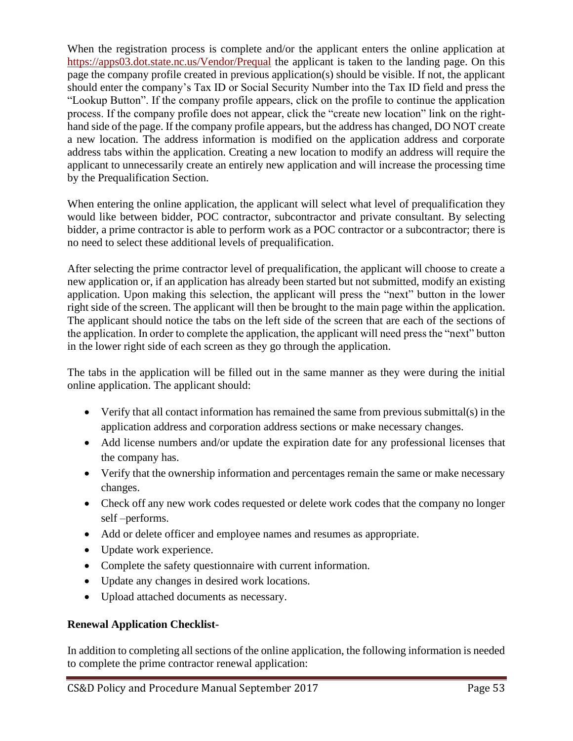When the registration process is complete and/or the applicant enters the online application at https://apps03.dot.state.nc.us/Vendor/Prequal the applicant is taken to the landing page. On this page the company profile created in previous application(s) should be visible. If not, the applicant should enter the company's Tax ID or Social Security Number into the Tax ID field and press the "Lookup Button". If the company profile appears, click on the profile to continue the application process. If the company profile does not appear, click the "create new location" link on the right-hand side of the page. If the company profile appears, but the address has changed, DO NOT create a new location. The address information is modified on the application address and corporate address tabs within the application. Creating a new location to modify an address will require the applicant to unnecessarily create an entirely new application and will increase the processing time by the Prequalification Section.

When entering the online application, the applicant will select what level of prequalification they would like between bidder, POC contractor, subcontractor and private consultant. By selecting bidder, a prime contractor is able to perform work as a POC contractor or a subcontractor; there is no need to select these additional levels of prequalification.

After selecting the prime contractor level of prequalification, the applicant will choose to create a new application or, if an application has already been started but not submitted, modify an existing application. Upon making this selection, the applicant will press the "next" button in the lower right side of the screen. The applicant will then be brought to the main page within the application. The applicant should notice the tabs on the left side of the screen that are each of the sections of the application. In order to complete the application, the applicant will need press the "next" button in the lower right side of each screen as they go through the application.

The tabs in the application will be filled out in the same manner as they were during the initial online application. The applicant should:

- Verify that all contact information has remained the same from previous submittal(s) in the application address and corporation address sections or make necessary changes.
- Add license numbers and/or update the expiration date for any professional licenses that the company has.
- Verify that the ownership information and percentages remain the same or make necessary changes.
- Check off any new work codes requested or delete work codes that the company no longer self –performs.
- Add or delete officer and employee names and resumes as appropriate.
- Update work experience.
- Complete the safety questionnaire with current information.
- Update any changes in desired work locations.
- Upload attached documents as necessary.

**Renewal Application Checklist-**

In addition to completing all sections of the online application, the following information is needed to complete the prime contractor renewal application: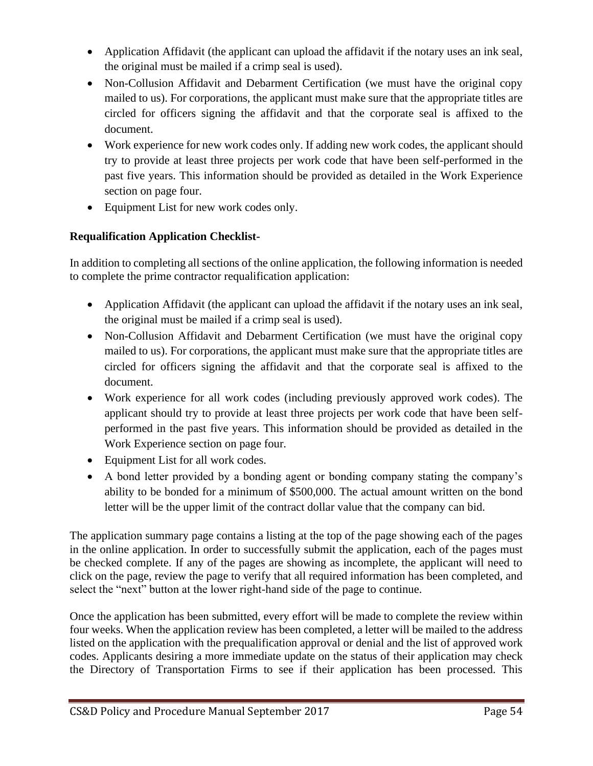- Application Affidavit (the applicant can upload the affidavit if the notary uses an ink seal, the original must be mailed if a crimp seal is used).
- Non-Collusion Affidavit and Debarment Certification (we must have the original copy mailed to us). For corporations, the applicant must make sure that the appropriate titles are circled for officers signing the affidavit and that the corporate seal is affixed to the document.
- Work experience for new work codes only. If adding new work codes, the applicant should try to provide at least three projects per work code that have been self-performed in the past five years. This information should be provided as detailed in the Work Experience section on page four.
- Equipment List for new work codes only.

**Requalification Application Checklist-**

In addition to completing all sections of the online application, the following information is needed to complete the prime contractor requalification application:

- Application Affidavit (the applicant can upload the affidavit if the notary uses an ink seal, the original must be mailed if a crimp seal is used).
- Non-Collusion Affidavit and Debarment Certification (we must have the original copy mailed to us). For corporations, the applicant must make sure that the appropriate titles are circled for officers signing the affidavit and that the corporate seal is affixed to the document.
- Work experience for all work codes (including previously approved work codes). The applicant should try to provide at least three projects per work code that have been self-performed in the past five years. This information should be provided as detailed in the Work Experience section on page four.
- Equipment List for all work codes.
- A bond letter provided by a bonding agent or bonding company stating the company's ability to be bonded for a minimum of $500,000. The actual amount written on the bond letter will be the upper limit of the contract dollar value that the company can bid.

The application summary page contains a listing at the top of the page showing each of the pages in the online application. In order to successfully submit the application, each of the pages must be checked complete. If any of the pages are showing as incomplete, the applicant will need to click on the page, review the page to verify that all required information has been completed, and select the "next" button at the lower right-hand side of the page to continue.

Once the application has been submitted, every effort will be made to complete the review within four weeks. When the application review has been completed, a letter will be mailed to the address listed on the application with the prequalification approval or denial and the list of approved work codes. Applicants desiring a more immediate update on the status of their application may check the Directory of Transportation Firms to see if their application has been processed. This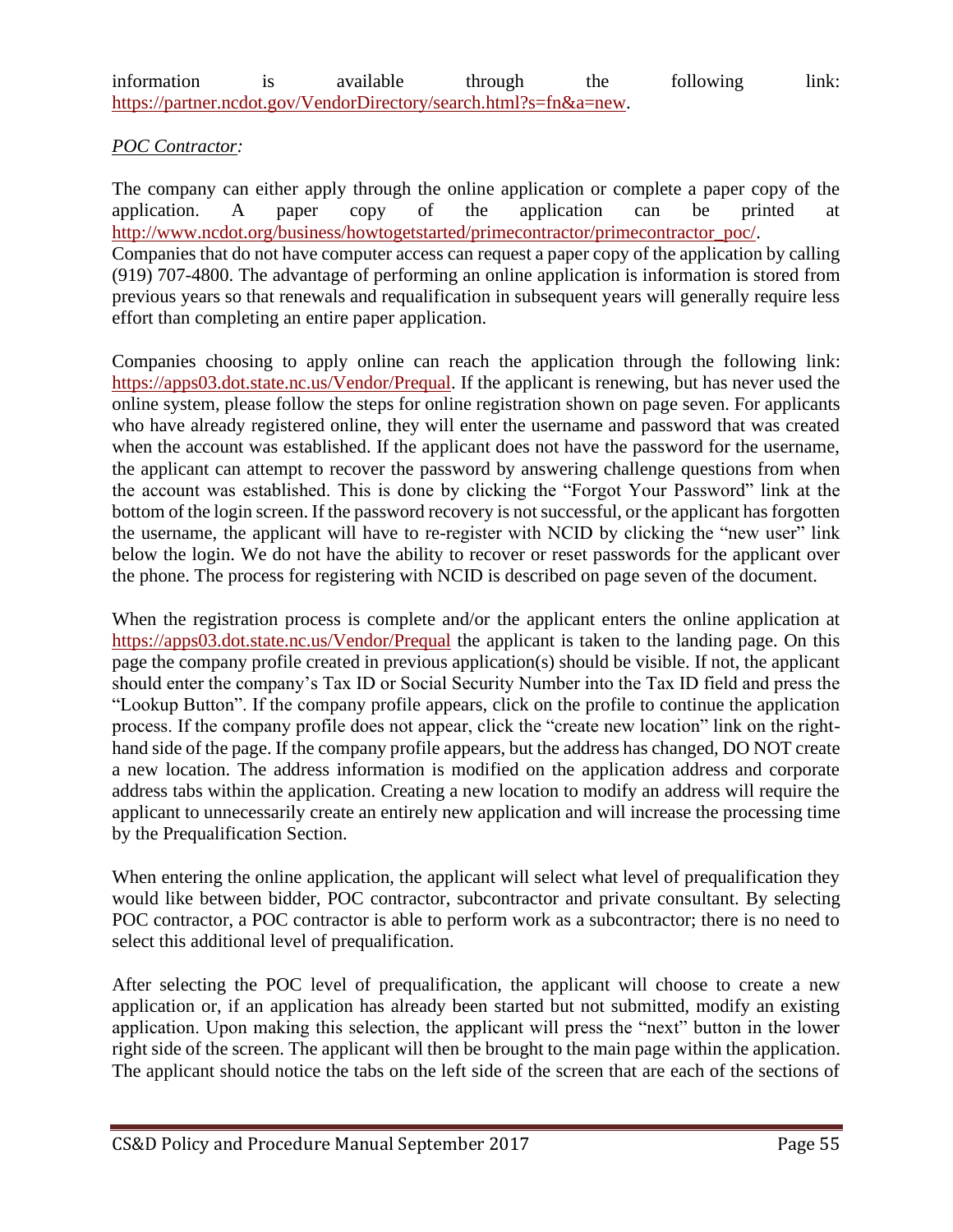information is available through the following link: https://partner.ncdot.gov/VendorDirectory/search.html?s=fn&a=new.

*POC Contractor:*

The company can either apply through the online application or complete a paper copy of the application. A paper copy of the application can be printed at http://www.ncdot.org/business/howtogetstarted/primecontractor/primecontractor_poc/. Companies that do not have computer access can request a paper copy of the application by calling (919) 707-4800. The advantage of performing an online application is information is stored from previous years so that renewals and requalification in subsequent years will generally require less effort than completing an entire paper application.

Companies choosing to apply online can reach the application through the following link: https://apps03.dot.state.nc.us/Vendor/Prequal. If the applicant is renewing, but has never used the online system, please follow the steps for online registration shown on page seven. For applicants who have already registered online, they will enter the username and password that was created when the account was established. If the applicant does not have the password for the username, the applicant can attempt to recover the password by answering challenge questions from when the account was established. This is done by clicking the "Forgot Your Password" link at the bottom of the login screen. If the password recovery is not successful, or the applicant has forgotten the username, the applicant will have to re-register with NCID by clicking the "new user" link below the login. We do not have the ability to recover or reset passwords for the applicant over the phone. The process for registering with NCID is described on page seven of the document.

When the registration process is complete and/or the applicant enters the online application at https://apps03.dot.state.nc.us/Vendor/Prequal the applicant is taken to the landing page. On this page the company profile created in previous application(s) should be visible. If not, the applicant should enter the company's Tax ID or Social Security Number into the Tax ID field and press the "Lookup Button". If the company profile appears, click on the profile to continue the application process. If the company profile does not appear, click the "create new location" link on the right-hand side of the page. If the company profile appears, but the address has changed, DO NOT create a new location. The address information is modified on the application address and corporate address tabs within the application. Creating a new location to modify an address will require the applicant to unnecessarily create an entirely new application and will increase the processing time by the Prequalification Section.

When entering the online application, the applicant will select what level of prequalification they would like between bidder, POC contractor, subcontractor and private consultant. By selecting POC contractor, a POC contractor is able to perform work as a subcontractor; there is no need to select this additional level of prequalification.

After selecting the POC level of prequalification, the applicant will choose to create a new application or, if an application has already been started but not submitted, modify an existing application. Upon making this selection, the applicant will press the "next" button in the lower right side of the screen. The applicant will then be brought to the main page within the application. The applicant should notice the tabs on the left side of the screen that are each of the sections of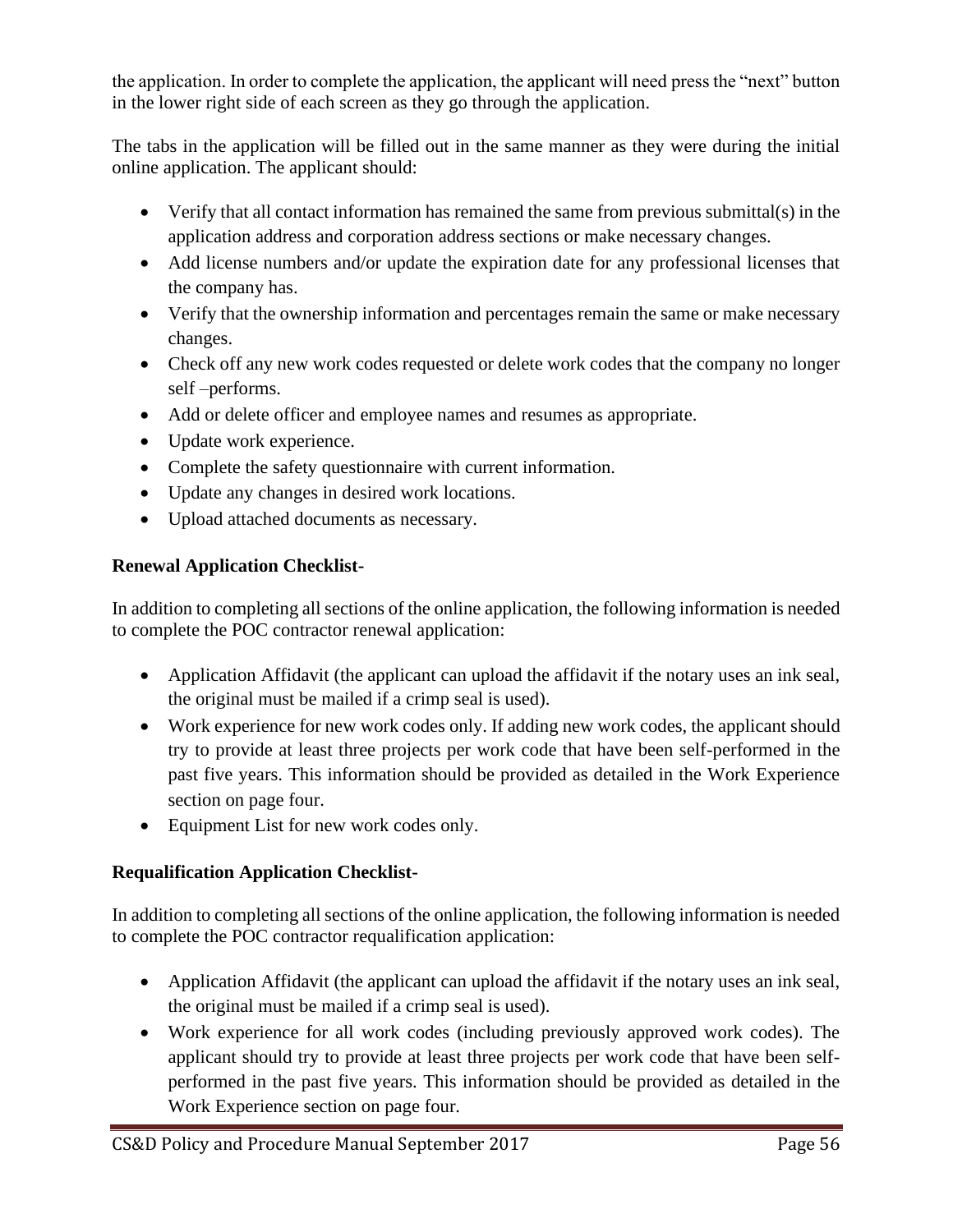the application. In order to complete the application, the applicant will need press the "next" button in the lower right side of each screen as they go through the application.

The tabs in the application will be filled out in the same manner as they were during the initial online application. The applicant should:

- Verify that all contact information has remained the same from previous submittal(s) in the application address and corporation address sections or make necessary changes.
- Add license numbers and/or update the expiration date for any professional licenses that the company has.
- Verify that the ownership information and percentages remain the same or make necessary changes.
- Check off any new work codes requested or delete work codes that the company no longer self –performs.
- Add or delete officer and employee names and resumes as appropriate.
- Update work experience.
- Complete the safety questionnaire with current information.
- Update any changes in desired work locations.
- Upload attached documents as necessary.

**Renewal Application Checklist-**

In addition to completing all sections of the online application, the following information is needed to complete the POC contractor renewal application:

- Application Affidavit (the applicant can upload the affidavit if the notary uses an ink seal, the original must be mailed if a crimp seal is used).
- Work experience for new work codes only. If adding new work codes, the applicant should try to provide at least three projects per work code that have been self-performed in the past five years. This information should be provided as detailed in the Work Experience section on page four.
- Equipment List for new work codes only.

**Requalification Application Checklist-**

In addition to completing all sections of the online application, the following information is needed to complete the POC contractor requalification application:

- Application Affidavit (the applicant can upload the affidavit if the notary uses an ink seal, the original must be mailed if a crimp seal is used).
- Work experience for all work codes (including previously approved work codes). The applicant should try to provide at least three projects per work code that have been self-performed in the past five years. This information should be provided as detailed in the Work Experience section on page four.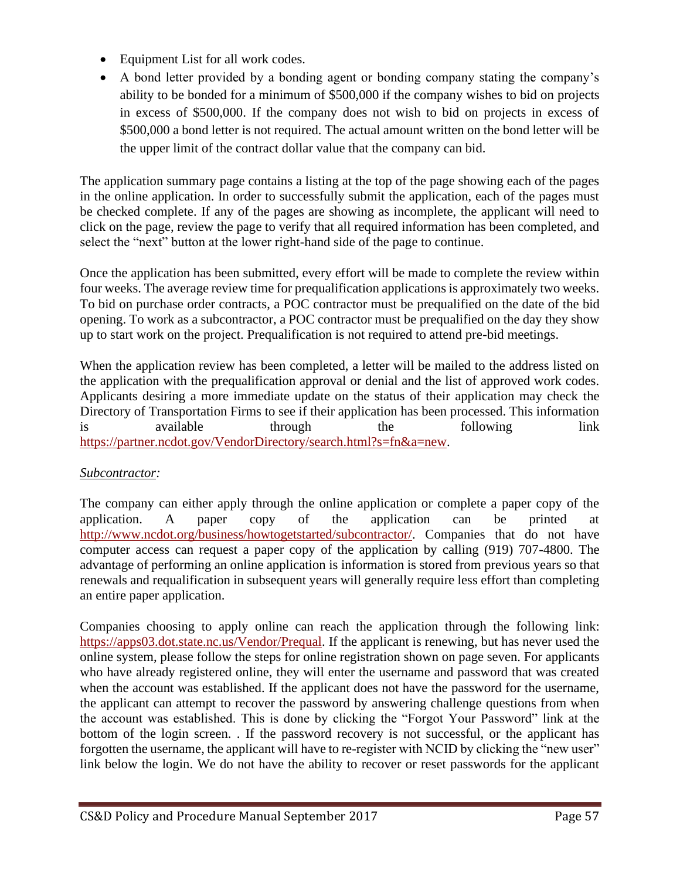- Equipment List for all work codes.
- A bond letter provided by a bonding agent or bonding company stating the company's ability to be bonded for a minimum of $500,000 if the company wishes to bid on projects in excess of $500,000. If the company does not wish to bid on projects in excess of $500,000 a bond letter is not required. The actual amount written on the bond letter will be the upper limit of the contract dollar value that the company can bid.

The application summary page contains a listing at the top of the page showing each of the pages in the online application. In order to successfully submit the application, each of the pages must be checked complete. If any of the pages are showing as incomplete, the applicant will need to click on the page, review the page to verify that all required information has been completed, and select the "next" button at the lower right-hand side of the page to continue.

Once the application has been submitted, every effort will be made to complete the review within four weeks. The average review time for prequalification applications is approximately two weeks. To bid on purchase order contracts, a POC contractor must be prequalified on the date of the bid opening. To work as a subcontractor, a POC contractor must be prequalified on the day they show up to start work on the project. Prequalification is not required to attend pre-bid meetings.

When the application review has been completed, a letter will be mailed to the address listed on the application with the prequalification approval or denial and the list of approved work codes. Applicants desiring a more immediate update on the status of their application may check the Directory of Transportation Firms to see if their application has been processed. This information is available through the following link https://partner.ncdot.gov/VendorDirectory/search.html?s=fn&a=new.

*Subcontractor:*

The company can either apply through the online application or complete a paper copy of the application. A paper copy of the application can be printed at http://www.ncdot.org/business/howtogetstarted/subcontractor/. Companies that do not have computer access can request a paper copy of the application by calling (919) 707-4800. The advantage of performing an online application is information is stored from previous years so that renewals and requalification in subsequent years will generally require less effort than completing an entire paper application.

Companies choosing to apply online can reach the application through the following link: https://apps03.dot.state.nc.us/Vendor/Prequal. If the applicant is renewing, but has never used the online system, please follow the steps for online registration shown on page seven. For applicants who have already registered online, they will enter the username and password that was created when the account was established. If the applicant does not have the password for the username, the applicant can attempt to recover the password by answering challenge questions from when the account was established. This is done by clicking the "Forgot Your Password" link at the bottom of the login screen. . If the password recovery is not successful, or the applicant has forgotten the username, the applicant will have to re-register with NCID by clicking the "new user" link below the login. We do not have the ability to recover or reset passwords for the applicant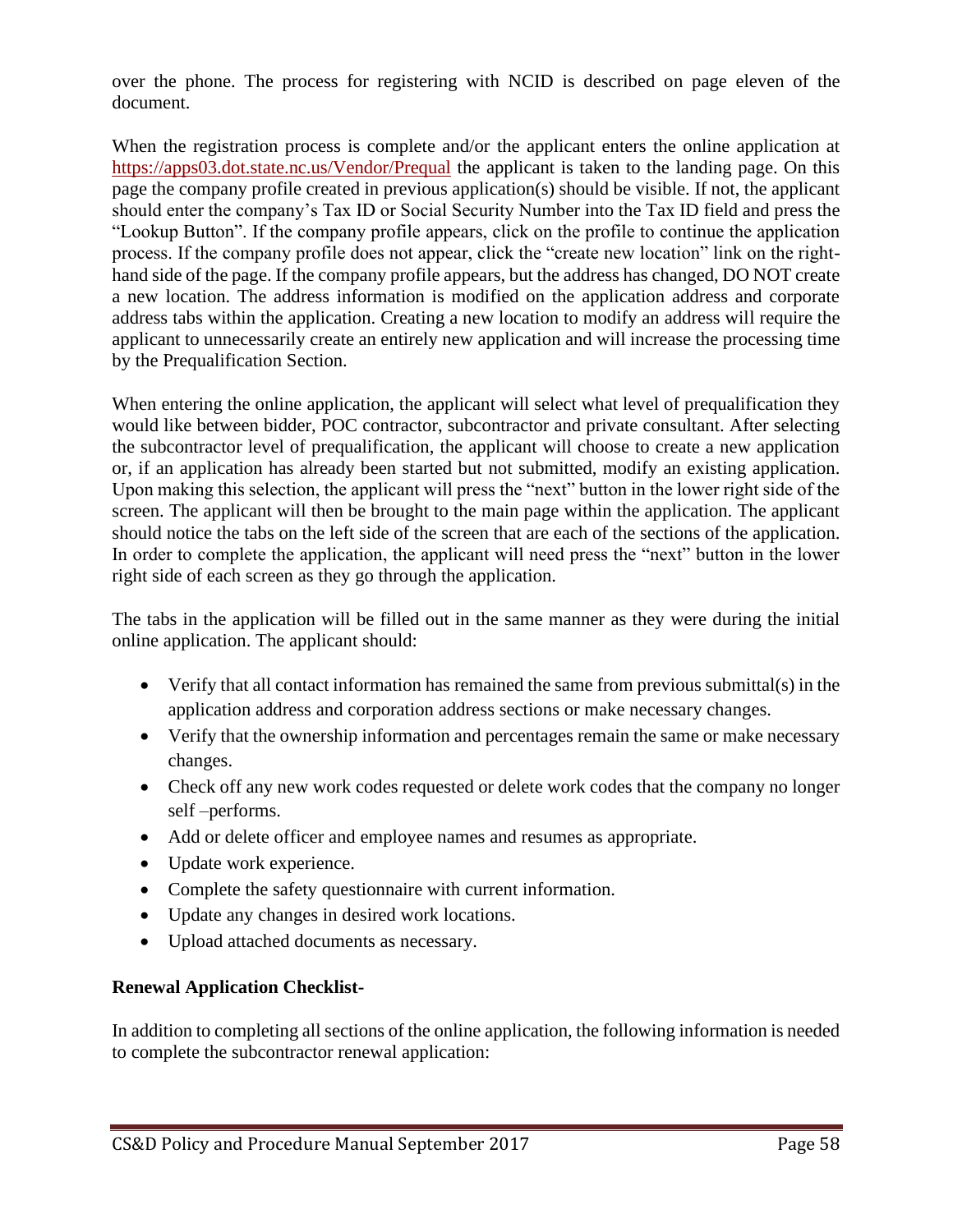over the phone. The process for registering with NCID is described on page eleven of the document.

When the registration process is complete and/or the applicant enters the online application at [https://apps03.dot.state.nc.us/Vendor/Prequal](https://apps03.dot.state.nc.us/Vendor/Prequal) the applicant is taken to the landing page. On this page the company profile created in previous application(s) should be visible. If not, the applicant should enter the company's Tax ID or Social Security Number into the Tax ID field and press the "Lookup Button". If the company profile appears, click on the profile to continue the application process. If the company profile does not appear, click the "create new location" link on the right-hand side of the page. If the company profile appears, but the address has changed, DO NOT create a new location. The address information is modified on the application address and corporate address tabs within the application. Creating a new location to modify an address will require the applicant to unnecessarily create an entirely new application and will increase the processing time by the Prequalification Section.

When entering the online application, the applicant will select what level of prequalification they would like between bidder, POC contractor, subcontractor and private consultant. After selecting the subcontractor level of prequalification, the applicant will choose to create a new application or, if an application has already been started but not submitted, modify an existing application. Upon making this selection, the applicant will press the "next" button in the lower right side of the screen. The applicant will then be brought to the main page within the application. The applicant should notice the tabs on the left side of the screen that are each of the sections of the application. In order to complete the application, the applicant will need press the "next" button in the lower right side of each screen as they go through the application.

The tabs in the application will be filled out in the same manner as they were during the initial online application. The applicant should:

- Verify that all contact information has remained the same from previous submittal(s) in the application address and corporation address sections or make necessary changes.
- Verify that the ownership information and percentages remain the same or make necessary changes.
- Check off any new work codes requested or delete work codes that the company no longer self –performs.
- Add or delete officer and employee names and resumes as appropriate.
- Update work experience.
- Complete the safety questionnaire with current information.
- Update any changes in desired work locations.
- Upload attached documents as necessary.

**Renewal Application Checklist-**

In addition to completing all sections of the online application, the following information is needed to complete the subcontractor renewal application: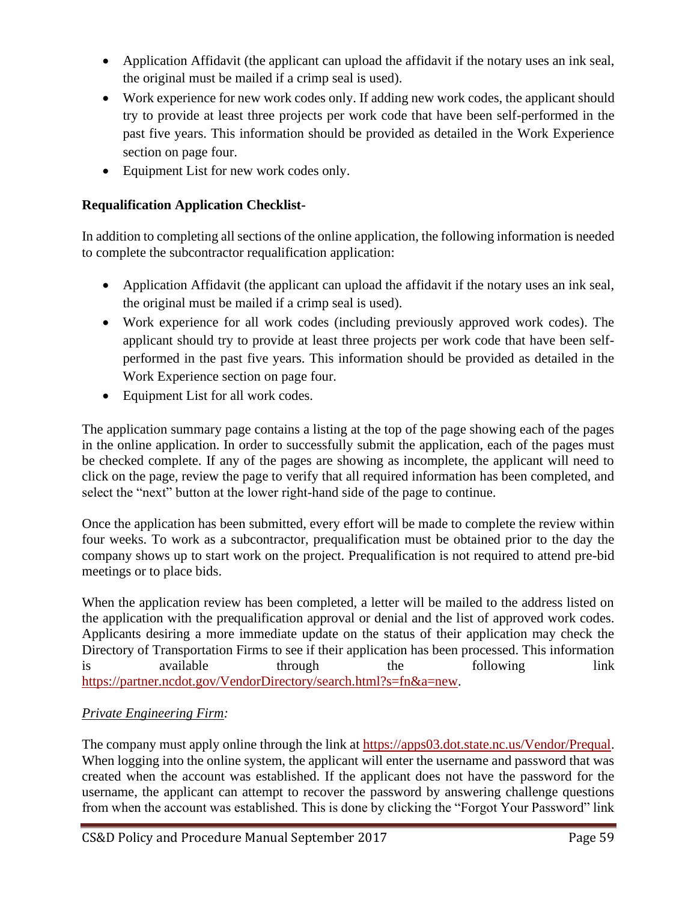- Application Affidavit (the applicant can upload the affidavit if the notary uses an ink seal, the original must be mailed if a crimp seal is used).
- Work experience for new work codes only. If adding new work codes, the applicant should try to provide at least three projects per work code that have been self-performed in the past five years. This information should be provided as detailed in the Work Experience section on page four.
- Equipment List for new work codes only.

**Requalification Application Checklist-**

In addition to completing all sections of the online application, the following information is needed to complete the subcontractor requalification application:

- Application Affidavit (the applicant can upload the affidavit if the notary uses an ink seal, the original must be mailed if a crimp seal is used).
- Work experience for all work codes (including previously approved work codes). The applicant should try to provide at least three projects per work code that have been self-performed in the past five years. This information should be provided as detailed in the Work Experience section on page four.
- Equipment List for all work codes.

The application summary page contains a listing at the top of the page showing each of the pages in the online application. In order to successfully submit the application, each of the pages must be checked complete. If any of the pages are showing as incomplete, the applicant will need to click on the page, review the page to verify that all required information has been completed, and select the "next" button at the lower right-hand side of the page to continue.

Once the application has been submitted, every effort will be made to complete the review within four weeks. To work as a subcontractor, prequalification must be obtained prior to the day the company shows up to start work on the project. Prequalification is not required to attend pre-bid meetings or to place bids.

When the application review has been completed, a letter will be mailed to the address listed on the application with the prequalification approval or denial and the list of approved work codes. Applicants desiring a more immediate update on the status of their application may check the Directory of Transportation Firms to see if their application has been processed. This information is available through the following link [https://partner.ncdot.gov/VendorDirectory/search.html?s=fn&a=new](https://partner.ncdot.gov/VendorDirectory/search.html?s=fn&a=new).

*Private Engineering Firm:*

The company must apply online through the link at [https://apps03.dot.state.nc.us/Vendor/Prequal](https://apps03.dot.state.nc.us/Vendor/Prequal). When logging into the online system, the applicant will enter the username and password that was created when the account was established. If the applicant does not have the password for the username, the applicant can attempt to recover the password by answering challenge questions from when the account was established. This is done by clicking the "Forgot Your Password" link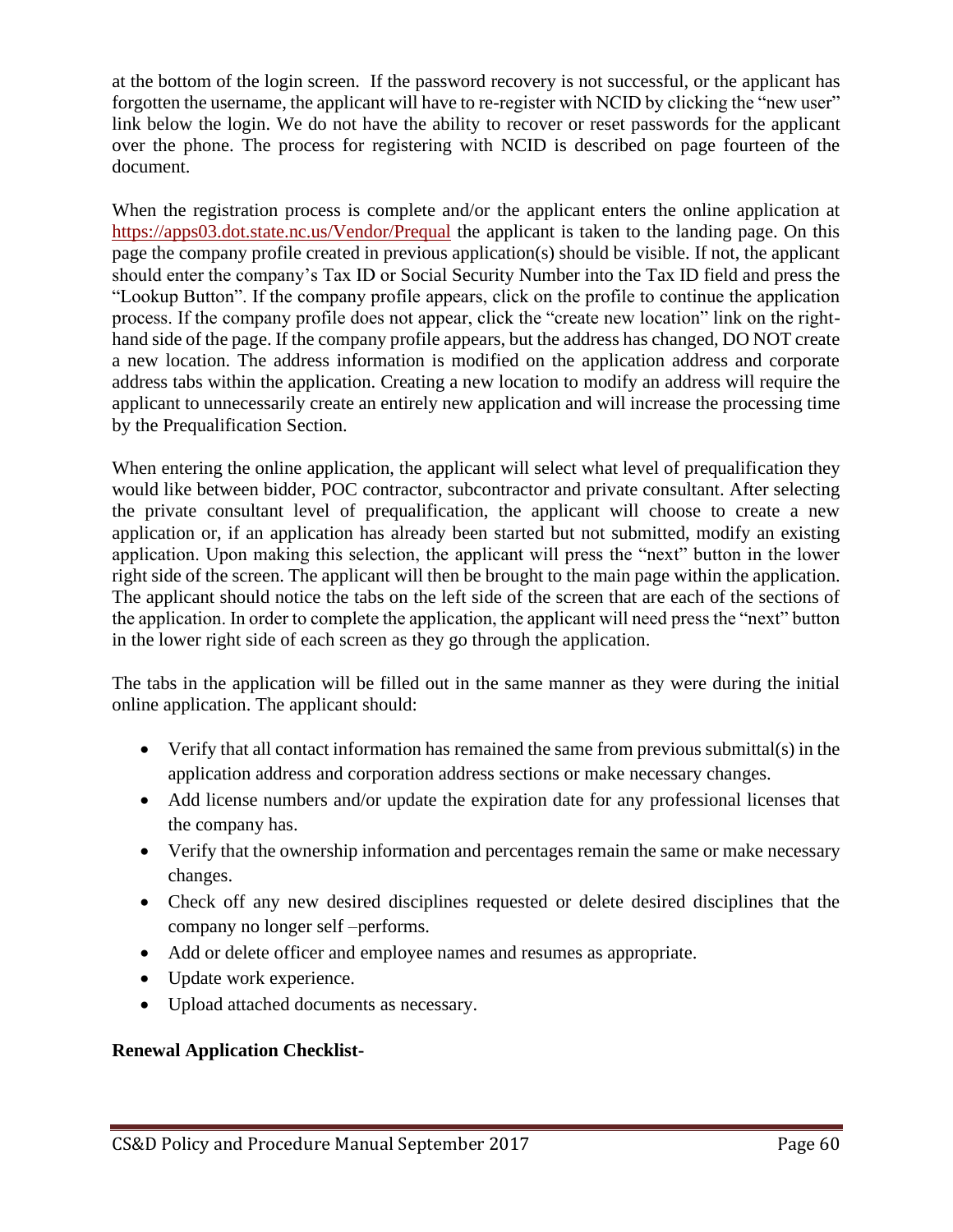at the bottom of the login screen. If the password recovery is not successful, or the applicant has forgotten the username, the applicant will have to re-register with NCID by clicking the "new user" link below the login. We do not have the ability to recover or reset passwords for the applicant over the phone. The process for registering with NCID is described on page fourteen of the document.

When the registration process is complete and/or the applicant enters the online application at https://apps03.dot.state.nc.us/Vendor/Prequal the applicant is taken to the landing page. On this page the company profile created in previous application(s) should be visible. If not, the applicant should enter the company's Tax ID or Social Security Number into the Tax ID field and press the "Lookup Button". If the company profile appears, click on the profile to continue the application process. If the company profile does not appear, click the "create new location" link on the right-hand side of the page. If the company profile appears, but the address has changed, DO NOT create a new location. The address information is modified on the application address and corporate address tabs within the application. Creating a new location to modify an address will require the applicant to unnecessarily create an entirely new application and will increase the processing time by the Prequalification Section.

When entering the online application, the applicant will select what level of prequalification they would like between bidder, POC contractor, subcontractor and private consultant. After selecting the private consultant level of prequalification, the applicant will choose to create a new application or, if an application has already been started but not submitted, modify an existing application. Upon making this selection, the applicant will press the "next" button in the lower right side of the screen. The applicant will then be brought to the main page within the application. The applicant should notice the tabs on the left side of the screen that are each of the sections of the application. In order to complete the application, the applicant will need press the "next" button in the lower right side of each screen as they go through the application.

The tabs in the application will be filled out in the same manner as they were during the initial online application. The applicant should:

- Verify that all contact information has remained the same from previous submittal(s) in the application address and corporation address sections or make necessary changes.
- Add license numbers and/or update the expiration date for any professional licenses that the company has.
- Verify that the ownership information and percentages remain the same or make necessary changes.
- Check off any new desired disciplines requested or delete desired disciplines that the company no longer self –performs.
- Add or delete officer and employee names and resumes as appropriate.
- Update work experience.
- Upload attached documents as necessary.

**Renewal Application Checklist-**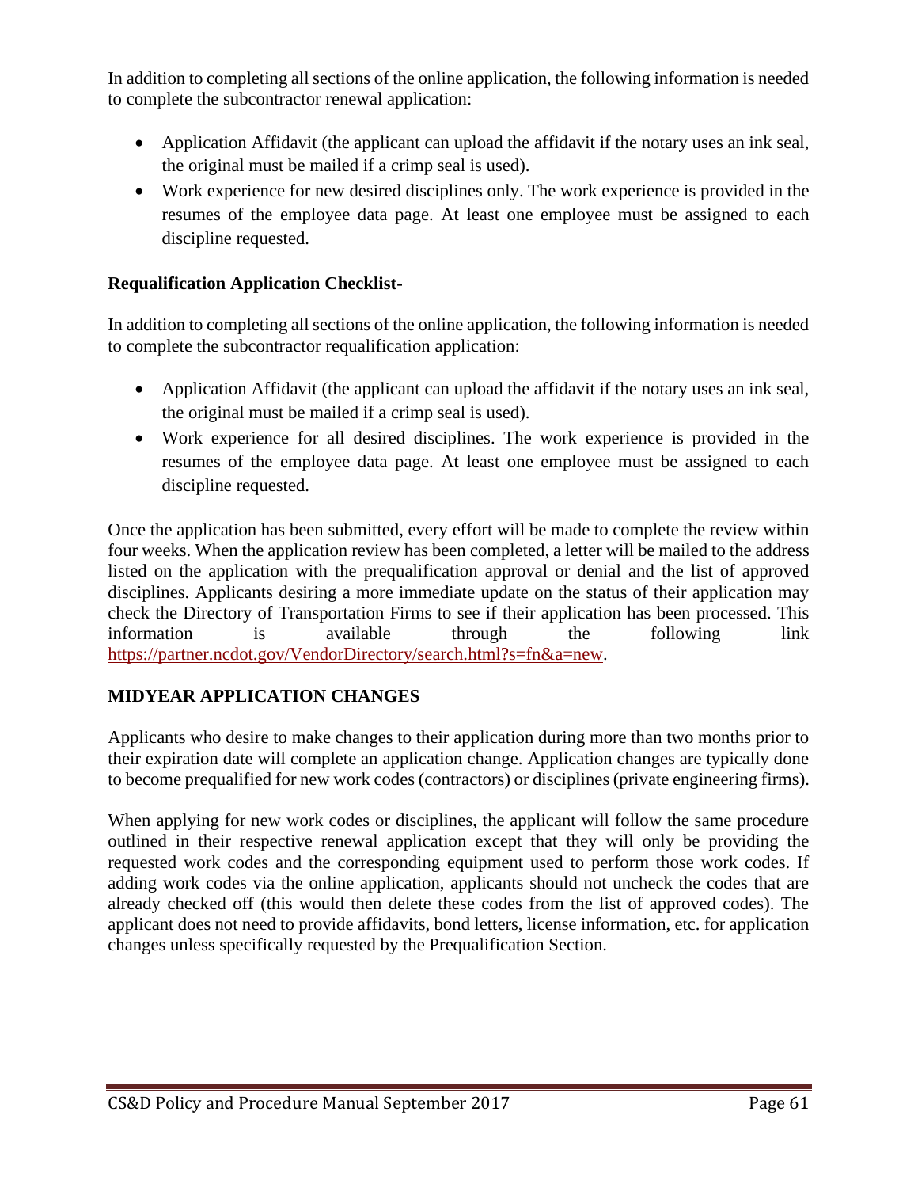In addition to completing all sections of the online application, the following information is needed to complete the subcontractor renewal application:

- Application Affidavit (the applicant can upload the affidavit if the notary uses an ink seal, the original must be mailed if a crimp seal is used).
- Work experience for new desired disciplines only. The work experience is provided in the resumes of the employee data page. At least one employee must be assigned to each discipline requested.

**Requalification Application Checklist-**

In addition to completing all sections of the online application, the following information is needed to complete the subcontractor requalification application:

- Application Affidavit (the applicant can upload the affidavit if the notary uses an ink seal, the original must be mailed if a crimp seal is used).
- Work experience for all desired disciplines. The work experience is provided in the resumes of the employee data page. At least one employee must be assigned to each discipline requested.

Once the application has been submitted, every effort will be made to complete the review within four weeks. When the application review has been completed, a letter will be mailed to the address listed on the application with the prequalification approval or denial and the list of approved disciplines. Applicants desiring a more immediate update on the status of their application may check the Directory of Transportation Firms to see if their application has been processed. This information is available through the following link https://partner.ncdot.gov/VendorDirectory/search.html?s=fn&a=new.

## MIDYEAR APPLICATION CHANGES

Applicants who desire to make changes to their application during more than two months prior to their expiration date will complete an application change. Application changes are typically done to become prequalified for new work codes (contractors) or disciplines (private engineering firms).

When applying for new work codes or disciplines, the applicant will follow the same procedure outlined in their respective renewal application except that they will only be providing the requested work codes and the corresponding equipment used to perform those work codes. If adding work codes via the online application, applicants should not uncheck the codes that are already checked off (this would then delete these codes from the list of approved codes). The applicant does not need to provide affidavits, bond letters, license information, etc. for application changes unless specifically requested by the Prequalification Section.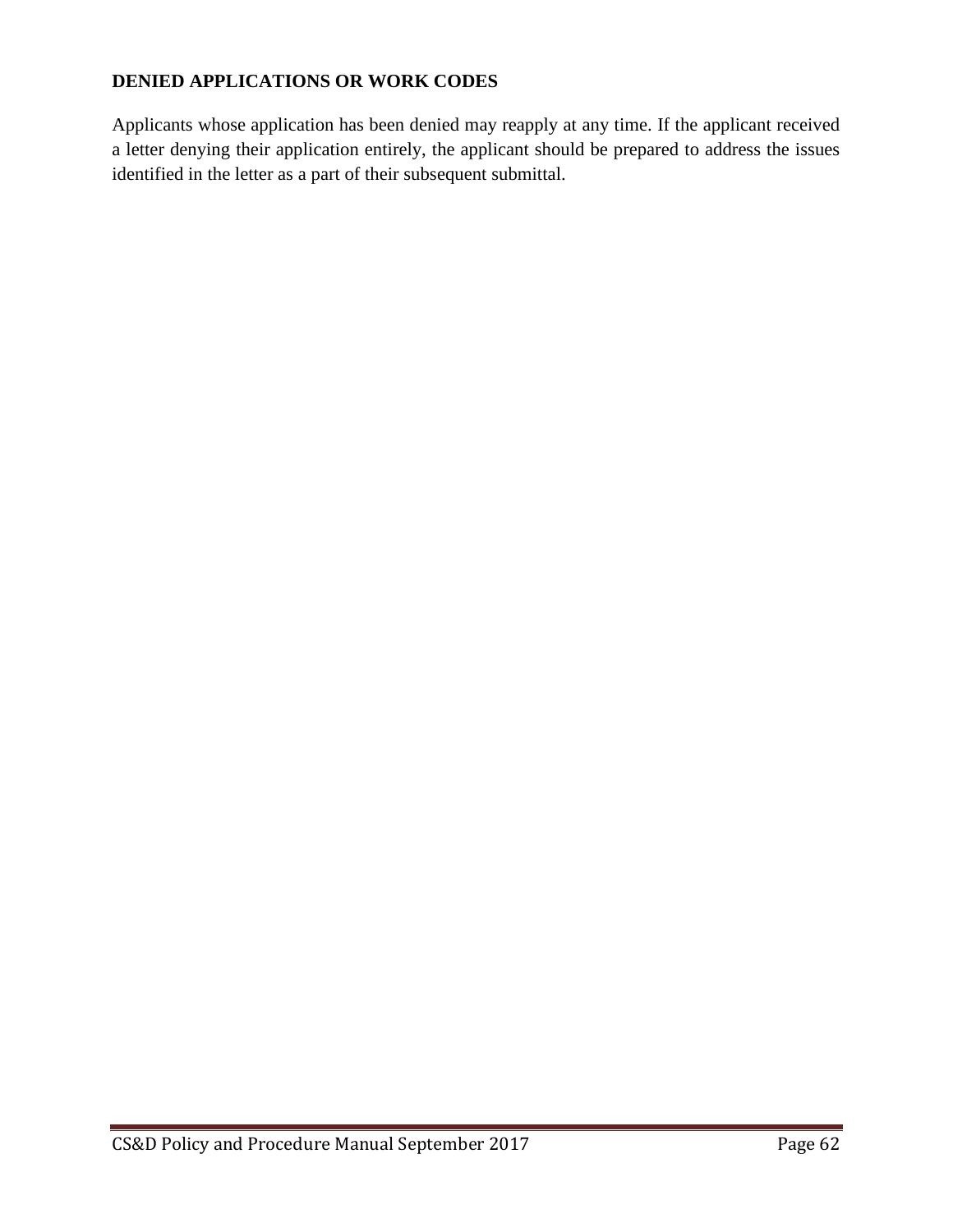## DENIED APPLICATIONS OR WORK CODES

Applicants whose application has been denied may reapply at any time. If the applicant received a letter denying their application entirely, the applicant should be prepared to address the issues identified in the letter as a part of their subsequent submittal.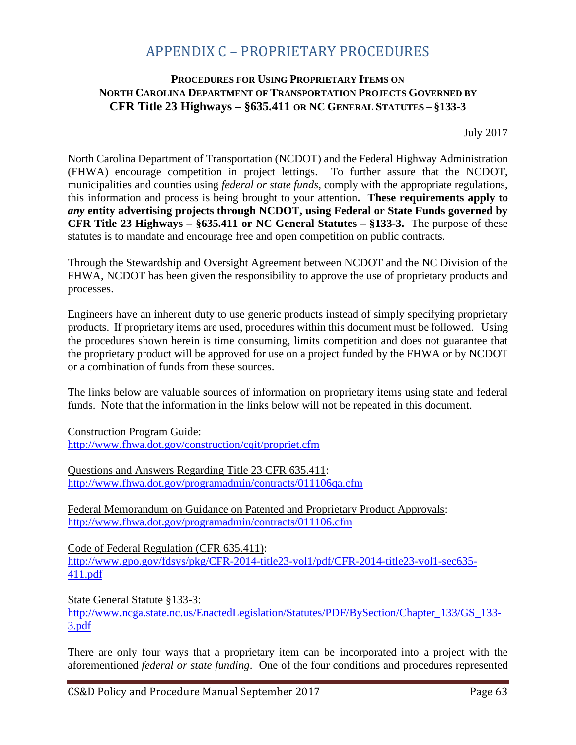# APPENDIX C – PROPRIETARY PROCEDURES

### PROCEDURES FOR USING PROPRIETARY ITEMS ON NORTH CAROLINA DEPARTMENT OF TRANSPORTATION PROJECTS GOVERNED BY CFR Title 23 Highways – §635.411 OR NC GENERAL STATUTES – §133-3

July 2017

North Carolina Department of Transportation (NCDOT) and the Federal Highway Administration (FHWA) encourage competition in project lettings. To further assure that the NCDOT, municipalities and counties using *federal or state funds*, comply with the appropriate regulations, this information and process is being brought to your attention**. These requirements apply to *any* entity advertising projects through NCDOT, using Federal or State Funds governed by CFR Title 23 Highways – §635.411 or NC General Statutes – §133-3.** The purpose of these statutes is to mandate and encourage free and open competition on public contracts.

Through the Stewardship and Oversight Agreement between NCDOT and the NC Division of the FHWA, NCDOT has been given the responsibility to approve the use of proprietary products and processes.

Engineers have an inherent duty to use generic products instead of simply specifying proprietary products. If proprietary items are used, procedures within this document must be followed. Using the procedures shown herein is time consuming, limits competition and does not guarantee that the proprietary product will be approved for use on a project funded by the FHWA or by NCDOT or a combination of funds from these sources.

The links below are valuable sources of information on proprietary items using state and federal funds. Note that the information in the links below will not be repeated in this document.

Construction Program Guide:
http://www.fhwa.dot.gov/construction/cqit/propriet.cfm

Questions and Answers Regarding Title 23 CFR 635.411:
http://www.fhwa.dot.gov/programadmin/contracts/011106qa.cfm

Federal Memorandum on Guidance on Patented and Proprietary Product Approvals:
http://www.fhwa.dot.gov/programadmin/contracts/011106.cfm

Code of Federal Regulation (CFR 635.411):
http://www.gpo.gov/fdsys/pkg/CFR-2014-title23-vol1/pdf/CFR-2014-title23-vol1-sec635-411.pdf

State General Statute §133-3:
http://www.ncga.state.nc.us/EnactedLegislation/Statutes/PDF/BySection/Chapter_133/GS_133-3.pdf

There are only four ways that a proprietary item can be incorporated into a project with the aforementioned *federal or state funding*. One of the four conditions and procedures represented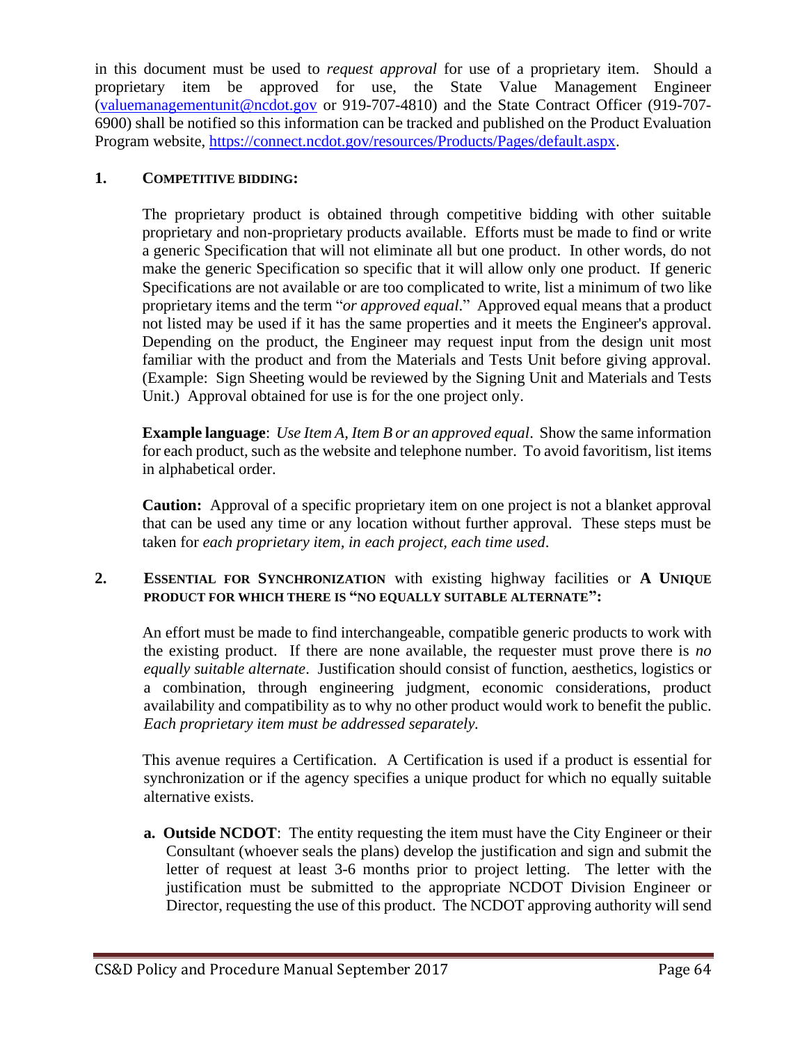in this document must be used to *request approval* for use of a proprietary item. Should a proprietary item be approved for use, the State Value Management Engineer (valuemanagementunit@ncdot.gov or 919-707-4810) and the State Contract Officer (919-707-6900) shall be notified so this information can be tracked and published on the Product Evaluation Program website, https://connect.ncdot.gov/resources/Products/Pages/default.aspx.

**1. COMPETITIVE BIDDING:**

The proprietary product is obtained through competitive bidding with other suitable proprietary and non-proprietary products available. Efforts must be made to find or write a generic Specification that will not eliminate all but one product. In other words, do not make the generic Specification so specific that it will allow only one product. If generic Specifications are not available or are too complicated to write, list a minimum of two like proprietary items and the term "*or approved equal*." Approved equal means that a product not listed may be used if it has the same properties and it meets the Engineer's approval. Depending on the product, the Engineer may request input from the design unit most familiar with the product and from the Materials and Tests Unit before giving approval. (Example: Sign Sheeting would be reviewed by the Signing Unit and Materials and Tests Unit.) Approval obtained for use is for the one project only.

**Example language**: *Use Item A, Item B or an approved equal*. Show the same information for each product, such as the website and telephone number. To avoid favoritism, list items in alphabetical order.

**Caution:** Approval of a specific proprietary item on one project is not a blanket approval that can be used any time or any location without further approval. These steps must be taken for *each proprietary item, in each project, each time used*.

**2. ESSENTIAL FOR SYNCHRONIZATION** with existing highway facilities or **A UNIQUE PRODUCT FOR WHICH THERE IS "NO EQUALLY SUITABLE ALTERNATE":**

An effort must be made to find interchangeable, compatible generic products to work with the existing product. If there are none available, the requester must prove there is *no equally suitable alternate*. Justification should consist of function, aesthetics, logistics or a combination, through engineering judgment, economic considerations, product availability and compatibility as to why no other product would work to benefit the public. *Each proprietary item must be addressed separately.*

This avenue requires a Certification. A Certification is used if a product is essential for synchronization or if the agency specifies a unique product for which no equally suitable alternative exists.

**a. Outside NCDOT**: The entity requesting the item must have the City Engineer or their Consultant (whoever seals the plans) develop the justification and sign and submit the letter of request at least 3-6 months prior to project letting. The letter with the justification must be submitted to the appropriate NCDOT Division Engineer or Director, requesting the use of this product. The NCDOT approving authority will send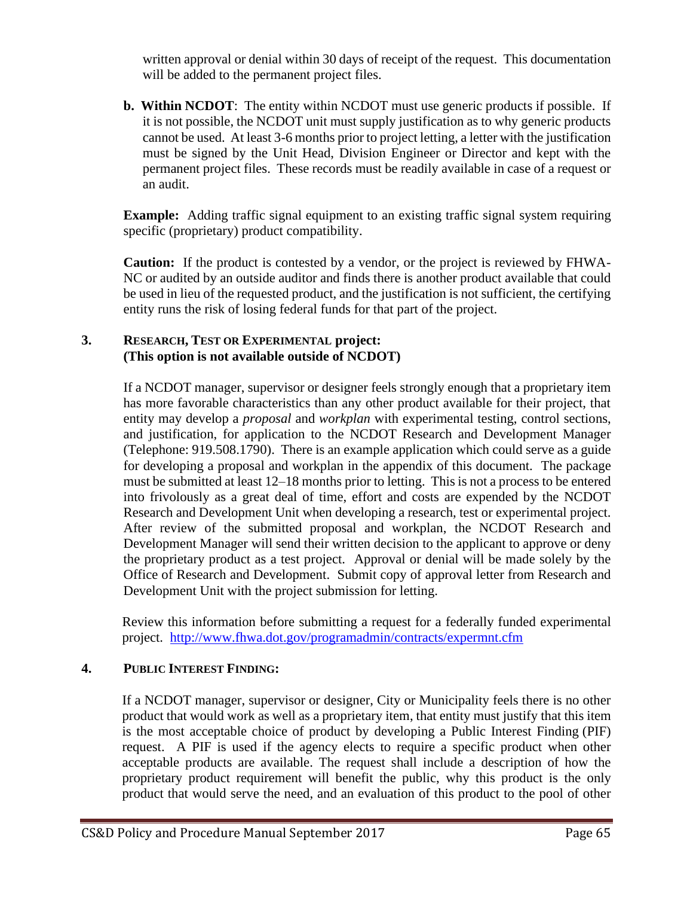written approval or denial within 30 days of receipt of the request. This documentation will be added to the permanent project files.

**b. Within NCDOT**: The entity within NCDOT must use generic products if possible. If it is not possible, the NCDOT unit must supply justification as to why generic products cannot be used. At least 3-6 months prior to project letting, a letter with the justification must be signed by the Unit Head, Division Engineer or Director and kept with the permanent project files. These records must be readily available in case of a request or an audit.

**Example:** Adding traffic signal equipment to an existing traffic signal system requiring specific (proprietary) product compatibility.

**Caution:** If the product is contested by a vendor, or the project is reviewed by FHWA-NC or audited by an outside auditor and finds there is another product available that could be used in lieu of the requested product, and the justification is not sufficient, the certifying entity runs the risk of losing federal funds for that part of the project.

### 3. RESEARCH, TEST OR EXPERIMENTAL project: (This option is not available outside of NCDOT)

If a NCDOT manager, supervisor or designer feels strongly enough that a proprietary item has more favorable characteristics than any other product available for their project, that entity may develop a *proposal* and *workplan* with experimental testing, control sections, and justification, for application to the NCDOT Research and Development Manager (Telephone: 919.508.1790). There is an example application which could serve as a guide for developing a proposal and workplan in the appendix of this document. The package must be submitted at least 12–18 months prior to letting. This is not a process to be entered into frivolously as a great deal of time, effort and costs are expended by the NCDOT Research and Development Unit when developing a research, test or experimental project. After review of the submitted proposal and workplan, the NCDOT Research and Development Manager will send their written decision to the applicant to approve or deny the proprietary product as a test project. Approval or denial will be made solely by the Office of Research and Development. Submit copy of approval letter from Research and Development Unit with the project submission for letting.

Review this information before submitting a request for a federally funded experimental project. http://www.fhwa.dot.gov/programadmin/contracts/expermnt.cfm

### 4. PUBLIC INTEREST FINDING:

If a NCDOT manager, supervisor or designer, City or Municipality feels there is no other product that would work as well as a proprietary item, that entity must justify that this item is the most acceptable choice of product by developing a Public Interest Finding (PIF) request. A PIF is used if the agency elects to require a specific product when other acceptable products are available. The request shall include a description of how the proprietary product requirement will benefit the public, why this product is the only product that would serve the need, and an evaluation of this product to the pool of other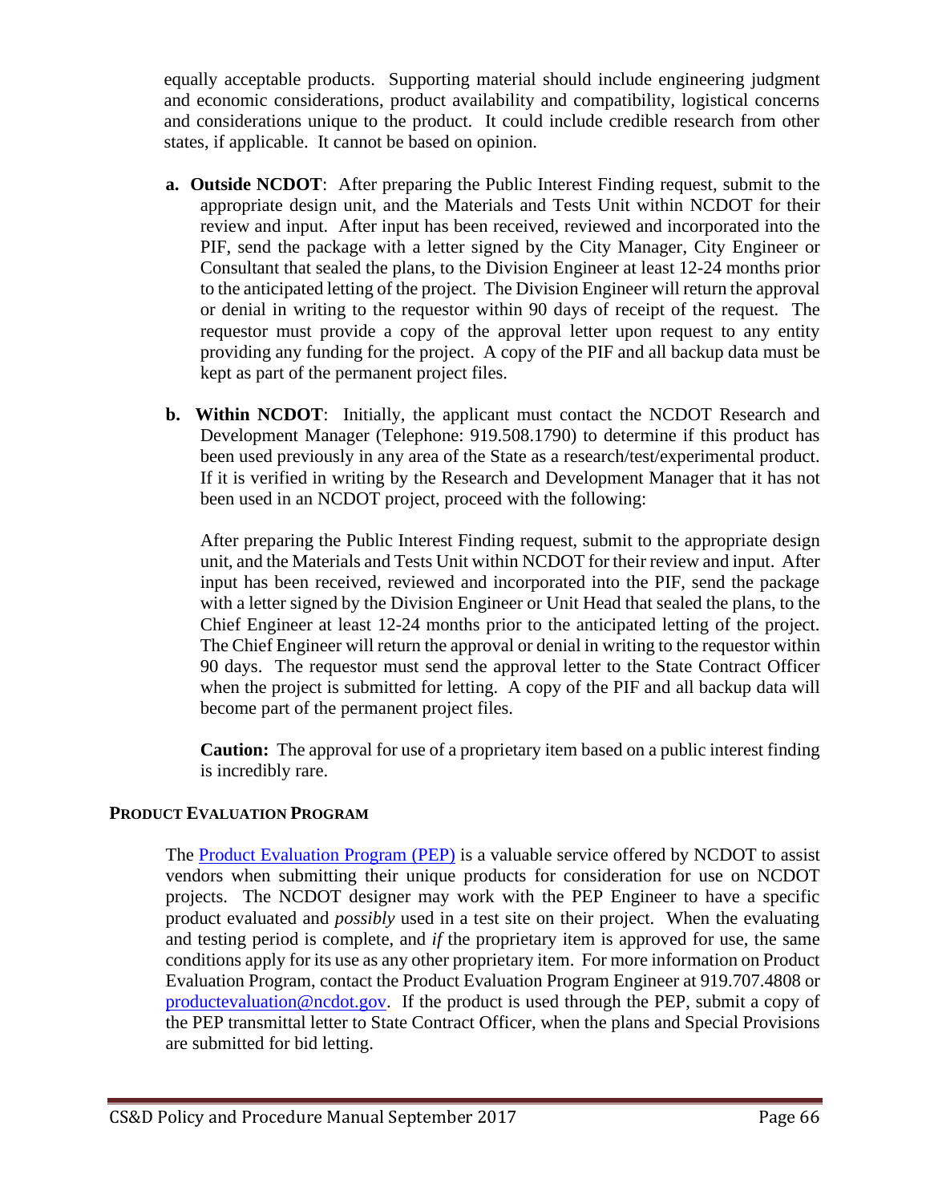equally acceptable products. Supporting material should include engineering judgment and economic considerations, product availability and compatibility, logistical concerns and considerations unique to the product. It could include credible research from other states, if applicable. It cannot be based on opinion.

**a. Outside NCDOT**: After preparing the Public Interest Finding request, submit to the appropriate design unit, and the Materials and Tests Unit within NCDOT for their review and input. After input has been received, reviewed and incorporated into the PIF, send the package with a letter signed by the City Manager, City Engineer or Consultant that sealed the plans, to the Division Engineer at least 12-24 months prior to the anticipated letting of the project. The Division Engineer will return the approval or denial in writing to the requestor within 90 days of receipt of the request. The requestor must provide a copy of the approval letter upon request to any entity providing any funding for the project. A copy of the PIF and all backup data must be kept as part of the permanent project files.

**b. Within NCDOT**: Initially, the applicant must contact the NCDOT Research and Development Manager (Telephone: 919.508.1790) to determine if this product has been used previously in any area of the State as a research/test/experimental product. If it is verified in writing by the Research and Development Manager that it has not been used in an NCDOT project, proceed with the following:

After preparing the Public Interest Finding request, submit to the appropriate design unit, and the Materials and Tests Unit within NCDOT for their review and input. After input has been received, reviewed and incorporated into the PIF, send the package with a letter signed by the Division Engineer or Unit Head that sealed the plans, to the Chief Engineer at least 12-24 months prior to the anticipated letting of the project. The Chief Engineer will return the approval or denial in writing to the requestor within 90 days. The requestor must send the approval letter to the State Contract Officer when the project is submitted for letting. A copy of the PIF and all backup data will become part of the permanent project files.

**Caution:** The approval for use of a proprietary item based on a public interest finding is incredibly rare.

## PRODUCT EVALUATION PROGRAM

The Product Evaluation Program (PEP) is a valuable service offered by NCDOT to assist vendors when submitting their unique products for consideration for use on NCDOT projects. The NCDOT designer may work with the PEP Engineer to have a specific product evaluated and *possibly* used in a test site on their project. When the evaluating and testing period is complete, and *if* the proprietary item is approved for use, the same conditions apply for its use as any other proprietary item. For more information on Product Evaluation Program, contact the Product Evaluation Program Engineer at 919.707.4808 or productevaluation@ncdot.gov. If the product is used through the PEP, submit a copy of the PEP transmittal letter to State Contract Officer, when the plans and Special Provisions are submitted for bid letting.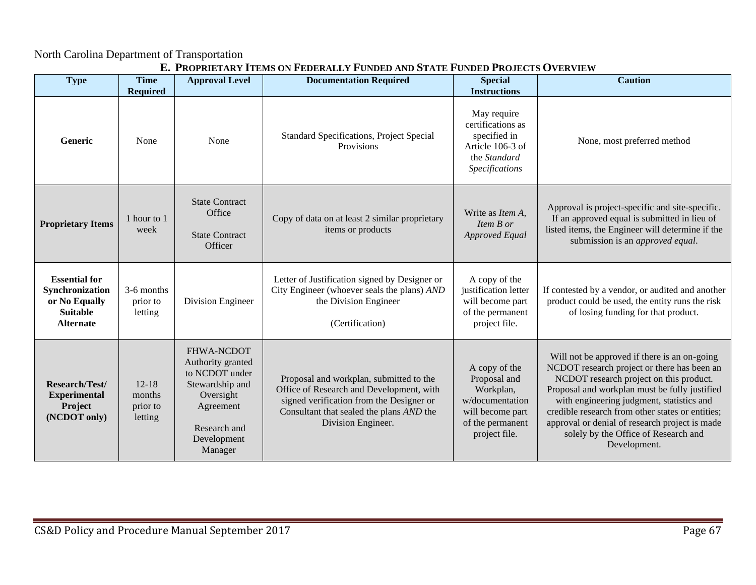North Carolina Department of Transportation

## E. Proprietary Items on Federally Funded and State Funded Projects Overview

| Type | Time Required | Approval Level | Documentation Required | Special Instructions | Caution |
|---|---|---|---|---|---|
| **Generic** | None | None | Standard Specifications, Project Special Provisions | May require certifications as specified in Article 106-3 of the *Standard Specifications* | None, most preferred method |
| **Proprietary Items** | 1 hour to 1 week | State Contract Office<br><br>State Contract Officer | Copy of data on at least 2 similar proprietary items or products | Write as *Item A, Item B or Approved Equal* | Approval is project-specific and site-specific. If an approved equal is submitted in lieu of listed items, the Engineer will determine if the submission is an *approved equal*. |
| **Essential for Synchronization or No Equally Suitable Alternate** | 3-6 months prior to letting | Division Engineer | Letter of Justification signed by Designer or City Engineer (whoever seals the plans) *AND* the Division Engineer<br><br>(Certification) | A copy of the justification letter will become part of the permanent project file. | If contested by a vendor, or audited and another product could be used, the entity runs the risk of losing funding for that product. |
| **Research/Test/ Experimental Project (NCDOT only)** | 12-18 months prior to letting | FHWA-NCDOT Authority granted to NCDOT under Stewardship and Oversight Agreement<br><br>Research and Development Manager | Proposal and workplan, submitted to the Office of Research and Development, with signed verification from the Designer or Consultant that sealed the plans *AND* the Division Engineer. | A copy of the Proposal and Workplan, w/documentation will become part of the permanent project file. | Will not be approved if there is an on-going NCDOT research project or there has been an NCDOT research project on this product. Proposal and workplan must be fully justified with engineering judgment, statistics and credible research from other states or entities; approval or denial of research project is made solely by the Office of Research and Development. |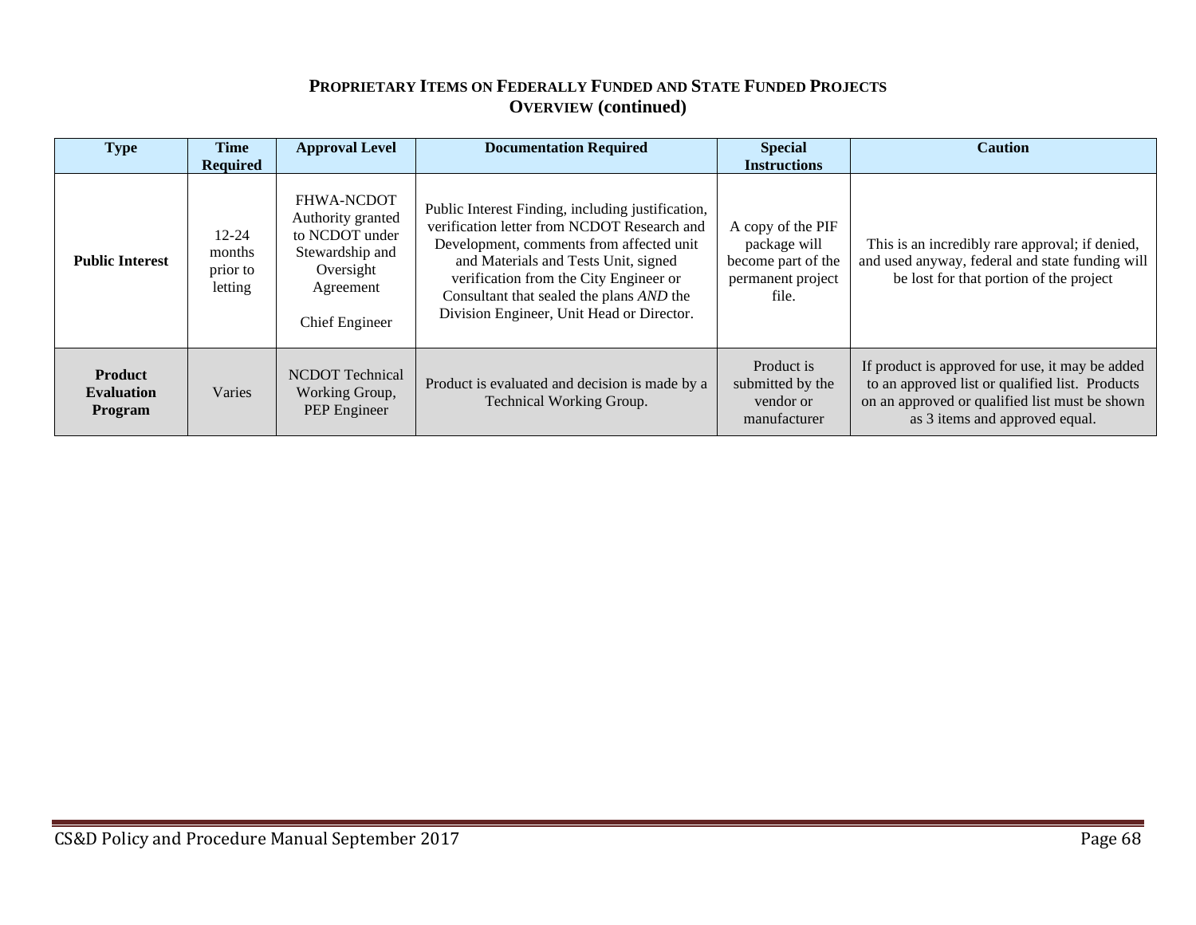## PROPRIETARY ITEMS ON FEDERALLY FUNDED AND STATE FUNDED PROJECTS OVERVIEW (continued)

| Type | Time Required | Approval Level | Documentation Required | Special Instructions | Caution |
|---|---|---|---|---|---|
| **Public Interest** | 12-24 months prior to letting | FHWA-NCDOT Authority granted to NCDOT under Stewardship and Oversight Agreement<br><br>Chief Engineer | Public Interest Finding, including justification, verification letter from NCDOT Research and Development, comments from affected unit and Materials and Tests Unit, signed verification from the City Engineer or Consultant that sealed the plans *AND* the Division Engineer, Unit Head or Director. | A copy of the PIF package will become part of the permanent project file. | This is an incredibly rare approval; if denied, and used anyway, federal and state funding will be lost for that portion of the project |
| **Product Evaluation Program** | Varies | NCDOT Technical Working Group, PEP Engineer | Product is evaluated and decision is made by a Technical Working Group. | Product is submitted by the vendor or manufacturer | If product is approved for use, it may be added to an approved list or qualified list. Products on an approved or qualified list must be shown as 3 items and approved equal. |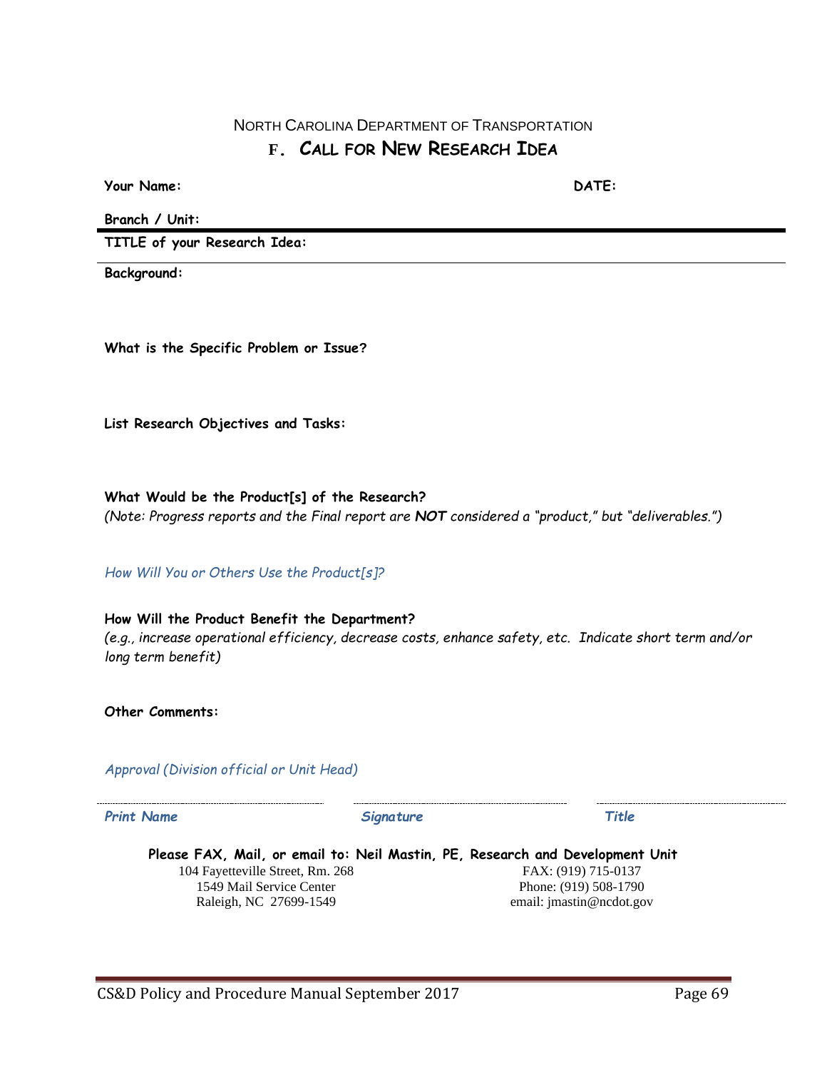NORTH CAROLINA DEPARTMENT OF TRANSPORTATION

# F. CALL FOR NEW RESEARCH IDEA

**Your Name:** **DATE:**

**Branch / Unit:**

**TITLE of your Research Idea:**

**Background:**

**What is the Specific Problem or Issue?**

**List Research Objectives and Tasks:**

**What Would be the Product[s] of the Research?**
*(Note: Progress reports and the Final report are* ***NOT*** *considered a "product," but "deliverables.")*

*How Will You or Others Use the Product[s]?*

**How Will the Product Benefit the Department?**
*(e.g., increase operational efficiency, decrease costs, enhance safety, etc. Indicate short term and/or long term benefit)*

**Other Comments:**

*Approval (Division official or Unit Head)*

| ***Print Name*** | ***Signature*** | ***Title*** |
|---|---|---|

**Please FAX, Mail, or email to: Neil Mastin, PE, Research and Development Unit**

104 Fayetteville Street, Rm. 268
1549 Mail Service Center
Raleigh, NC 27699-1549

FAX: (919) 715-0137
Phone: (919) 508-1790
email: jmastin@ncdot.gov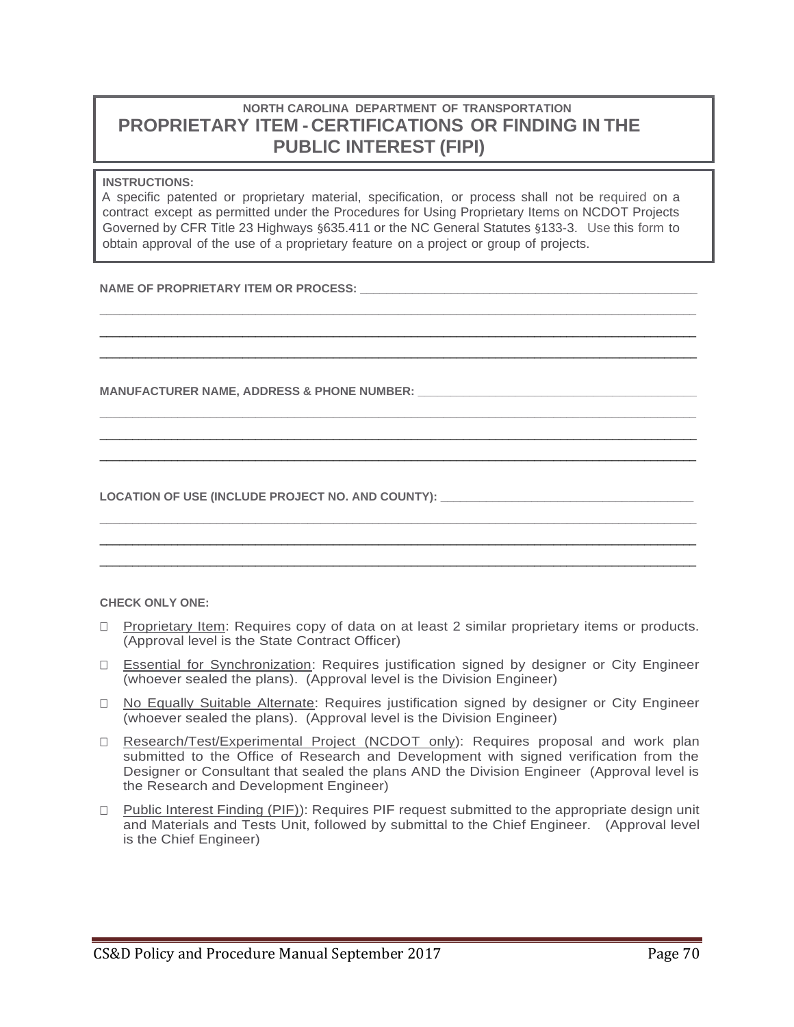# NORTH CAROLINA DEPARTMENT OF TRANSPORTATION

# PROPRIETARY ITEM - CERTIFICATIONS OR FINDING IN THE PUBLIC INTEREST (FIPI)

**INSTRUCTIONS:**

A specific patented or proprietary material, specification, or process shall not be required on a contract except as permitted under the Procedures for Using Proprietary Items on NCDOT Projects Governed by CFR Title 23 Highways §635.411 or the NC General Statutes §133-3. Use this form to obtain approval of the use of a proprietary feature on a project or group of projects.

**NAME OF PROPRIETARY ITEM OR PROCESS:** ______________________________________________

____________________________________________________________________________________

____________________________________________________________________________________

____________________________________________________________________________________

**MANUFACTURER NAME, ADDRESS & PHONE NUMBER:** ________________________________________

____________________________________________________________________________________

____________________________________________________________________________________

____________________________________________________________________________________

**LOCATION OF USE (INCLUDE PROJECT NO. AND COUNTY):** __________________________________

____________________________________________________________________________________

____________________________________________________________________________________

____________________________________________________________________________________

**CHECK ONLY ONE:**

- ☐ Proprietary Item: Requires copy of data on at least 2 similar proprietary items or products. (Approval level is the State Contract Officer)
- ☐ Essential for Synchronization: Requires justification signed by designer or City Engineer (whoever sealed the plans). (Approval level is the Division Engineer)
- ☐ No Equally Suitable Alternate: Requires justification signed by designer or City Engineer (whoever sealed the plans). (Approval level is the Division Engineer)
- ☐ Research/Test/Experimental Project (NCDOT only): Requires proposal and work plan submitted to the Office of Research and Development with signed verification from the Designer or Consultant that sealed the plans AND the Division Engineer (Approval level is the Research and Development Engineer)
- ☐ Public Interest Finding (PIF)): Requires PIF request submitted to the appropriate design unit and Materials and Tests Unit, followed by submittal to the Chief Engineer. (Approval level is the Chief Engineer)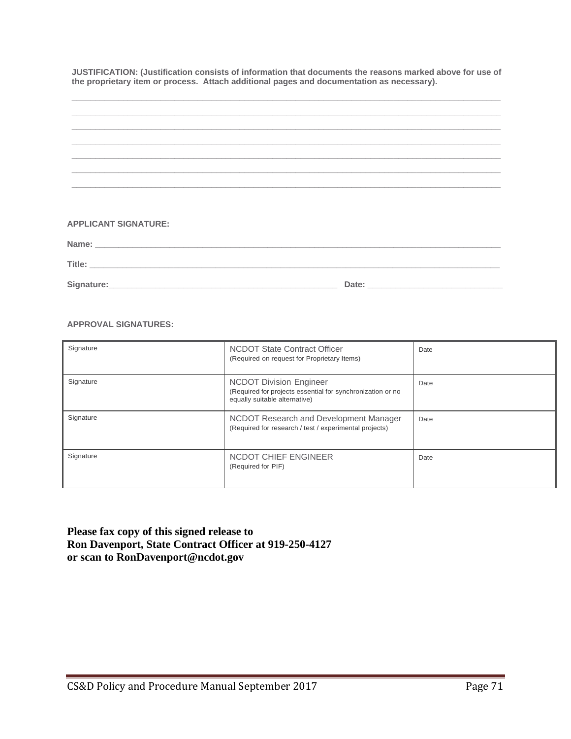**JUSTIFICATION: (Justification consists of information that documents the reasons marked above for use of the proprietary item or process. Attach additional pages and documentation as necessary).**

\_\_\_\_\_\_\_\_\_\_\_\_\_\_\_\_\_\_\_\_\_\_\_\_\_\_\_\_\_\_\_\_\_\_\_\_\_\_\_\_\_\_\_\_\_\_\_\_\_\_\_\_\_\_\_\_\_\_\_\_\_\_\_\_\_\_\_\_\_\_\_\_\_\_\_\_\_\_

\_\_\_\_\_\_\_\_\_\_\_\_\_\_\_\_\_\_\_\_\_\_\_\_\_\_\_\_\_\_\_\_\_\_\_\_\_\_\_\_\_\_\_\_\_\_\_\_\_\_\_\_\_\_\_\_\_\_\_\_\_\_\_\_\_\_\_\_\_\_\_\_\_\_\_\_\_\_

\_\_\_\_\_\_\_\_\_\_\_\_\_\_\_\_\_\_\_\_\_\_\_\_\_\_\_\_\_\_\_\_\_\_\_\_\_\_\_\_\_\_\_\_\_\_\_\_\_\_\_\_\_\_\_\_\_\_\_\_\_\_\_\_\_\_\_\_\_\_\_\_\_\_\_\_\_\_

\_\_\_\_\_\_\_\_\_\_\_\_\_\_\_\_\_\_\_\_\_\_\_\_\_\_\_\_\_\_\_\_\_\_\_\_\_\_\_\_\_\_\_\_\_\_\_\_\_\_\_\_\_\_\_\_\_\_\_\_\_\_\_\_\_\_\_\_\_\_\_\_\_\_\_\_\_\_

\_\_\_\_\_\_\_\_\_\_\_\_\_\_\_\_\_\_\_\_\_\_\_\_\_\_\_\_\_\_\_\_\_\_\_\_\_\_\_\_\_\_\_\_\_\_\_\_\_\_\_\_\_\_\_\_\_\_\_\_\_\_\_\_\_\_\_\_\_\_\_\_\_\_\_\_\_\_

\_\_\_\_\_\_\_\_\_\_\_\_\_\_\_\_\_\_\_\_\_\_\_\_\_\_\_\_\_\_\_\_\_\_\_\_\_\_\_\_\_\_\_\_\_\_\_\_\_\_\_\_\_\_\_\_\_\_\_\_\_\_\_\_\_\_\_\_\_\_\_\_\_\_\_\_\_\_

\_\_\_\_\_\_\_\_\_\_\_\_\_\_\_\_\_\_\_\_\_\_\_\_\_\_\_\_\_\_\_\_\_\_\_\_\_\_\_\_\_\_\_\_\_\_\_\_\_\_\_\_\_\_\_\_\_\_\_\_\_\_\_\_\_\_\_\_\_\_\_\_\_\_\_\_\_\_

**APPLICANT SIGNATURE:**

**Name:** \_\_\_\_\_\_\_\_\_\_\_\_\_\_\_\_\_\_\_\_\_\_\_\_\_\_\_\_\_\_\_\_\_\_\_\_\_\_\_\_\_\_\_\_\_\_\_\_\_\_\_\_\_\_\_\_\_\_\_\_\_\_\_\_\_\_\_\_\_\_

**Title:** \_\_\_\_\_\_\_\_\_\_\_\_\_\_\_\_\_\_\_\_\_\_\_\_\_\_\_\_\_\_\_\_\_\_\_\_\_\_\_\_\_\_\_\_\_\_\_\_\_\_\_\_\_\_\_\_\_\_\_\_\_\_\_\_\_\_\_\_\_\_\_

**Signature:**\_\_\_\_\_\_\_\_\_\_\_\_\_\_\_\_\_\_\_\_\_\_\_\_\_\_\_\_\_\_\_\_\_\_\_\_\_\_\_\_\_\_ **Date:** \_\_\_\_\_\_\_\_\_\_\_\_\_\_\_\_\_\_\_\_\_\_\_\_\_

**APPROVAL SIGNATURES:**

| Signature | NCDOT State Contract Officer (Required on request for Proprietary Items) | Date |
|---|---|---|
| Signature | NCDOT Division Engineer (Required for projects essential for synchronization or no equally suitable alternative) | Date |
| Signature | NCDOT Research and Development Manager (Required for research / test / experimental projects) | Date |
| Signature | NCDOT CHIEF ENGINEER (Required for PIF) | Date |

**Please fax copy of this signed release to**
**Ron Davenport, State Contract Officer at 919-250-4127**
**or scan to RonDavenport@ncdot.gov**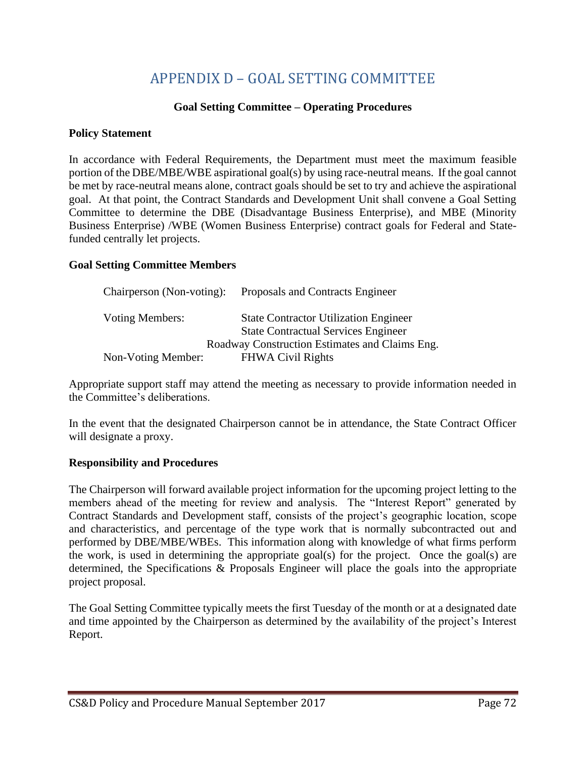# APPENDIX D – GOAL SETTING COMMITTEE

### Goal Setting Committee – Operating Procedures

**Policy Statement**

In accordance with Federal Requirements, the Department must meet the maximum feasible portion of the DBE/MBE/WBE aspirational goal(s) by using race-neutral means. If the goal cannot be met by race-neutral means alone, contract goals should be set to try and achieve the aspirational goal. At that point, the Contract Standards and Development Unit shall convene a Goal Setting Committee to determine the DBE (Disadvantage Business Enterprise), and MBE (Minority Business Enterprise) /WBE (Women Business Enterprise) contract goals for Federal and State-funded centrally let projects.

**Goal Setting Committee Members**

| | |
|---|---|
| Chairperson (Non-voting): | Proposals and Contracts Engineer |
| Voting Members: | State Contractor Utilization Engineer |
| | State Contractual Services Engineer |
| | Roadway Construction Estimates and Claims Eng. |
| Non-Voting Member: | FHWA Civil Rights |

Appropriate support staff may attend the meeting as necessary to provide information needed in the Committee's deliberations.

In the event that the designated Chairperson cannot be in attendance, the State Contract Officer will designate a proxy.

**Responsibility and Procedures**

The Chairperson will forward available project information for the upcoming project letting to the members ahead of the meeting for review and analysis. The "Interest Report" generated by Contract Standards and Development staff, consists of the project's geographic location, scope and characteristics, and percentage of the type work that is normally subcontracted out and performed by DBE/MBE/WBEs. This information along with knowledge of what firms perform the work, is used in determining the appropriate goal(s) for the project. Once the goal(s) are determined, the Specifications & Proposals Engineer will place the goals into the appropriate project proposal.

The Goal Setting Committee typically meets the first Tuesday of the month or at a designated date and time appointed by the Chairperson as determined by the availability of the project's Interest Report.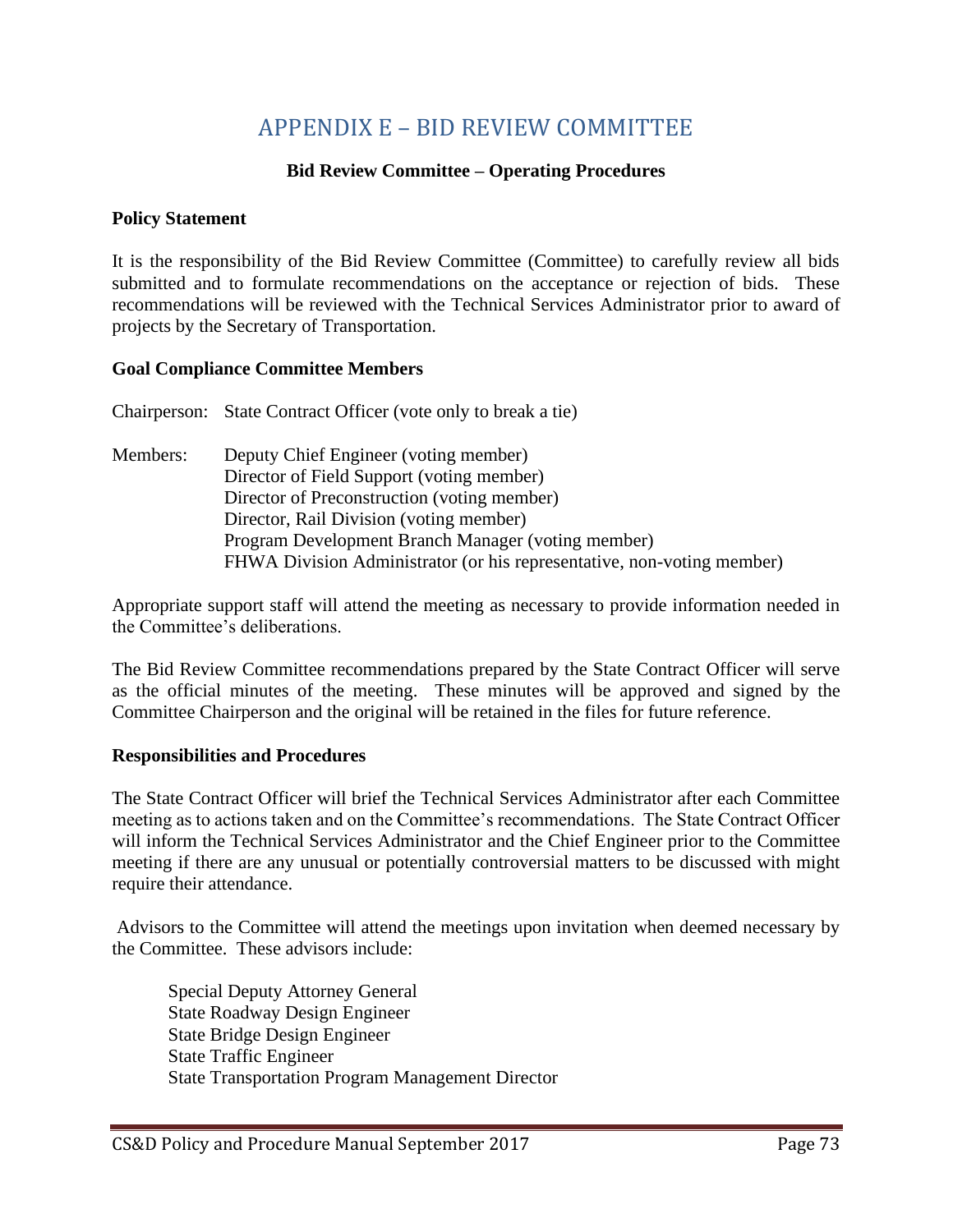# APPENDIX E – BID REVIEW COMMITTEE

**Bid Review Committee – Operating Procedures**

**Policy Statement**

It is the responsibility of the Bid Review Committee (Committee) to carefully review all bids submitted and to formulate recommendations on the acceptance or rejection of bids. These recommendations will be reviewed with the Technical Services Administrator prior to award of projects by the Secretary of Transportation.

**Goal Compliance Committee Members**

Chairperson: State Contract Officer (vote only to break a tie)

Members:
- Deputy Chief Engineer (voting member)
- Director of Field Support (voting member)
- Director of Preconstruction (voting member)
- Director, Rail Division (voting member)
- Program Development Branch Manager (voting member)
- FHWA Division Administrator (or his representative, non-voting member)

Appropriate support staff will attend the meeting as necessary to provide information needed in the Committee's deliberations.

The Bid Review Committee recommendations prepared by the State Contract Officer will serve as the official minutes of the meeting. These minutes will be approved and signed by the Committee Chairperson and the original will be retained in the files for future reference.

**Responsibilities and Procedures**

The State Contract Officer will brief the Technical Services Administrator after each Committee meeting as to actions taken and on the Committee's recommendations. The State Contract Officer will inform the Technical Services Administrator and the Chief Engineer prior to the Committee meeting if there are any unusual or potentially controversial matters to be discussed with might require their attendance.

Advisors to the Committee will attend the meetings upon invitation when deemed necessary by the Committee. These advisors include:

- Special Deputy Attorney General
- State Roadway Design Engineer
- State Bridge Design Engineer
- State Traffic Engineer
- State Transportation Program Management Director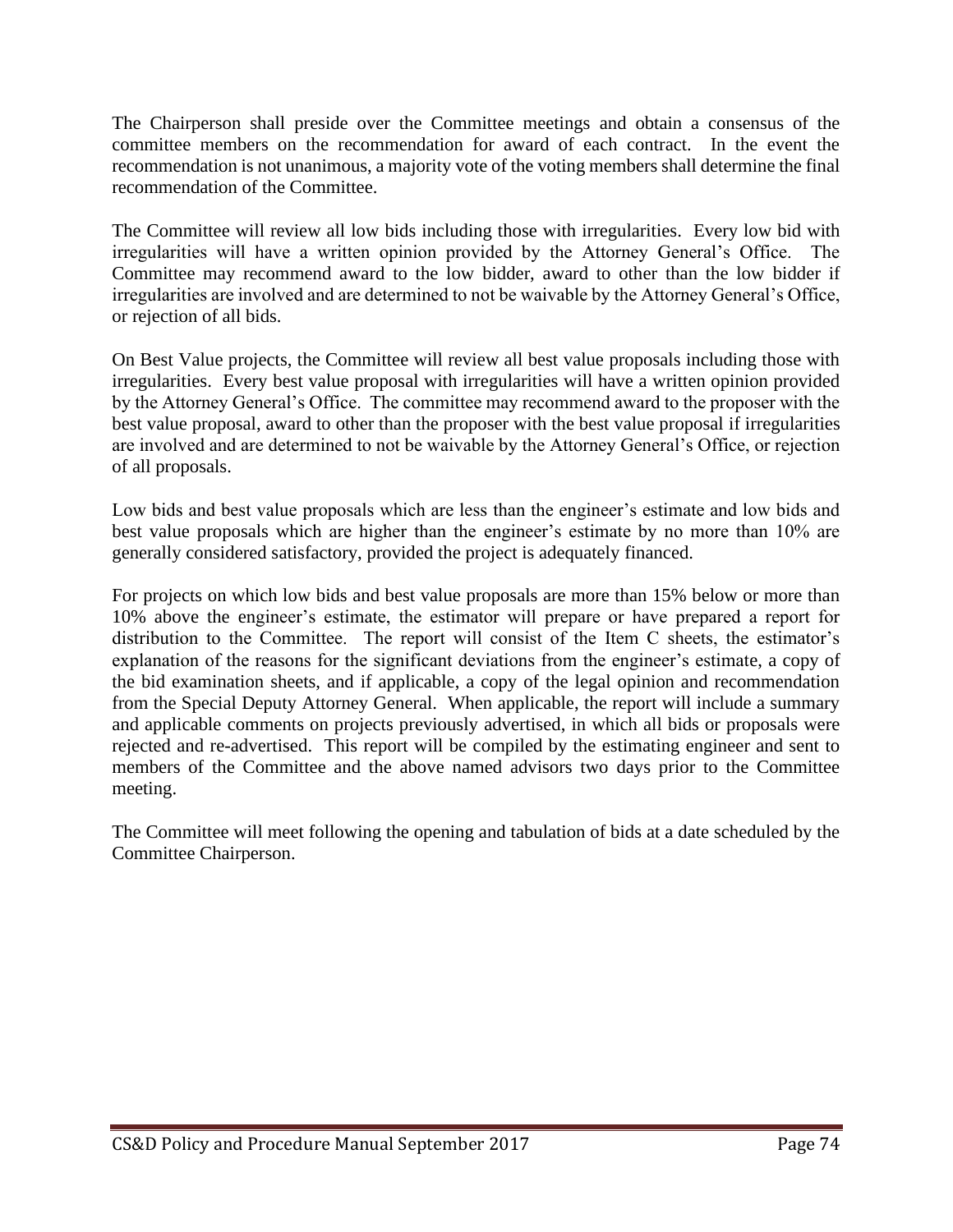The Chairperson shall preside over the Committee meetings and obtain a consensus of the committee members on the recommendation for award of each contract. In the event the recommendation is not unanimous, a majority vote of the voting members shall determine the final recommendation of the Committee.

The Committee will review all low bids including those with irregularities. Every low bid with irregularities will have a written opinion provided by the Attorney General's Office. The Committee may recommend award to the low bidder, award to other than the low bidder if irregularities are involved and are determined to not be waivable by the Attorney General's Office, or rejection of all bids.

On Best Value projects, the Committee will review all best value proposals including those with irregularities. Every best value proposal with irregularities will have a written opinion provided by the Attorney General's Office. The committee may recommend award to the proposer with the best value proposal, award to other than the proposer with the best value proposal if irregularities are involved and are determined to not be waivable by the Attorney General's Office, or rejection of all proposals.

Low bids and best value proposals which are less than the engineer's estimate and low bids and best value proposals which are higher than the engineer's estimate by no more than 10% are generally considered satisfactory, provided the project is adequately financed.

For projects on which low bids and best value proposals are more than 15% below or more than 10% above the engineer's estimate, the estimator will prepare or have prepared a report for distribution to the Committee. The report will consist of the Item C sheets, the estimator's explanation of the reasons for the significant deviations from the engineer's estimate, a copy of the bid examination sheets, and if applicable, a copy of the legal opinion and recommendation from the Special Deputy Attorney General. When applicable, the report will include a summary and applicable comments on projects previously advertised, in which all bids or proposals were rejected and re-advertised. This report will be compiled by the estimating engineer and sent to members of the Committee and the above named advisors two days prior to the Committee meeting.

The Committee will meet following the opening and tabulation of bids at a date scheduled by the Committee Chairperson.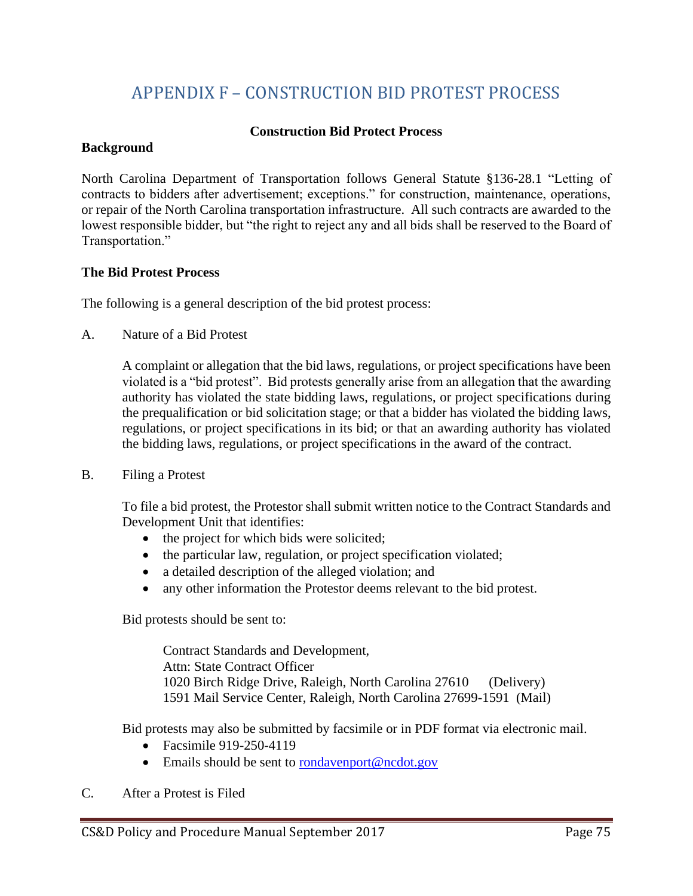# APPENDIX F – CONSTRUCTION BID PROTEST PROCESS

**Construction Bid Protect Process**

**Background**

North Carolina Department of Transportation follows General Statute §136-28.1 "Letting of contracts to bidders after advertisement; exceptions." for construction, maintenance, operations, or repair of the North Carolina transportation infrastructure. All such contracts are awarded to the lowest responsible bidder, but "the right to reject any and all bids shall be reserved to the Board of Transportation."

**The Bid Protest Process**

The following is a general description of the bid protest process:

A. Nature of a Bid Protest

A complaint or allegation that the bid laws, regulations, or project specifications have been violated is a "bid protest". Bid protests generally arise from an allegation that the awarding authority has violated the state bidding laws, regulations, or project specifications during the prequalification or bid solicitation stage; or that a bidder has violated the bidding laws, regulations, or project specifications in its bid; or that an awarding authority has violated the bidding laws, regulations, or project specifications in the award of the contract.

B. Filing a Protest

To file a bid protest, the Protestor shall submit written notice to the Contract Standards and Development Unit that identifies:

- the project for which bids were solicited;
- the particular law, regulation, or project specification violated;
- a detailed description of the alleged violation; and
- any other information the Protestor deems relevant to the bid protest.

Bid protests should be sent to:

Contract Standards and Development,
Attn: State Contract Officer
1020 Birch Ridge Drive, Raleigh, North Carolina 27610 (Delivery)
1591 Mail Service Center, Raleigh, North Carolina 27699-1591 (Mail)

Bid protests may also be submitted by facsimile or in PDF format via electronic mail.

- Facsimile 919-250-4119
- Emails should be sent to rondavenport@ncdot.gov

C. After a Protest is Filed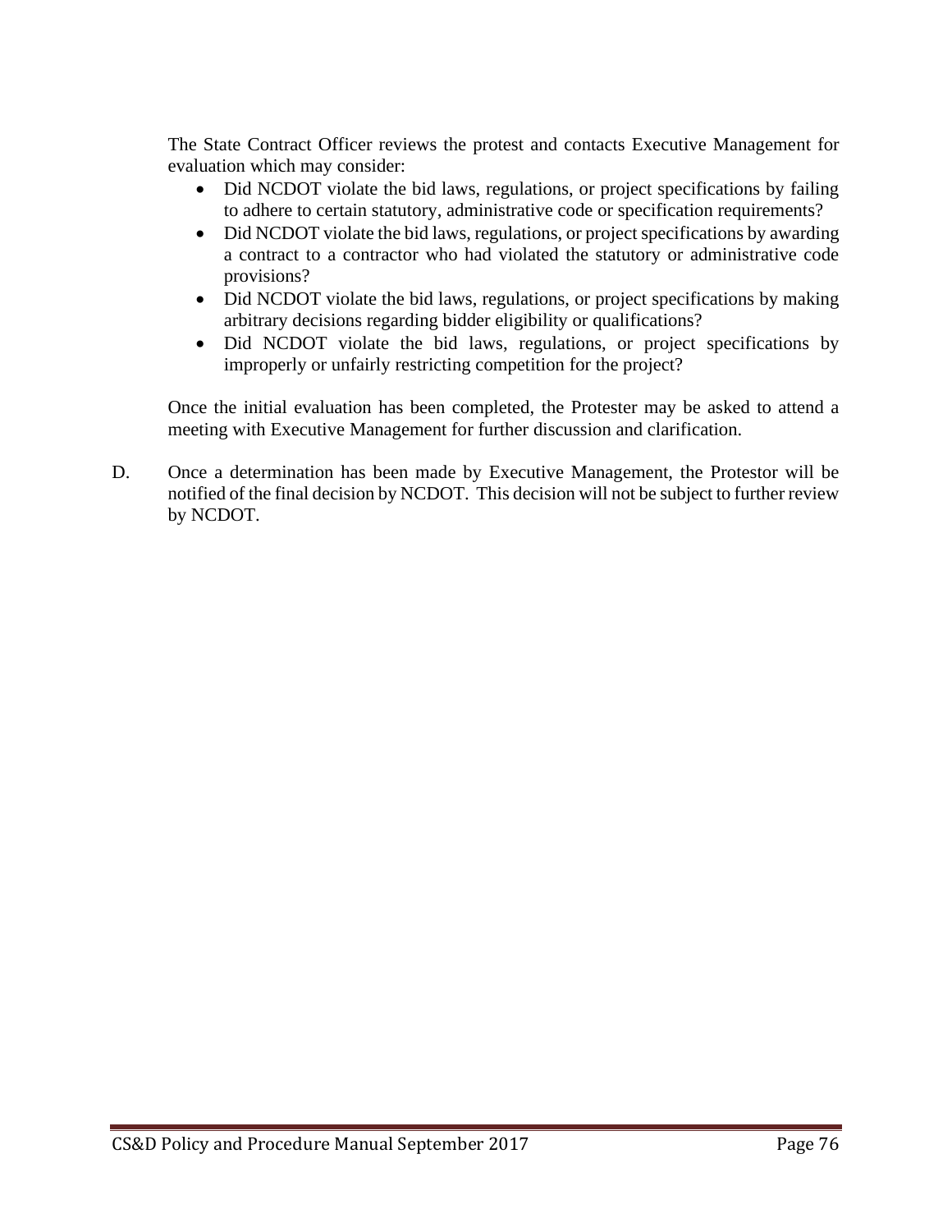The State Contract Officer reviews the protest and contacts Executive Management for evaluation which may consider:

- Did NCDOT violate the bid laws, regulations, or project specifications by failing to adhere to certain statutory, administrative code or specification requirements?
- Did NCDOT violate the bid laws, regulations, or project specifications by awarding a contract to a contractor who had violated the statutory or administrative code provisions?
- Did NCDOT violate the bid laws, regulations, or project specifications by making arbitrary decisions regarding bidder eligibility or qualifications?
- Did NCDOT violate the bid laws, regulations, or project specifications by improperly or unfairly restricting competition for the project?

Once the initial evaluation has been completed, the Protester may be asked to attend a meeting with Executive Management for further discussion and clarification.

D. Once a determination has been made by Executive Management, the Protestor will be notified of the final decision by NCDOT. This decision will not be subject to further review by NCDOT.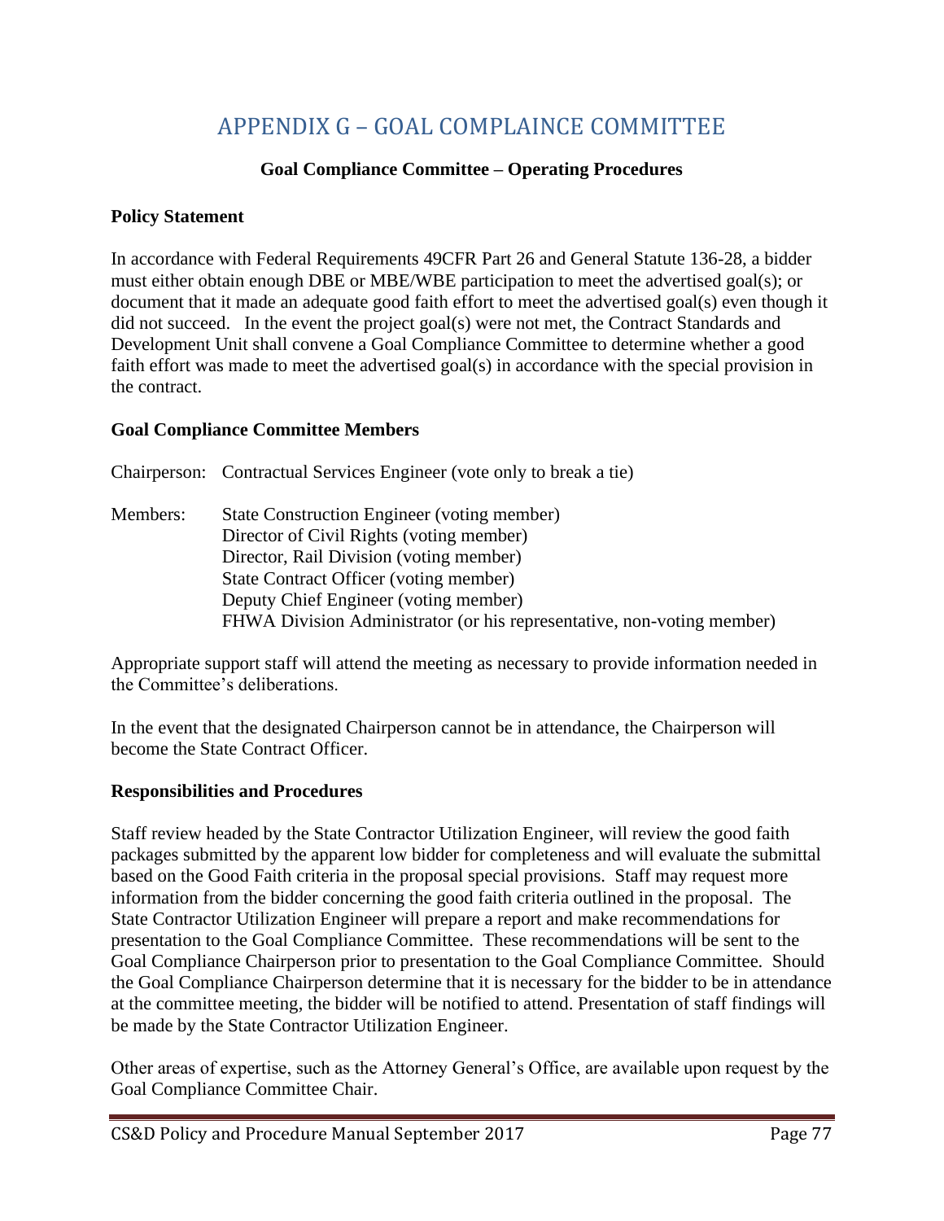# APPENDIX G – GOAL COMPLAINCE COMMITTEE

### Goal Compliance Committee – Operating Procedures

**Policy Statement**

In accordance with Federal Requirements 49CFR Part 26 and General Statute 136-28, a bidder must either obtain enough DBE or MBE/WBE participation to meet the advertised goal(s); or document that it made an adequate good faith effort to meet the advertised goal(s) even though it did not succeed. In the event the project goal(s) were not met, the Contract Standards and Development Unit shall convene a Goal Compliance Committee to determine whether a good faith effort was made to meet the advertised goal(s) in accordance with the special provision in the contract.

**Goal Compliance Committee Members**

Chairperson: Contractual Services Engineer (vote only to break a tie)

Members:
- State Construction Engineer (voting member)
- Director of Civil Rights (voting member)
- Director, Rail Division (voting member)
- State Contract Officer (voting member)
- Deputy Chief Engineer (voting member)
- FHWA Division Administrator (or his representative, non-voting member)

Appropriate support staff will attend the meeting as necessary to provide information needed in the Committee's deliberations.

In the event that the designated Chairperson cannot be in attendance, the Chairperson will become the State Contract Officer.

**Responsibilities and Procedures**

Staff review headed by the State Contractor Utilization Engineer, will review the good faith packages submitted by the apparent low bidder for completeness and will evaluate the submittal based on the Good Faith criteria in the proposal special provisions. Staff may request more information from the bidder concerning the good faith criteria outlined in the proposal. The State Contractor Utilization Engineer will prepare a report and make recommendations for presentation to the Goal Compliance Committee. These recommendations will be sent to the Goal Compliance Chairperson prior to presentation to the Goal Compliance Committee. Should the Goal Compliance Chairperson determine that it is necessary for the bidder to be in attendance at the committee meeting, the bidder will be notified to attend. Presentation of staff findings will be made by the State Contractor Utilization Engineer.

Other areas of expertise, such as the Attorney General's Office, are available upon request by the Goal Compliance Committee Chair.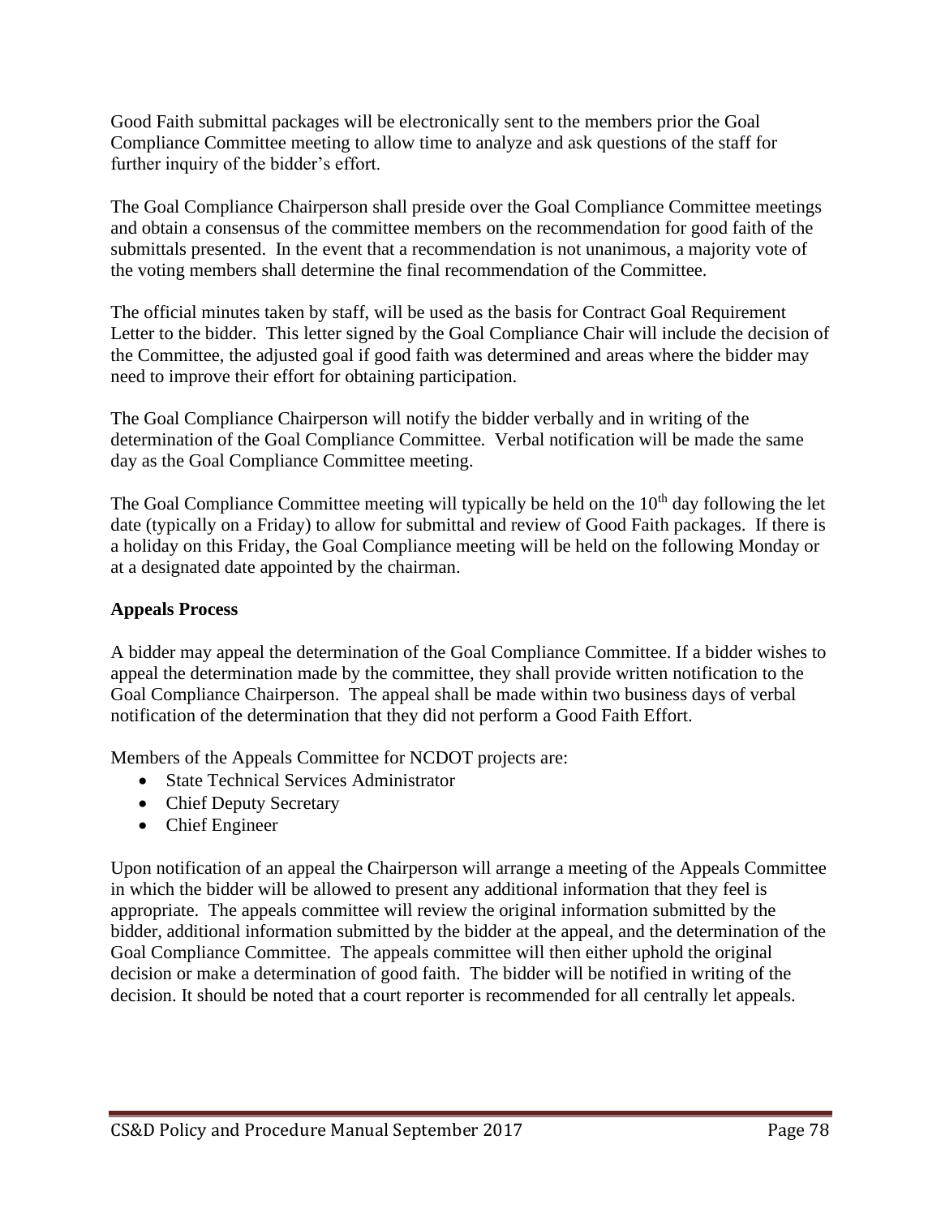Good Faith submittal packages will be electronically sent to the members prior the Goal Compliance Committee meeting to allow time to analyze and ask questions of the staff for further inquiry of the bidder's effort.

The Goal Compliance Chairperson shall preside over the Goal Compliance Committee meetings and obtain a consensus of the committee members on the recommendation for good faith of the submittals presented. In the event that a recommendation is not unanimous, a majority vote of the voting members shall determine the final recommendation of the Committee.

The official minutes taken by staff, will be used as the basis for Contract Goal Requirement Letter to the bidder. This letter signed by the Goal Compliance Chair will include the decision of the Committee, the adjusted goal if good faith was determined and areas where the bidder may need to improve their effort for obtaining participation.

The Goal Compliance Chairperson will notify the bidder verbally and in writing of the determination of the Goal Compliance Committee. Verbal notification will be made the same day as the Goal Compliance Committee meeting.

The Goal Compliance Committee meeting will typically be held on the 10th day following the let date (typically on a Friday) to allow for submittal and review of Good Faith packages. If there is a holiday on this Friday, the Goal Compliance meeting will be held on the following Monday or at a designated date appointed by the chairman.

**Appeals Process**

A bidder may appeal the determination of the Goal Compliance Committee. If a bidder wishes to appeal the determination made by the committee, they shall provide written notification to the Goal Compliance Chairperson. The appeal shall be made within two business days of verbal notification of the determination that they did not perform a Good Faith Effort.

Members of the Appeals Committee for NCDOT projects are:

- State Technical Services Administrator
- Chief Deputy Secretary
- Chief Engineer

Upon notification of an appeal the Chairperson will arrange a meeting of the Appeals Committee in which the bidder will be allowed to present any additional information that they feel is appropriate. The appeals committee will review the original information submitted by the bidder, additional information submitted by the bidder at the appeal, and the determination of the Goal Compliance Committee. The appeals committee will then either uphold the original decision or make a determination of good faith. The bidder will be notified in writing of the decision. It should be noted that a court reporter is recommended for all centrally let appeals.